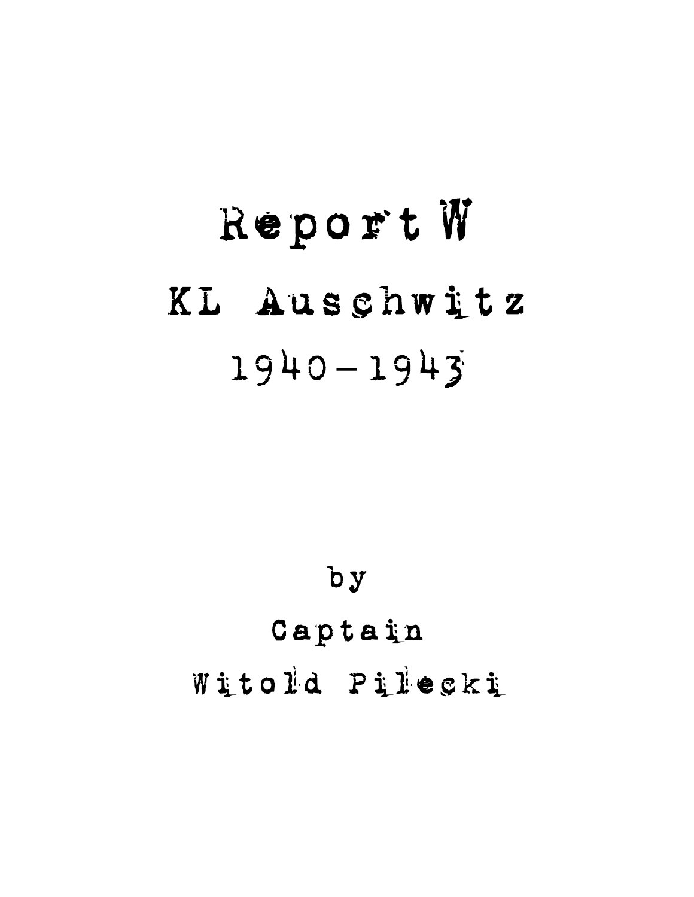# Report W

# KL Auschwitz

# 1940–1943

by

Captain

Witold Pilecki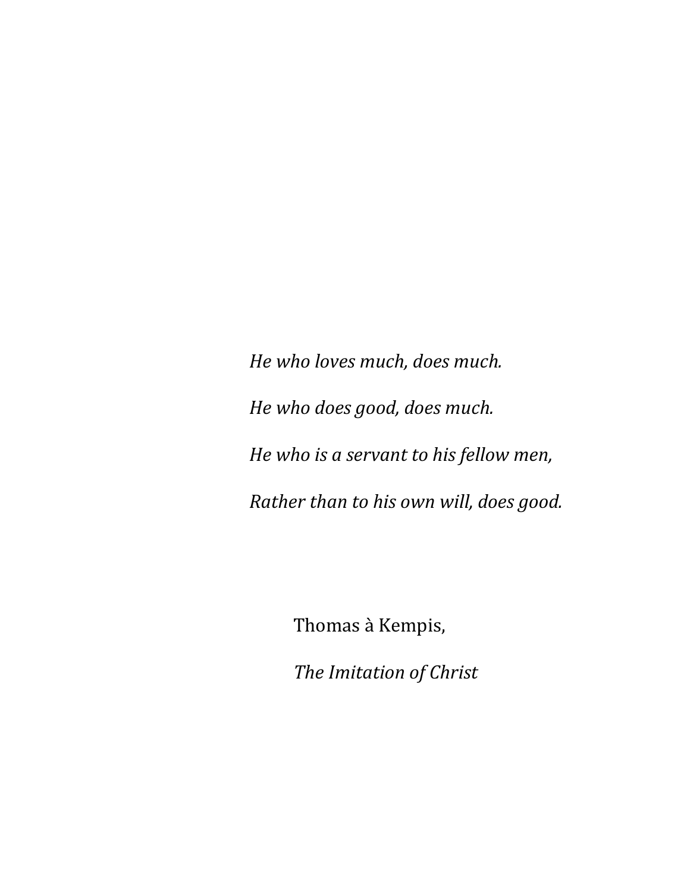*He who loves much, does much.*

*He who does good, does much.*

*He who is a servant to his fellow men,*

*Rather than to his own will, does good.*

Thomas à Kempis,

*The Imitation of Christ*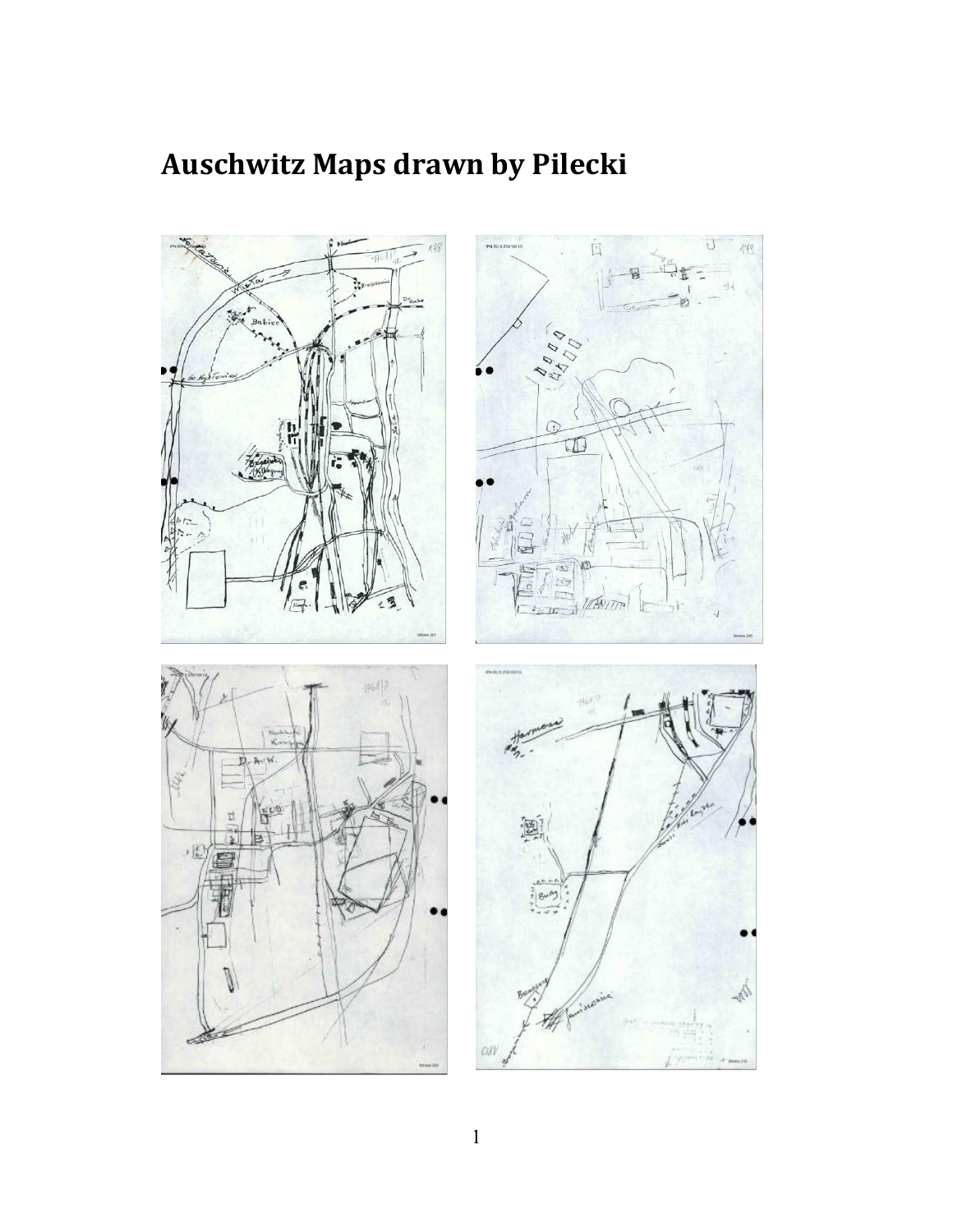# Auschwitz Maps drawn by Pilecki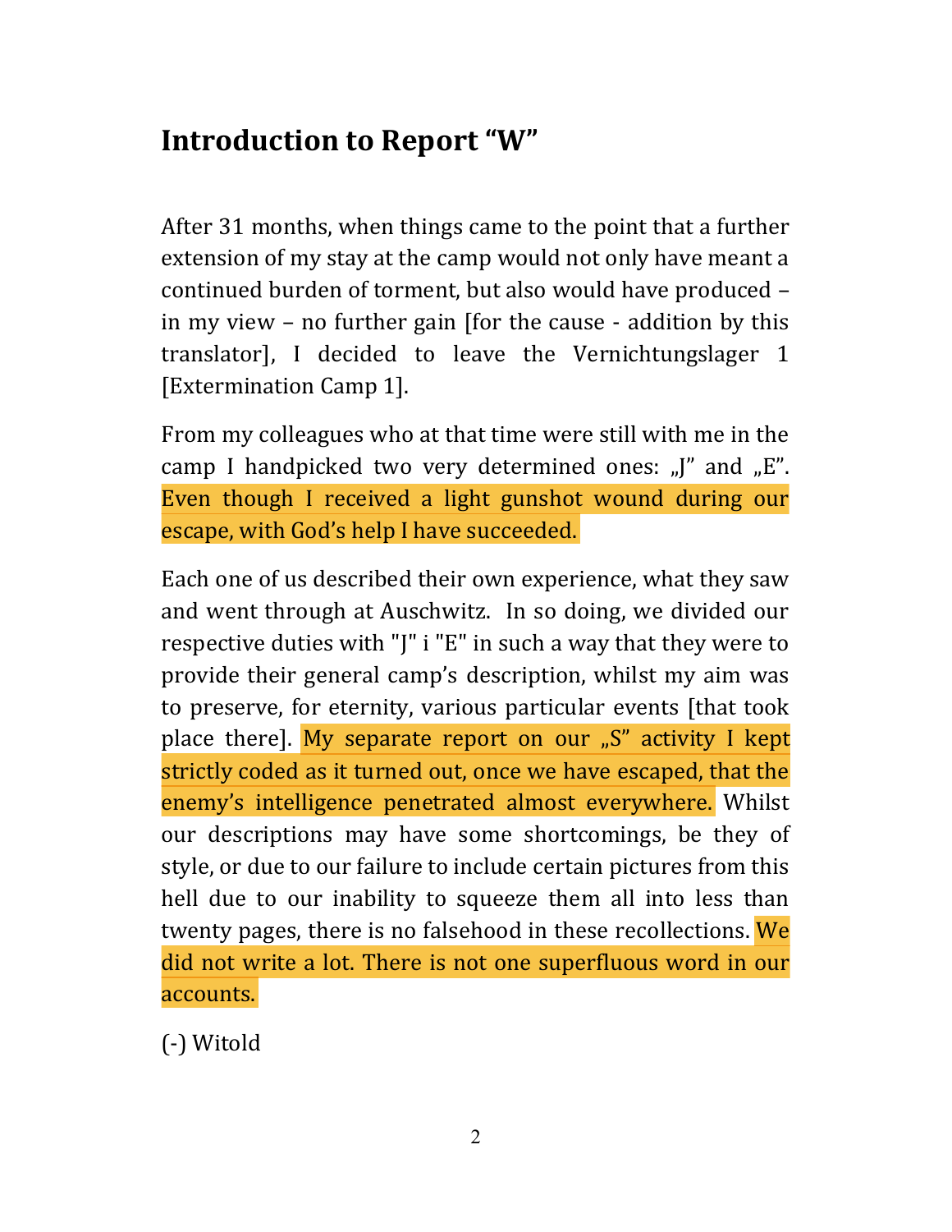## Introduction to Report "W"

After 31 months, when things came to the point that a further extension of my stay at the camp would not only have meant a continued burden of torment, but also would have produced – in my view – no further gain [for the cause - addition by this translator], I decided to leave the Vernichtungslager 1 [Extermination Camp 1].

From my colleagues who at that time were still with me in the camp I handpicked two very determined ones: „J" and „E". Even though I received a light gunshot wound during our escape, with God's help I have succeeded.

Each one of us described their own experience, what they saw and went through at Auschwitz. In so doing, we divided our respective duties with "J" i "E" in such a way that they were to provide their general camp's description, whilst my aim was to preserve, for eternity, various particular events [that took place there]. My separate report on our „S" activity I kept strictly coded as it turned out, once we have escaped, that the enemy's intelligence penetrated almost everywhere. Whilst our descriptions may have some shortcomings, be they of style, or due to our failure to include certain pictures from this hell due to our inability to squeeze them all into less than twenty pages, there is no falsehood in these recollections. We did not write a lot. There is not one superfluous word in our accounts.

(-) Witold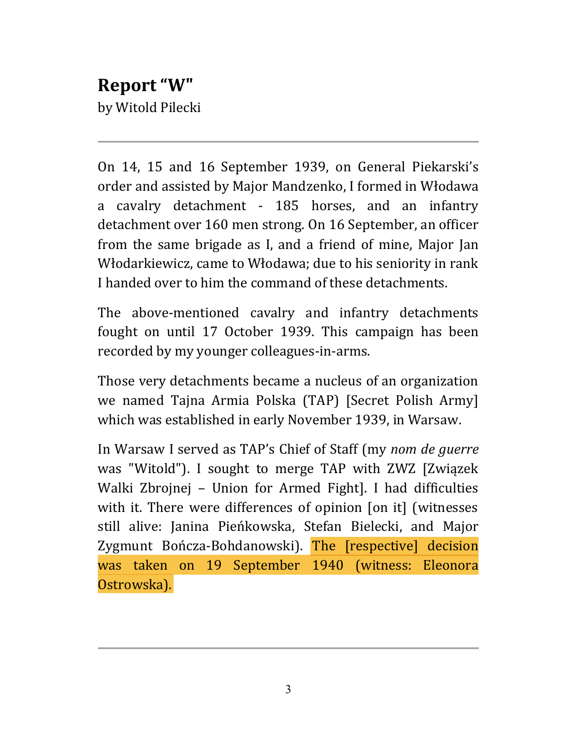# Report "W"

by Witold Pilecki

---

On 14, 15 and 16 September 1939, on General Piekarski's order and assisted by Major Mandzenko, I formed in Włodawa a cavalry detachment - 185 horses, and an infantry detachment over 160 men strong. On 16 September, an officer from the same brigade as I, and a friend of mine, Major Jan Włodarkiewicz, came to Włodawa; due to his seniority in rank I handed over to him the command of these detachments.

The above-mentioned cavalry and infantry detachments fought on until 17 October 1939. This campaign has been recorded by my younger colleagues-in-arms.

Those very detachments became a nucleus of an organization we named Tajna Armia Polska (TAP) [Secret Polish Army] which was established in early November 1939, in Warsaw.

In Warsaw I served as TAP's Chief of Staff (my *nom de guerre* was "Witold"). I sought to merge TAP with ZWZ [Związek Walki Zbrojnej – Union for Armed Fight]. I had difficulties with it. There were differences of opinion [on it] (witnesses still alive: Janina Pieńkowska, Stefan Bielecki, and Major Zygmunt Bończa-Bohdanowski). The [respective] decision was taken on 19 September 1940 (witness: Eleonora Ostrowska).

---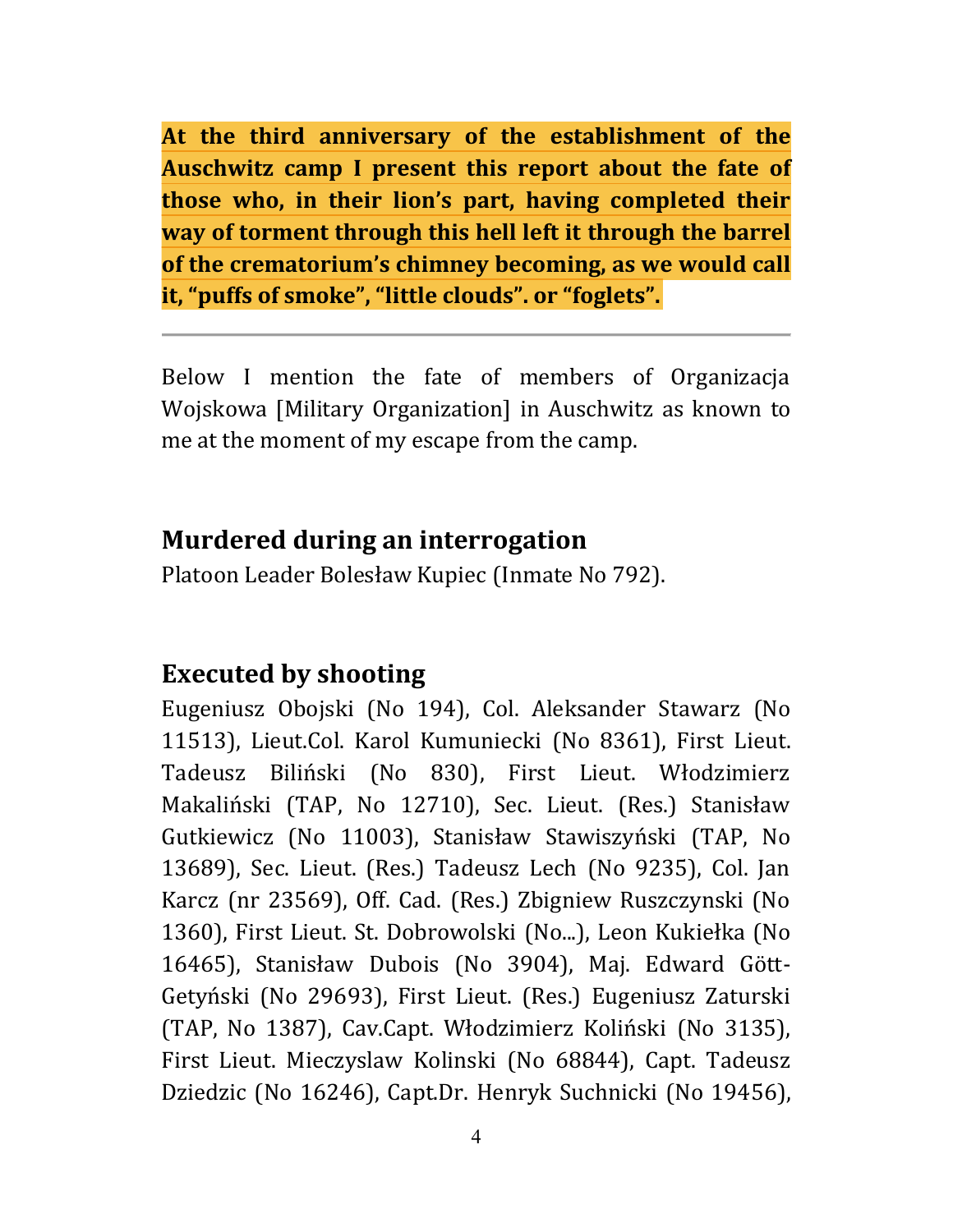**At the third anniversary of the establishment of the Auschwitz camp I present this report about the fate of those who, in their lion's part, having completed their way of torment through this hell left it through the barrel of the crematorium's chimney becoming, as we would call it, "puffs of smoke", "little clouds". or "foglets".**

---

Below I mention the fate of members of Organizacja Wojskowa [Military Organization] in Auschwitz as known to me at the moment of my escape from the camp.

## Murdered during an interrogation

Platoon Leader Bolesław Kupiec (Inmate No 792).

## Executed by shooting

Eugeniusz Obojski (No 194), Col. Aleksander Stawarz (No 11513), Lieut.Col. Karol Kumuniecki (No 8361), First Lieut. Tadeusz Biliński (No 830), First Lieut. Włodzimierz Makaliński (TAP, No 12710), Sec. Lieut. (Res.) Stanisław Gutkiewicz (No 11003), Stanisław Stawiszyński (TAP, No 13689), Sec. Lieut. (Res.) Tadeusz Lech (No 9235), Col. Jan Karcz (nr 23569), Off. Cad. (Res.) Zbigniew Ruszczynski (No 1360), First Lieut. St. Dobrowolski (No...), Leon Kukiełka (No 16465), Stanisław Dubois (No 3904), Maj. Edward Gött-Getyński (No 29693), First Lieut. (Res.) Eugeniusz Zaturski (TAP, No 1387), Cav.Capt. Włodzimierz Koliński (No 3135), First Lieut. Mieczyslaw Kolinski (No 68844), Capt. Tadeusz Dziedzic (No 16246), Capt.Dr. Henryk Suchnicki (No 19456),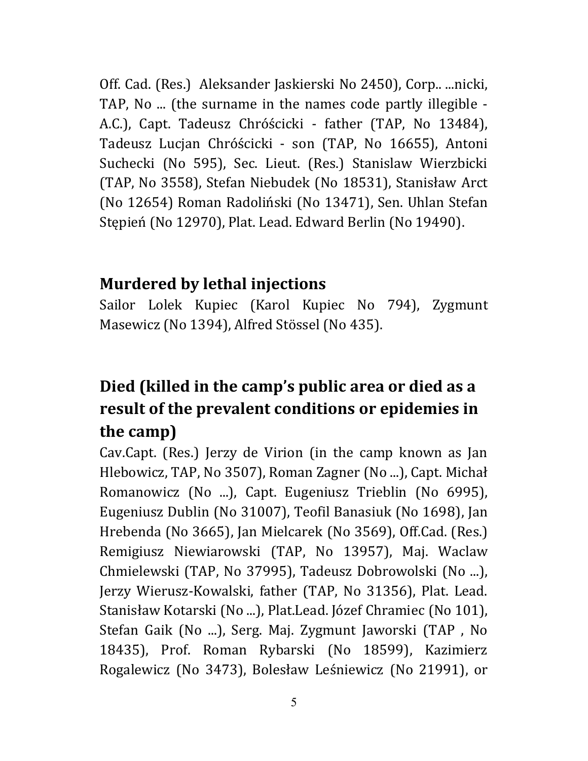Off. Cad. (Res.) Aleksander Jaskierski No 2450), Corp.. ...nicki, TAP, No ... (the surname in the names code partly illegible - A.C.), Capt. Tadeusz Chróścicki - father (TAP, No 13484), Tadeusz Lucjan Chróścicki - son (TAP, No 16655), Antoni Suchecki (No 595), Sec. Lieut. (Res.) Stanislaw Wierzbicki (TAP, No 3558), Stefan Niebudek (No 18531), Stanisław Arct (No 12654) Roman Radoliński (No 13471), Sen. Uhlan Stefan Stępień (No 12970), Plat. Lead. Edward Berlin (No 19490).

## Murdered by lethal injections

Sailor Lolek Kupiec (Karol Kupiec No 794), Zygmunt Masewicz (No 1394), Alfred Stössel (No 435).

## Died (killed in the camp's public area or died as a result of the prevalent conditions or epidemies in the camp)

Cav.Capt. (Res.) Jerzy de Virion (in the camp known as Jan Hlebowicz, TAP, No 3507), Roman Zagner (No ...), Capt. Michał Romanowicz (No ...), Capt. Eugeniusz Trieblin (No 6995), Eugeniusz Dublin (No 31007), Teofil Banasiuk (No 1698), Jan Hrebenda (No 3665), Jan Mielcarek (No 3569), Off.Cad. (Res.) Remigiusz Niewiarowski (TAP, No 13957), Maj. Waclaw Chmielewski (TAP, No 37995), Tadeusz Dobrowolski (No ...), Jerzy Wierusz-Kowalski, father (TAP, No 31356), Plat. Lead. Stanisław Kotarski (No ...), Plat.Lead. Józef Chramiec (No 101), Stefan Gaik (No ...), Serg. Maj. Zygmunt Jaworski (TAP , No 18435), Prof. Roman Rybarski (No 18599), Kazimierz Rogalewicz (No 3473), Bolesław Leśniewicz (No 21991), or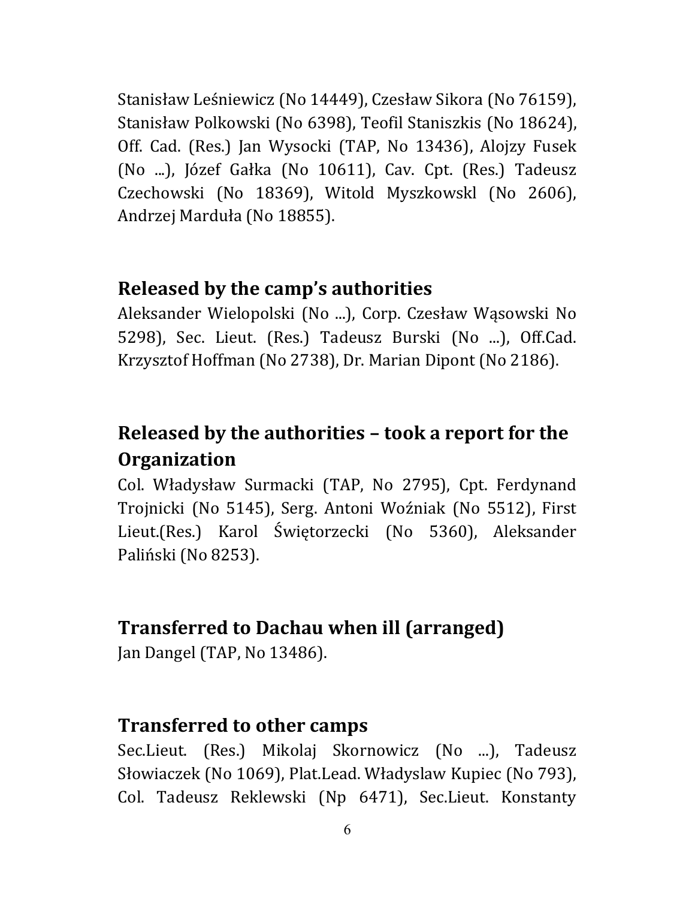Stanisław Leśniewicz (No 14449), Czesław Sikora (No 76159), Stanisław Polkowski (No 6398), Teofil Staniszkis (No 18624), Off. Cad. (Res.) Jan Wysocki (TAP, No 13436), Alojzy Fusek (No ...), Józef Gałka (No 10611), Cav. Cpt. (Res.) Tadeusz Czechowski (No 18369), Witold Myszkowskl (No 2606), Andrzej Marduła (No 18855).

## Released by the camp's authorities

Aleksander Wielopolski (No ...), Corp. Czesław Wąsowski No 5298), Sec. Lieut. (Res.) Tadeusz Burski (No ...), Off.Cad. Krzysztof Hoffman (No 2738), Dr. Marian Dipont (No 2186).

## Released by the authorities – took a report for the Organization

Col. Władysław Surmacki (TAP, No 2795), Cpt. Ferdynand Trojnicki (No 5145), Serg. Antoni Woźniak (No 5512), First Lieut.(Res.) Karol Świętorzecki (No 5360), Aleksander Paliński (No 8253).

## Transferred to Dachau when ill (arranged)

Jan Dangel (TAP, No 13486).

## Transferred to other camps

Sec.Lieut. (Res.) Mikolaj Skornowicz (No ...), Tadeusz Słowiaczek (No 1069), Plat.Lead. Władyslaw Kupiec (No 793), Col. Tadeusz Reklewski (Np 6471), Sec.Lieut. Konstanty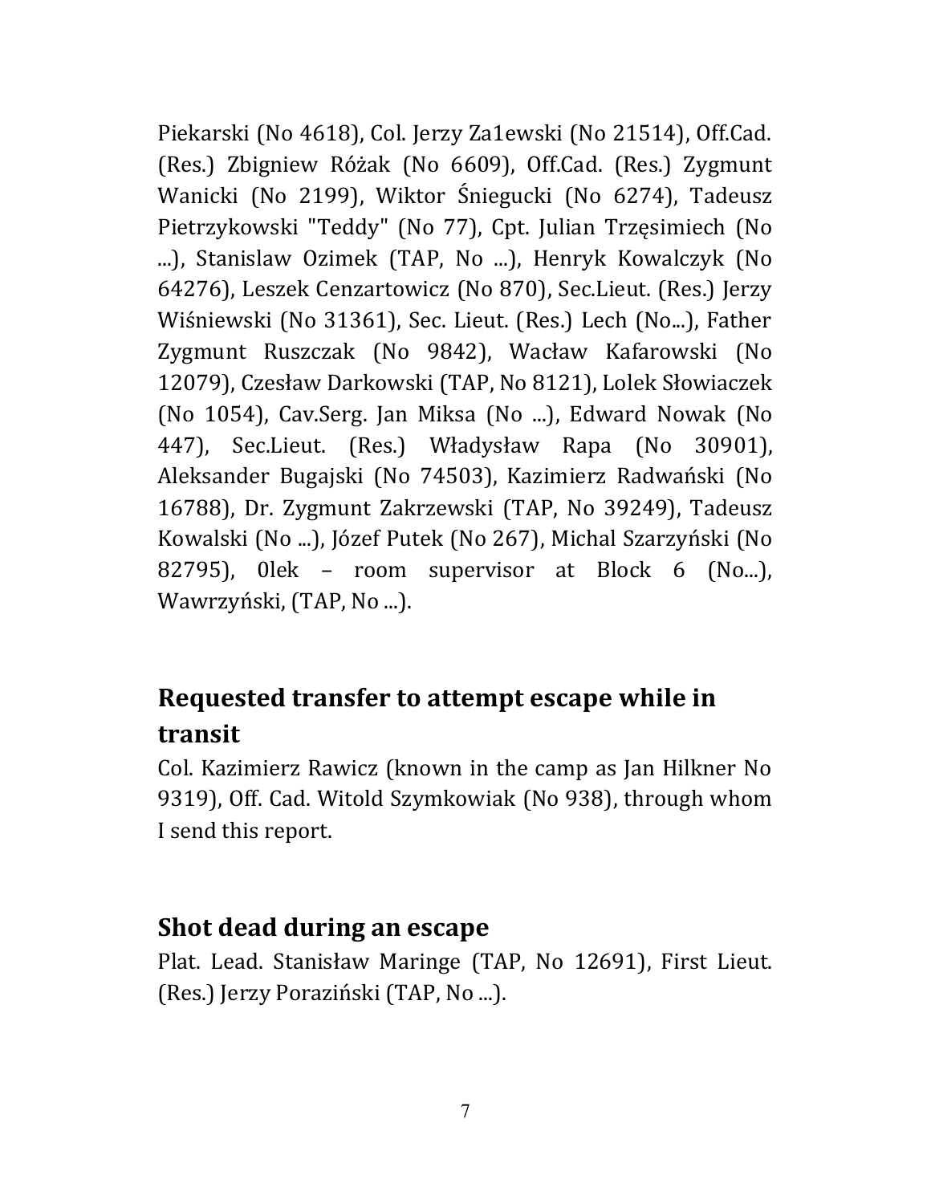Piekarski (No 4618), Col. Jerzy Za1ewski (No 21514), Off.Cad. (Res.) Zbigniew Różak (No 6609), Off.Cad. (Res.) Zygmunt Wanicki (No 2199), Wiktor Śniegucki (No 6274), Tadeusz Pietrzykowski "Teddy" (No 77), Cpt. Julian Trzęsimiech (No ...), Stanislaw Ozimek (TAP, No ...), Henryk Kowalczyk (No 64276), Leszek Cenzartowicz (No 870), Sec.Lieut. (Res.) Jerzy Wiśniewski (No 31361), Sec. Lieut. (Res.) Lech (No...), Father Zygmunt Ruszczak (No 9842), Wacław Kafarowski (No 12079), Czesław Darkowski (TAP, No 8121), Lolek Słowiaczek (No 1054), Cav.Serg. Jan Miksa (No ...), Edward Nowak (No 447), Sec.Lieut. (Res.) Władysław Rapa (No 30901), Aleksander Bugajski (No 74503), Kazimierz Radwański (No 16788), Dr. Zygmunt Zakrzewski (TAP, No 39249), Tadeusz Kowalski (No ...), Józef Putek (No 267), Michal Szarzyński (No 82795), 0lek – room supervisor at Block 6 (No...), Wawrzyński, (TAP, No ...).

## Requested transfer to attempt escape while in transit

Col. Kazimierz Rawicz (known in the camp as Jan Hilkner No 9319), Off. Cad. Witold Szymkowiak (No 938), through whom I send this report.

## Shot dead during an escape

Plat. Lead. Stanisław Maringe (TAP, No 12691), First Lieut. (Res.) Jerzy Poraziński (TAP, No ...).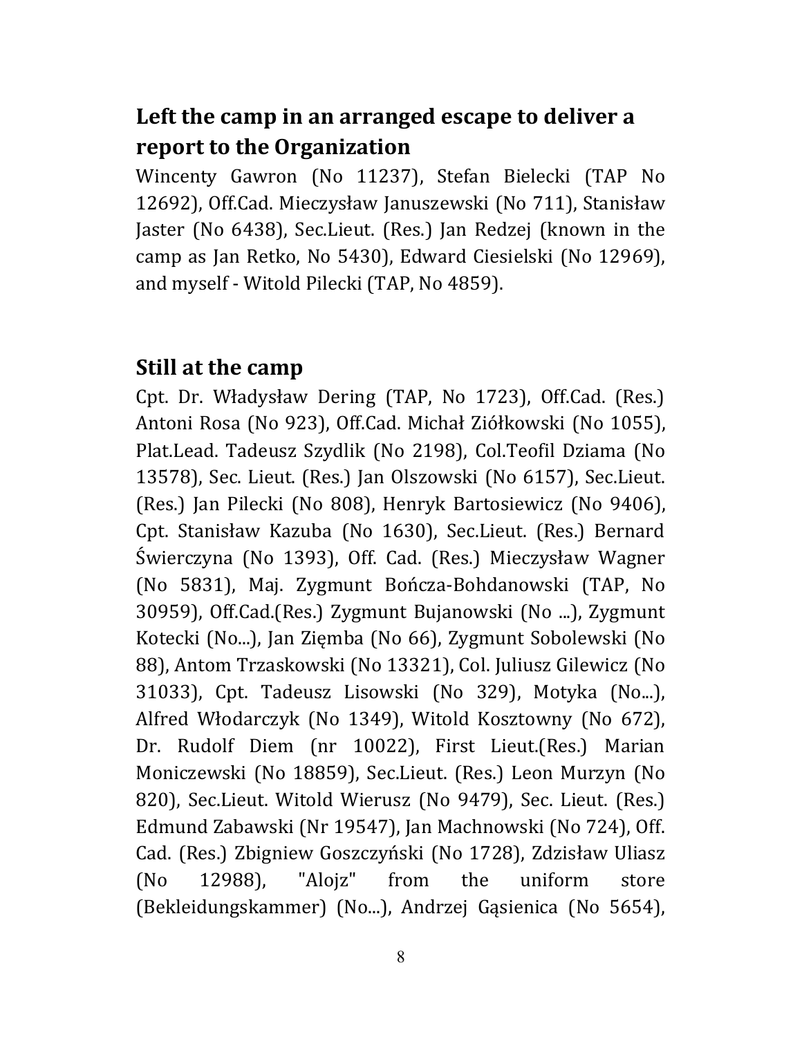## Left the camp in an arranged escape to deliver a report to the Organization

Wincenty Gawron (No 11237), Stefan Bielecki (TAP No 12692), Off.Cad. Mieczysław Januszewski (No 711), Stanisław Jaster (No 6438), Sec.Lieut. (Res.) Jan Redzej (known in the camp as Jan Retko, No 5430), Edward Ciesielski (No 12969), and myself - Witold Pilecki (TAP, No 4859).

## Still at the camp

Cpt. Dr. Władysław Dering (TAP, No 1723), Off.Cad. (Res.) Antoni Rosa (No 923), Off.Cad. Michał Ziółkowski (No 1055), Plat.Lead. Tadeusz Szydlik (No 2198), Col.Teofil Dziama (No 13578), Sec. Lieut. (Res.) Jan Olszowski (No 6157), Sec.Lieut. (Res.) Jan Pilecki (No 808), Henryk Bartosiewicz (No 9406), Cpt. Stanisław Kazuba (No 1630), Sec.Lieut. (Res.) Bernard Świerczyna (No 1393), Off. Cad. (Res.) Mieczysław Wagner (No 5831), Maj. Zygmunt Bończa-Bohdanowski (TAP, No 30959), Off.Cad.(Res.) Zygmunt Bujanowski (No ...), Zygmunt Kotecki (No...), Jan Zięmba (No 66), Zygmunt Sobolewski (No 88), Antom Trzaskowski (No 13321), Col. Juliusz Gilewicz (No 31033), Cpt. Tadeusz Lisowski (No 329), Motyka (No...), Alfred Włodarczyk (No 1349), Witold Kosztowny (No 672), Dr. Rudolf Diem (nr 10022), First Lieut.(Res.) Marian Moniczewski (No 18859), Sec.Lieut. (Res.) Leon Murzyn (No 820), Sec.Lieut. Witold Wierusz (No 9479), Sec. Lieut. (Res.) Edmund Zabawski (Nr 19547), Jan Machnowski (No 724), Off. Cad. (Res.) Zbigniew Goszczyński (No 1728), Zdzisław Uliasz (No 12988), "Alojz" from the uniform store (Bekleidungskammer) (No...), Andrzej Gąsienica (No 5654),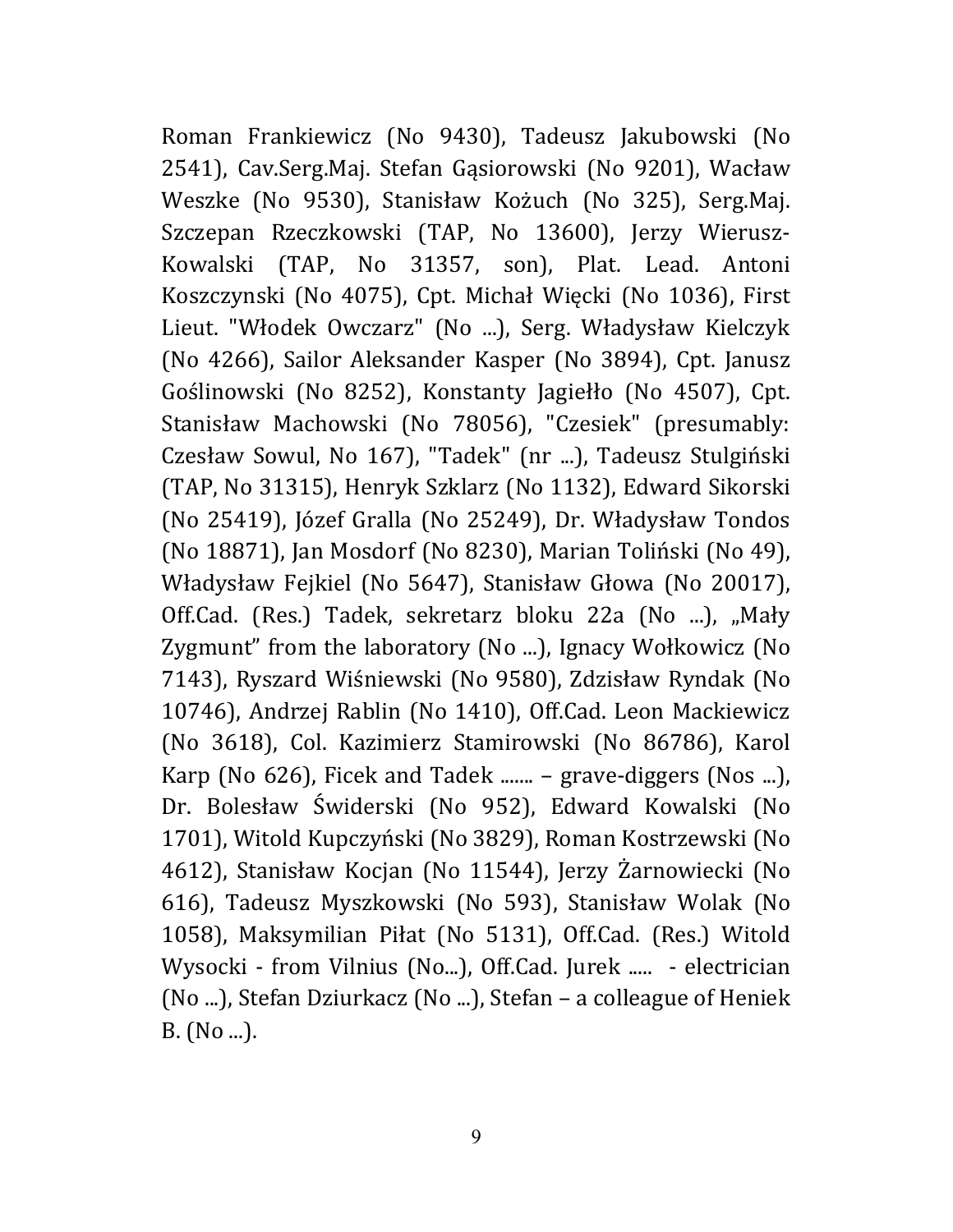Roman Frankiewicz (No 9430), Tadeusz Jakubowski (No 2541), Cav.Serg.Maj. Stefan Gąsiorowski (No 9201), Wacław Weszke (No 9530), Stanisław Kożuch (No 325), Serg.Maj. Szczepan Rzeczkowski (TAP, No 13600), Jerzy Wierusz-Kowalski (TAP, No 31357, son), Plat. Lead. Antoni Koszczynski (No 4075), Cpt. Michał Więcki (No 1036), First Lieut. "Włodek Owczarz" (No ...), Serg. Władysław Kielczyk (No 4266), Sailor Aleksander Kasper (No 3894), Cpt. Janusz Goślinowski (No 8252), Konstanty Jagiełło (No 4507), Cpt. Stanisław Machowski (No 78056), "Czesiek" (presumably: Czesław Sowul, No 167), "Tadek" (nr ...), Tadeusz Stulgiński (TAP, No 31315), Henryk Szklarz (No 1132), Edward Sikorski (No 25419), Józef Gralla (No 25249), Dr. Władysław Tondos (No 18871), Jan Mosdorf (No 8230), Marian Toliński (No 49), Władysław Fejkiel (No 5647), Stanisław Głowa (No 20017), Off.Cad. (Res.) Tadek, sekretarz bloku 22a (No ...), „Mały Zygmunt" from the laboratory (No ...), Ignacy Wołkowicz (No 7143), Ryszard Wiśniewski (No 9580), Zdzisław Ryndak (No 10746), Andrzej Rablin (No 1410), Off.Cad. Leon Mackiewicz (No 3618), Col. Kazimierz Stamirowski (No 86786), Karol Karp (No 626), Ficek and Tadek ....... – grave-diggers (Nos ...), Dr. Bolesław Świderski (No 952), Edward Kowalski (No 1701), Witold Kupczyński (No 3829), Roman Kostrzewski (No 4612), Stanisław Kocjan (No 11544), Jerzy Żarnowiecki (No 616), Tadeusz Myszkowski (No 593), Stanisław Wolak (No 1058), Maksymilian Piłat (No 5131), Off.Cad. (Res.) Witold Wysocki - from Vilnius (No...), Off.Cad. Jurek ..... - electrician (No ...), Stefan Dziurkacz (No ...), Stefan – a colleague of Heniek B. (No ...).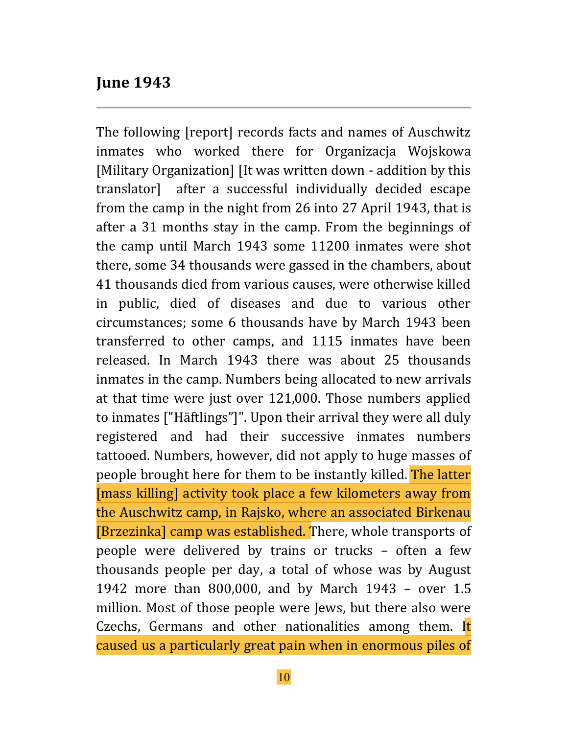## June 1943

The following [report] records facts and names of Auschwitz inmates who worked there for Organizacja Wojskowa [Military Organization] [It was written down - addition by this translator] after a successful individually decided escape from the camp in the night from 26 into 27 April 1943, that is after a 31 months stay in the camp. From the beginnings of the camp until March 1943 some 11200 inmates were shot there, some 34 thousands were gassed in the chambers, about 41 thousands died from various causes, were otherwise killed in public, died of diseases and due to various other circumstances; some 6 thousands have by March 1943 been transferred to other camps, and 1115 inmates have been released. In March 1943 there was about 25 thousands inmates in the camp. Numbers being allocated to new arrivals at that time were just over 121,000. Those numbers applied to inmates ["Häftlings"]". Upon their arrival they were all duly registered and had their successive inmates numbers tattooed. Numbers, however, did not apply to huge masses of people brought here for them to be instantly killed. The latter [mass killing] activity took place a few kilometers away from the Auschwitz camp, in Rajsko, where an associated Birkenau [Brzezinka] camp was established. There, whole transports of people were delivered by trains or trucks – often a few thousands people per day, a total of whose was by August 1942 more than 800,000, and by March 1943 – over 1.5 million. Most of those people were Jews, but there also were Czechs, Germans and other nationalities among them. It caused us a particularly great pain when in enormous piles of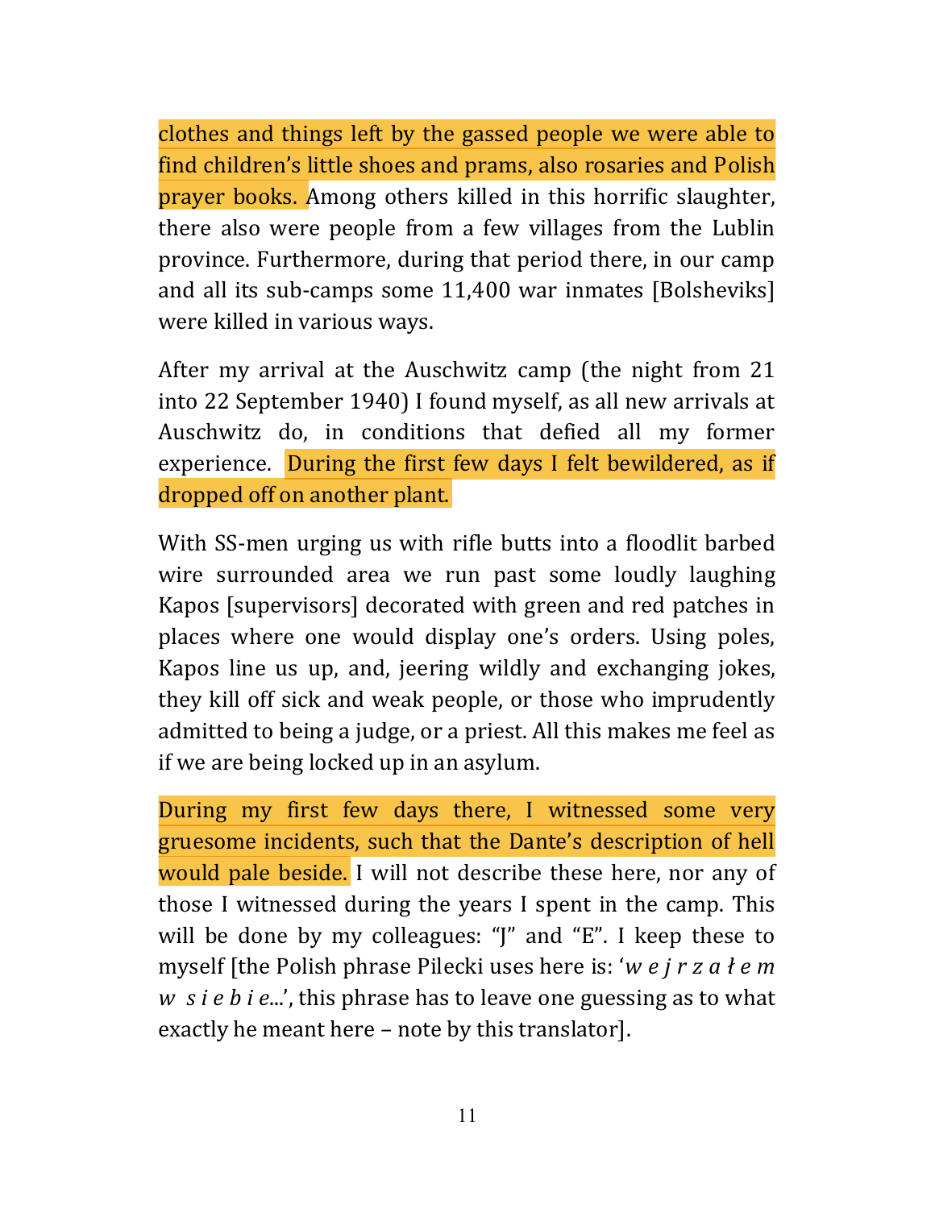clothes and things left by the gassed people we were able to find children's little shoes and prams, also rosaries and Polish prayer books. Among others killed in this horrific slaughter, there also were people from a few villages from the Lublin province. Furthermore, during that period there, in our camp and all its sub-camps some 11,400 war inmates [Bolsheviks] were killed in various ways.

After my arrival at the Auschwitz camp (the night from 21 into 22 September 1940) I found myself, as all new arrivals at Auschwitz do, in conditions that defied all my former experience. During the first few days I felt bewildered, as if dropped off on another plant.

With SS-men urging us with rifle butts into a floodlit barbed wire surrounded area we run past some loudly laughing Kapos [supervisors] decorated with green and red patches in places where one would display one's orders. Using poles, Kapos line us up, and, jeering wildly and exchanging jokes, they kill off sick and weak people, or those who imprudently admitted to being a judge, or a priest. All this makes me feel as if we are being locked up in an asylum.

During my first few days there, I witnessed some very gruesome incidents, such that the Dante's description of hell would pale beside. I will not describe these here, nor any of those I witnessed during the years I spent in the camp. This will be done by my colleagues: "J" and "E". I keep these to myself [the Polish phrase Pilecki uses here is: '*w e j r z a ł e m w s i e b i e*...', this phrase has to leave one guessing as to what exactly he meant here – note by this translator].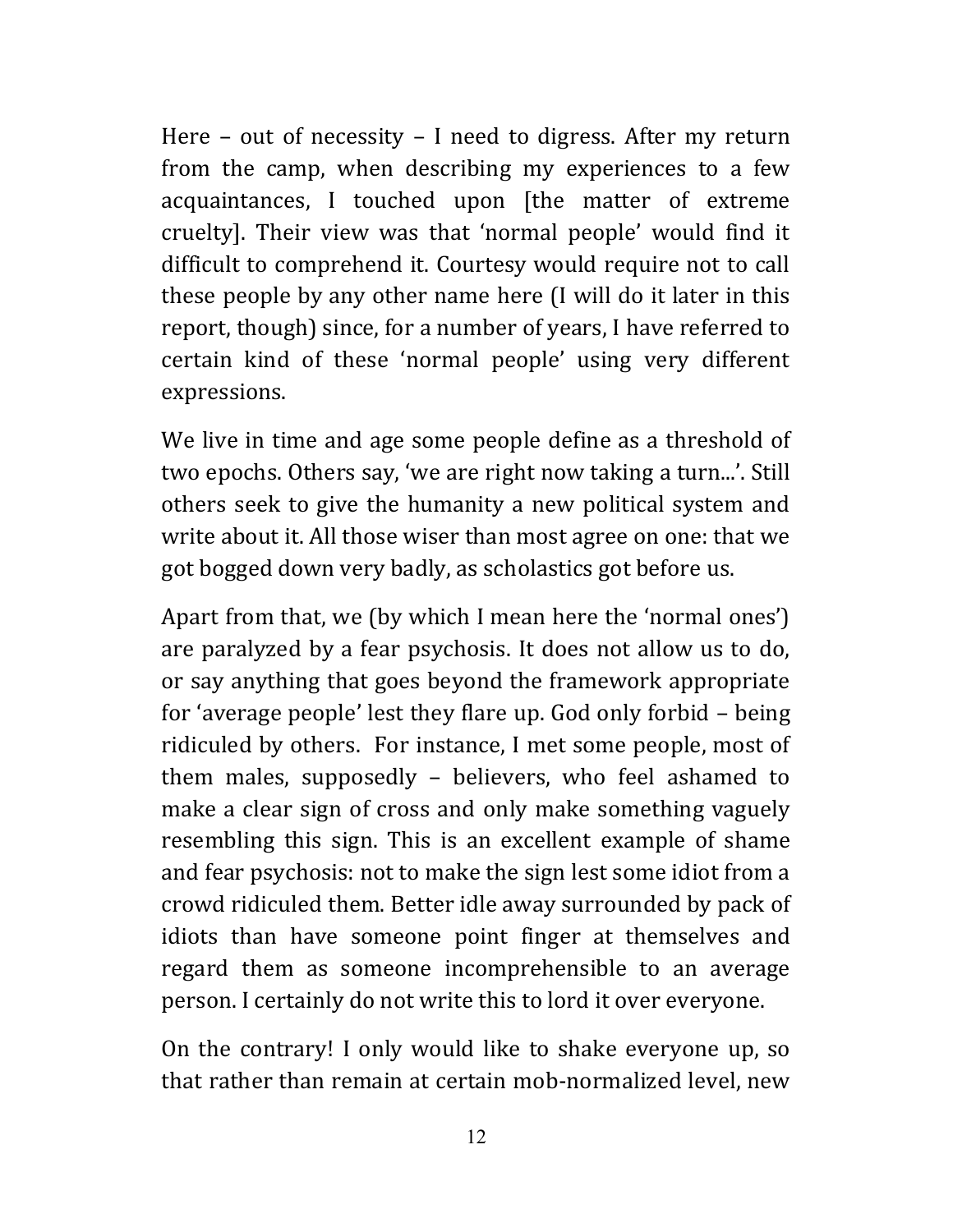Here – out of necessity – I need to digress. After my return from the camp, when describing my experiences to a few acquaintances, I touched upon [the matter of extreme cruelty]. Their view was that 'normal people' would find it difficult to comprehend it. Courtesy would require not to call these people by any other name here (I will do it later in this report, though) since, for a number of years, I have referred to certain kind of these 'normal people' using very different expressions.

We live in time and age some people define as a threshold of two epochs. Others say, 'we are right now taking a turn...'. Still others seek to give the humanity a new political system and write about it. All those wiser than most agree on one: that we got bogged down very badly, as scholastics got before us.

Apart from that, we (by which I mean here the 'normal ones') are paralyzed by a fear psychosis. It does not allow us to do, or say anything that goes beyond the framework appropriate for 'average people' lest they flare up. God only forbid – being ridiculed by others. For instance, I met some people, most of them males, supposedly – believers, who feel ashamed to make a clear sign of cross and only make something vaguely resembling this sign. This is an excellent example of shame and fear psychosis: not to make the sign lest some idiot from a crowd ridiculed them. Better idle away surrounded by pack of idiots than have someone point finger at themselves and regard them as someone incomprehensible to an average person. I certainly do not write this to lord it over everyone.

On the contrary! I only would like to shake everyone up, so that rather than remain at certain mob-normalized level, new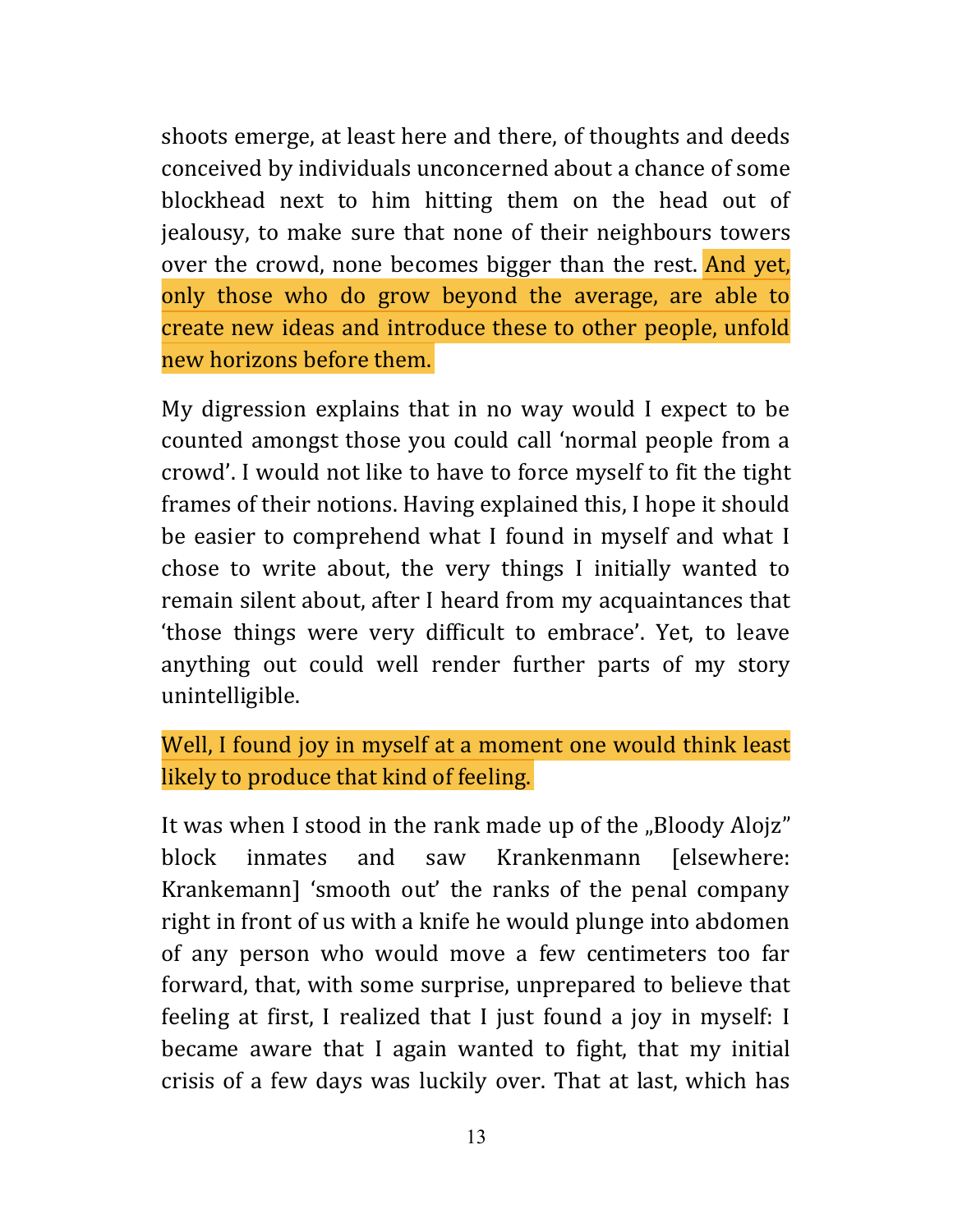shoots emerge, at least here and there, of thoughts and deeds conceived by individuals unconcerned about a chance of some blockhead next to him hitting them on the head out of jealousy, to make sure that none of their neighbours towers over the crowd, none becomes bigger than the rest. And yet, only those who do grow beyond the average, are able to create new ideas and introduce these to other people, unfold new horizons before them.

My digression explains that in no way would I expect to be counted amongst those you could call 'normal people from a crowd'. I would not like to have to force myself to fit the tight frames of their notions. Having explained this, I hope it should be easier to comprehend what I found in myself and what I chose to write about, the very things I initially wanted to remain silent about, after I heard from my acquaintances that 'those things were very difficult to embrace'. Yet, to leave anything out could well render further parts of my story unintelligible.

Well, I found joy in myself at a moment one would think least likely to produce that kind of feeling.

It was when I stood in the rank made up of the „Bloody Alojz" block inmates and saw Krankenmann [elsewhere: Krankemann] 'smooth out' the ranks of the penal company right in front of us with a knife he would plunge into abdomen of any person who would move a few centimeters too far forward, that, with some surprise, unprepared to believe that feeling at first, I realized that I just found a joy in myself: I became aware that I again wanted to fight, that my initial crisis of a few days was luckily over. That at last, which has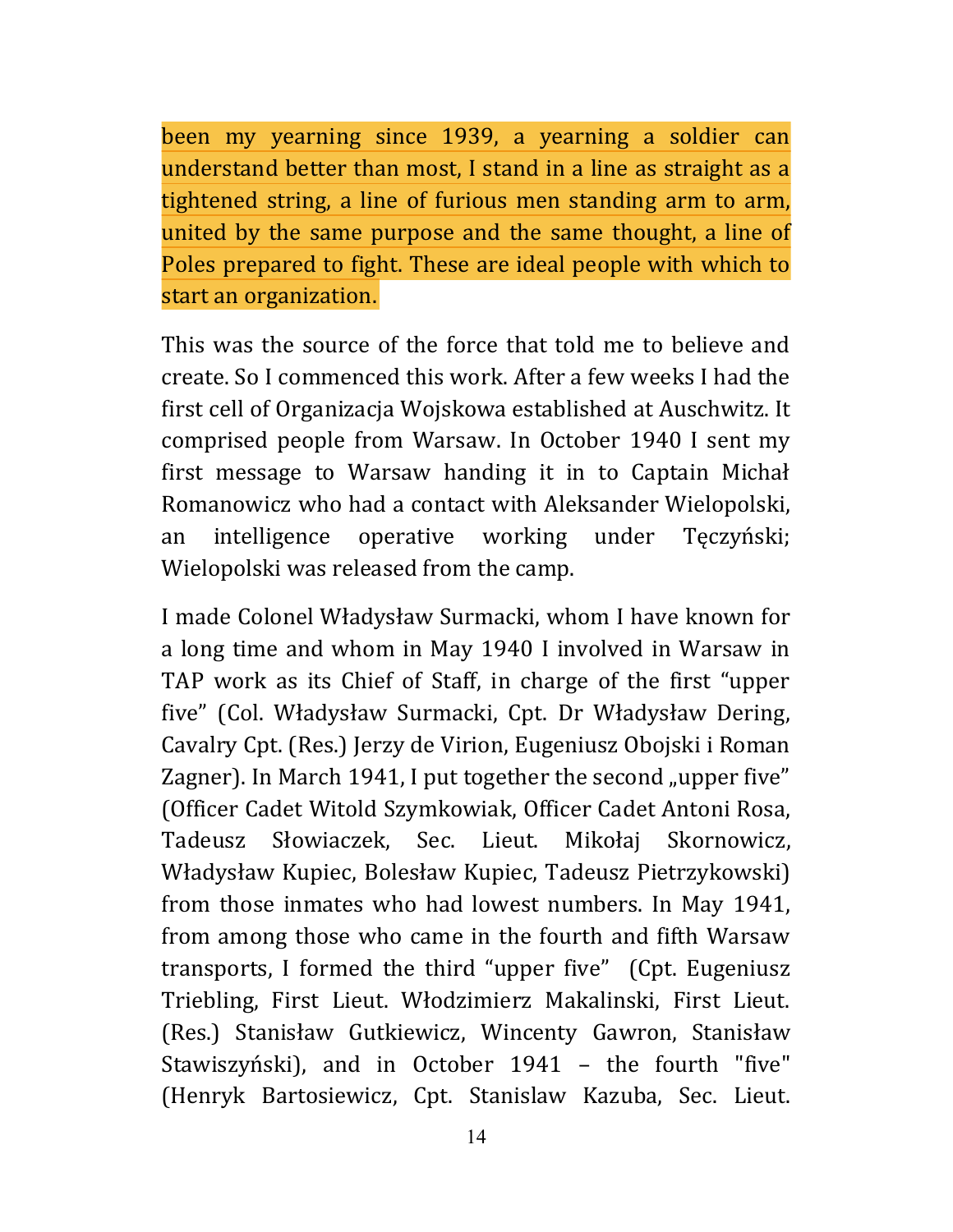been my yearning since 1939, a yearning a soldier can understand better than most, I stand in a line as straight as a tightened string, a line of furious men standing arm to arm, united by the same purpose and the same thought, a line of Poles prepared to fight. These are ideal people with which to start an organization.

This was the source of the force that told me to believe and create. So I commenced this work. After a few weeks I had the first cell of Organizacja Wojskowa established at Auschwitz. It comprised people from Warsaw. In October 1940 I sent my first message to Warsaw handing it in to Captain Michał Romanowicz who had a contact with Aleksander Wielopolski, an intelligence operative working under Tęczyński; Wielopolski was released from the camp.

I made Colonel Władysław Surmacki, whom I have known for a long time and whom in May 1940 I involved in Warsaw in TAP work as its Chief of Staff, in charge of the first "upper five" (Col. Władysław Surmacki, Cpt. Dr Władysław Dering, Cavalry Cpt. (Res.) Jerzy de Virion, Eugeniusz Obojski i Roman Zagner). In March 1941, I put together the second „upper five" (Officer Cadet Witold Szymkowiak, Officer Cadet Antoni Rosa, Tadeusz Słowiaczek, Sec. Lieut. Mikołaj Skornowicz, Władysław Kupiec, Bolesław Kupiec, Tadeusz Pietrzykowski) from those inmates who had lowest numbers. In May 1941, from among those who came in the fourth and fifth Warsaw transports, I formed the third "upper five" (Cpt. Eugeniusz Triebling, First Lieut. Włodzimierz Makalinski, First Lieut. (Res.) Stanisław Gutkiewicz, Wincenty Gawron, Stanisław Stawiszyński), and in October 1941 – the fourth "five" (Henryk Bartosiewicz, Cpt. Stanislaw Kazuba, Sec. Lieut.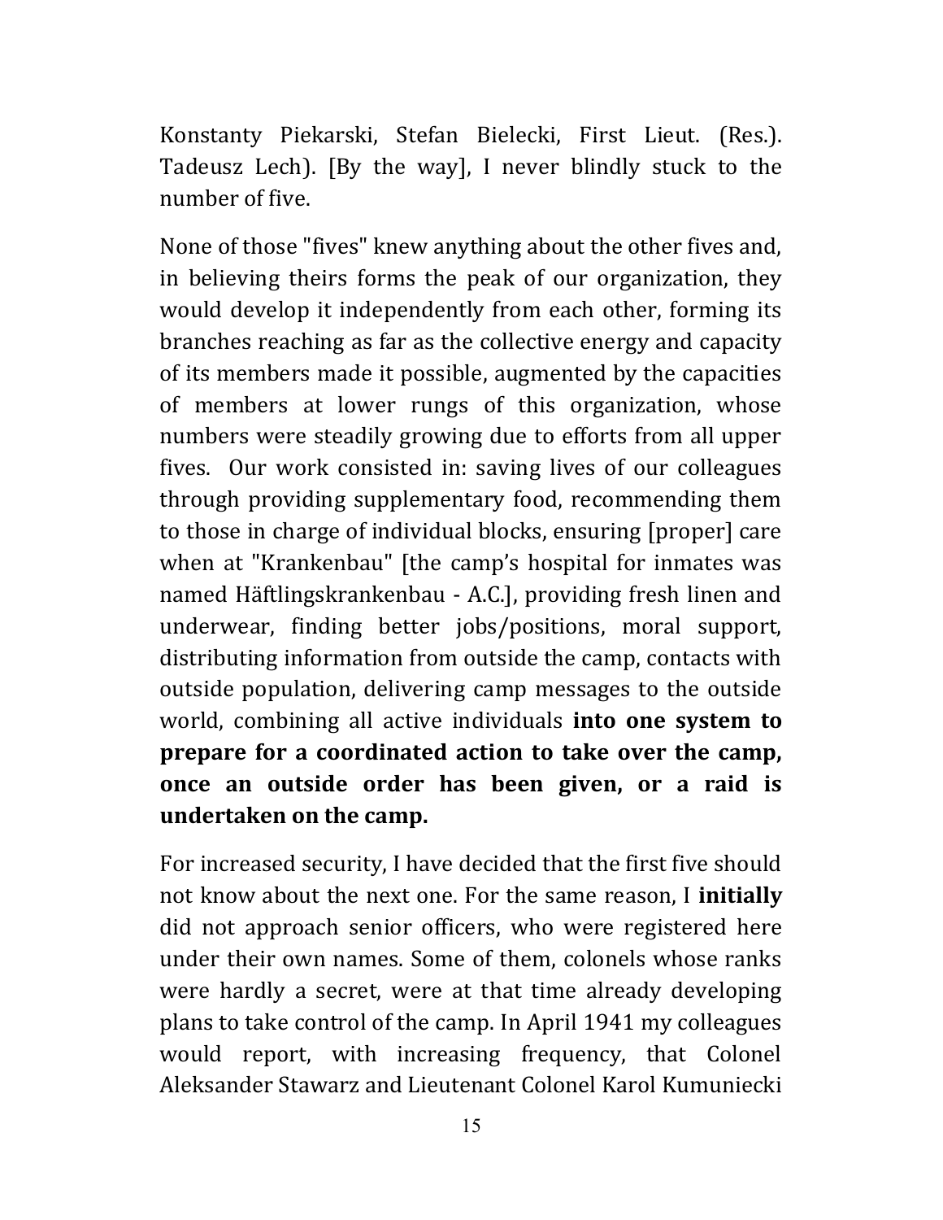Konstanty Piekarski, Stefan Bielecki, First Lieut. (Res.). Tadeusz Lech). [By the way], I never blindly stuck to the number of five.

None of those "fives" knew anything about the other fives and, in believing theirs forms the peak of our organization, they would develop it independently from each other, forming its branches reaching as far as the collective energy and capacity of its members made it possible, augmented by the capacities of members at lower rungs of this organization, whose numbers were steadily growing due to efforts from all upper fives. Our work consisted in: saving lives of our colleagues through providing supplementary food, recommending them to those in charge of individual blocks, ensuring [proper] care when at "Krankenbau" [the camp's hospital for inmates was named Häftlingskrankenbau - A.C.], providing fresh linen and underwear, finding better jobs/positions, moral support, distributing information from outside the camp, contacts with outside population, delivering camp messages to the outside world, combining all active individuals **into one system to prepare for a coordinated action to take over the camp, once an outside order has been given, or a raid is undertaken on the camp.**

For increased security, I have decided that the first five should not know about the next one. For the same reason, I **initially** did not approach senior officers, who were registered here under their own names. Some of them, colonels whose ranks were hardly a secret, were at that time already developing plans to take control of the camp. In April 1941 my colleagues would report, with increasing frequency, that Colonel Aleksander Stawarz and Lieutenant Colonel Karol Kumuniecki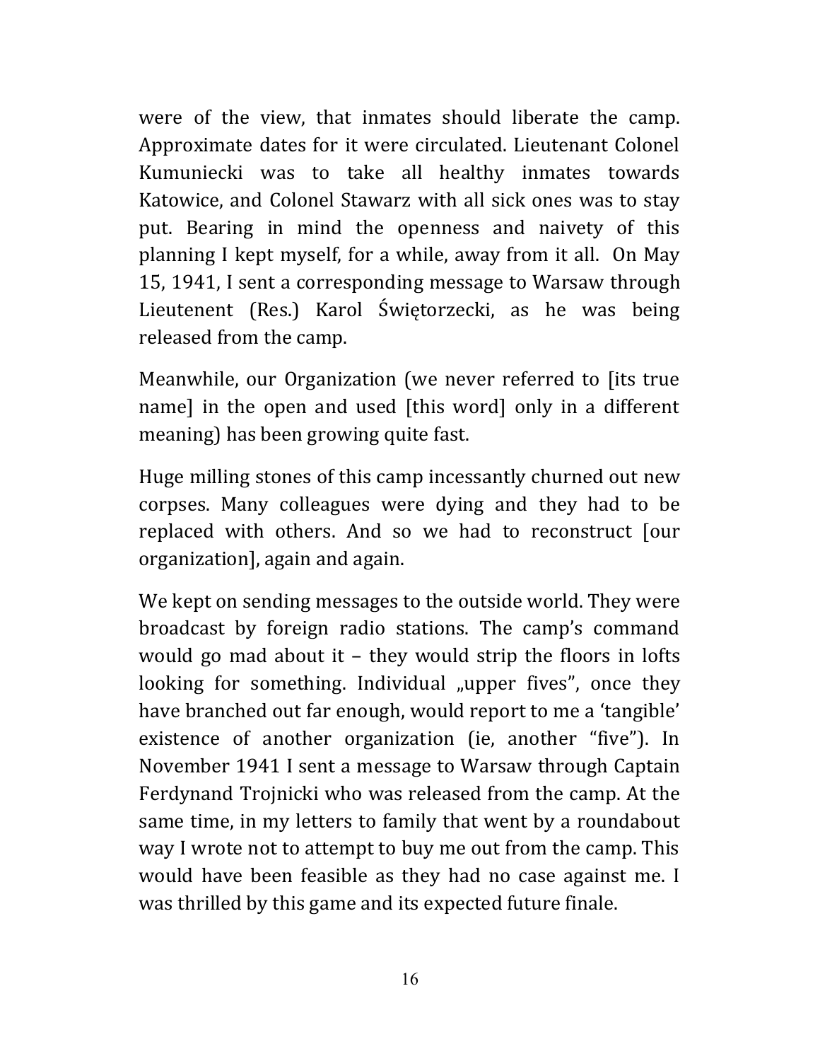were of the view, that inmates should liberate the camp. Approximate dates for it were circulated. Lieutenant Colonel Kumuniecki was to take all healthy inmates towards Katowice, and Colonel Stawarz with all sick ones was to stay put. Bearing in mind the openness and naivety of this planning I kept myself, for a while, away from it all. On May 15, 1941, I sent a corresponding message to Warsaw through Lieutenent (Res.) Karol Świętorzecki, as he was being released from the camp.

Meanwhile, our Organization (we never referred to [its true name] in the open and used [this word] only in a different meaning) has been growing quite fast.

Huge milling stones of this camp incessantly churned out new corpses. Many colleagues were dying and they had to be replaced with others. And so we had to reconstruct [our organization], again and again.

We kept on sending messages to the outside world. They were broadcast by foreign radio stations. The camp's command would go mad about it – they would strip the floors in lofts looking for something. Individual „upper fives", once they have branched out far enough, would report to me a 'tangible' existence of another organization (ie, another "five"). In November 1941 I sent a message to Warsaw through Captain Ferdynand Trojnicki who was released from the camp. At the same time, in my letters to family that went by a roundabout way I wrote not to attempt to buy me out from the camp. This would have been feasible as they had no case against me. I was thrilled by this game and its expected future finale.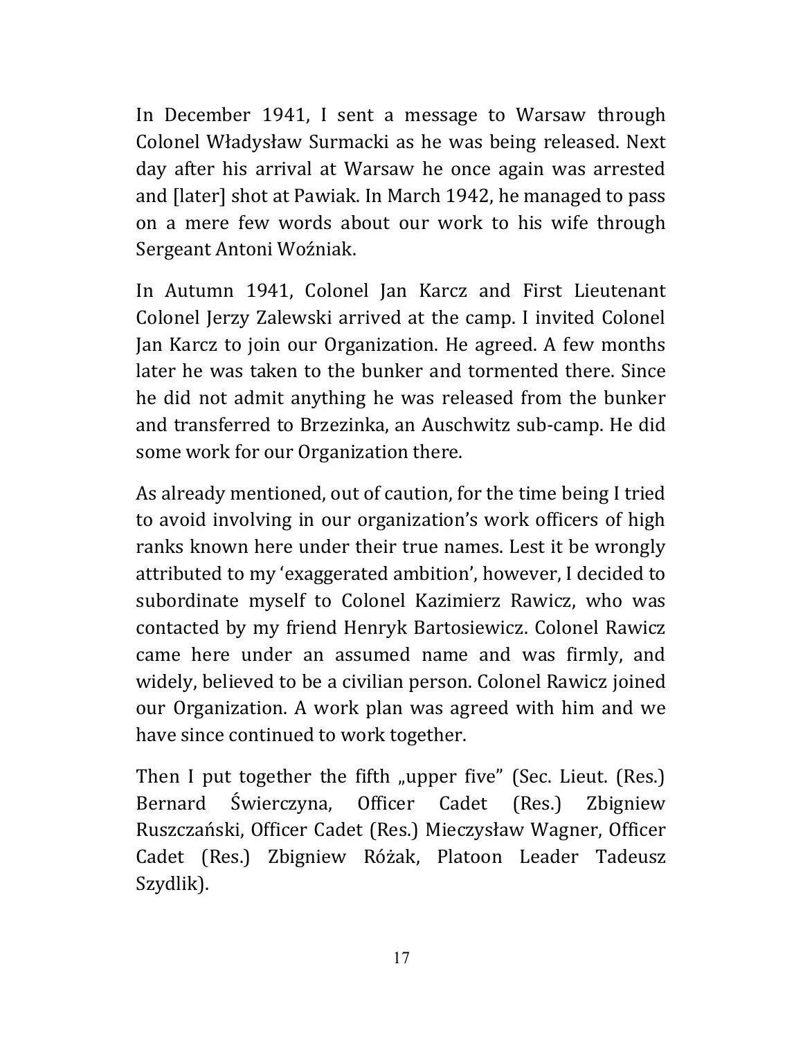In December 1941, I sent a message to Warsaw through Colonel Władysław Surmacki as he was being released. Next day after his arrival at Warsaw he once again was arrested and [later] shot at Pawiak. In March 1942, he managed to pass on a mere few words about our work to his wife through Sergeant Antoni Woźniak.

In Autumn 1941, Colonel Jan Karcz and First Lieutenant Colonel Jerzy Zalewski arrived at the camp. I invited Colonel Jan Karcz to join our Organization. He agreed. A few months later he was taken to the bunker and tormented there. Since he did not admit anything he was released from the bunker and transferred to Brzezinka, an Auschwitz sub-camp. He did some work for our Organization there.

As already mentioned, out of caution, for the time being I tried to avoid involving in our organization's work officers of high ranks known here under their true names. Lest it be wrongly attributed to my 'exaggerated ambition', however, I decided to subordinate myself to Colonel Kazimierz Rawicz, who was contacted by my friend Henryk Bartosiewicz. Colonel Rawicz came here under an assumed name and was firmly, and widely, believed to be a civilian person. Colonel Rawicz joined our Organization. A work plan was agreed with him and we have since continued to work together.

Then I put together the fifth „upper five" (Sec. Lieut. (Res.) Bernard Świerczyna, Officer Cadet (Res.) Zbigniew Ruszczański, Officer Cadet (Res.) Mieczysław Wagner, Officer Cadet (Res.) Zbigniew Różak, Platoon Leader Tadeusz Szydlik).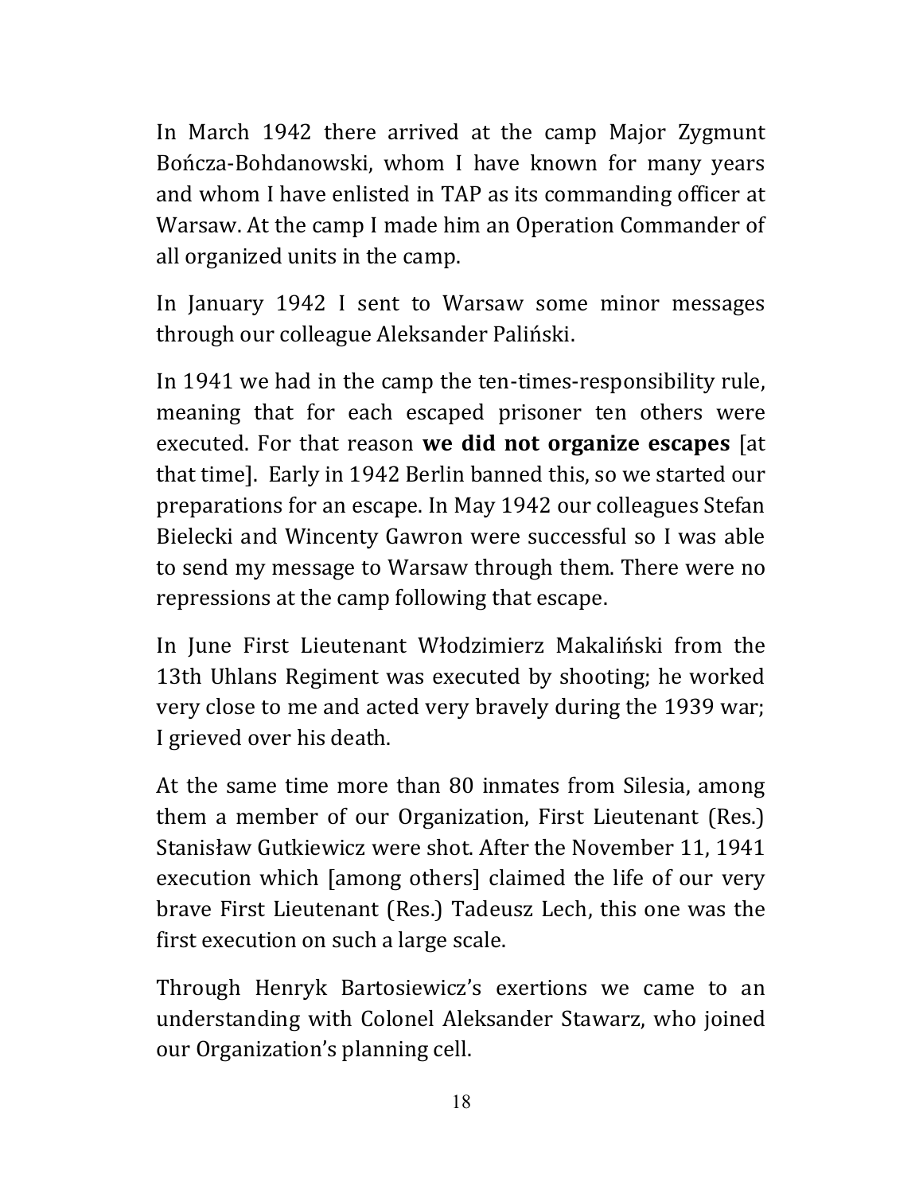In March 1942 there arrived at the camp Major Zygmunt Bończa-Bohdanowski, whom I have known for many years and whom I have enlisted in TAP as its commanding officer at Warsaw. At the camp I made him an Operation Commander of all organized units in the camp.

In January 1942 I sent to Warsaw some minor messages through our colleague Aleksander Paliński.

In 1941 we had in the camp the ten-times-responsibility rule, meaning that for each escaped prisoner ten others were executed. For that reason **we did not organize escapes** [at that time]. Early in 1942 Berlin banned this, so we started our preparations for an escape. In May 1942 our colleagues Stefan Bielecki and Wincenty Gawron were successful so I was able to send my message to Warsaw through them. There were no repressions at the camp following that escape.

In June First Lieutenant Włodzimierz Makaliński from the 13th Uhlans Regiment was executed by shooting; he worked very close to me and acted very bravely during the 1939 war; I grieved over his death.

At the same time more than 80 inmates from Silesia, among them a member of our Organization, First Lieutenant (Res.) Stanisław Gutkiewicz were shot. After the November 11, 1941 execution which [among others] claimed the life of our very brave First Lieutenant (Res.) Tadeusz Lech, this one was the first execution on such a large scale.

Through Henryk Bartosiewicz's exertions we came to an understanding with Colonel Aleksander Stawarz, who joined our Organization's planning cell.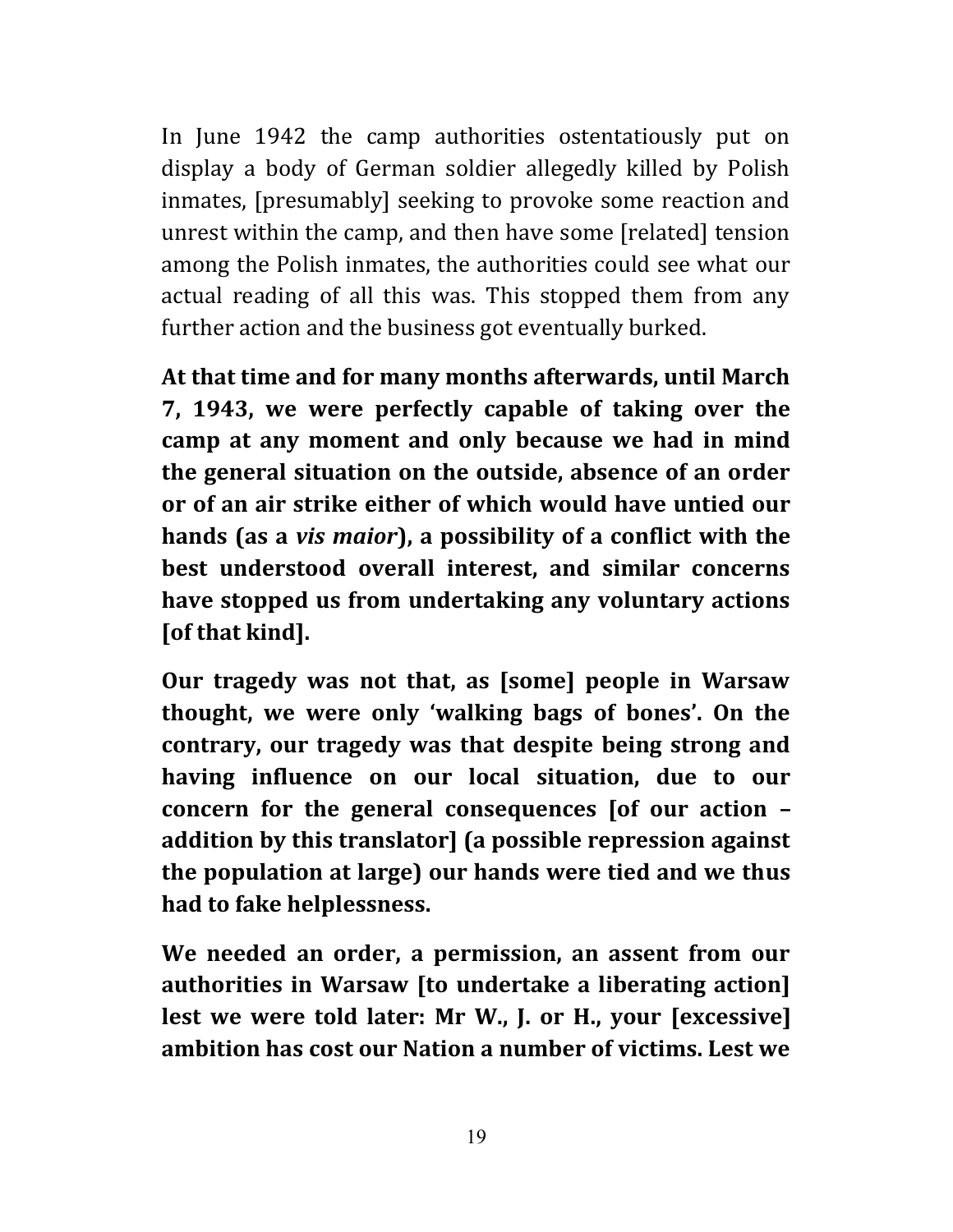In June 1942 the camp authorities ostentatiously put on display a body of German soldier allegedly killed by Polish inmates, [presumably] seeking to provoke some reaction and unrest within the camp, and then have some [related] tension among the Polish inmates, the authorities could see what our actual reading of all this was. This stopped them from any further action and the business got eventually burked.

**At that time and for many months afterwards, until March 7, 1943, we were perfectly capable of taking over the camp at any moment and only because we had in mind the general situation on the outside, absence of an order or of an air strike either of which would have untied our hands (as a *vis maior*), a possibility of a conflict with the best understood overall interest, and similar concerns have stopped us from undertaking any voluntary actions [of that kind].**

**Our tragedy was not that, as [some] people in Warsaw thought, we were only 'walking bags of bones'. On the contrary, our tragedy was that despite being strong and having influence on our local situation, due to our concern for the general consequences [of our action – addition by this translator] (a possible repression against the population at large) our hands were tied and we thus had to fake helplessness.**

**We needed an order, a permission, an assent from our authorities in Warsaw [to undertake a liberating action] lest we were told later: Mr W., J. or H., your [excessive] ambition has cost our Nation a number of victims. Lest we**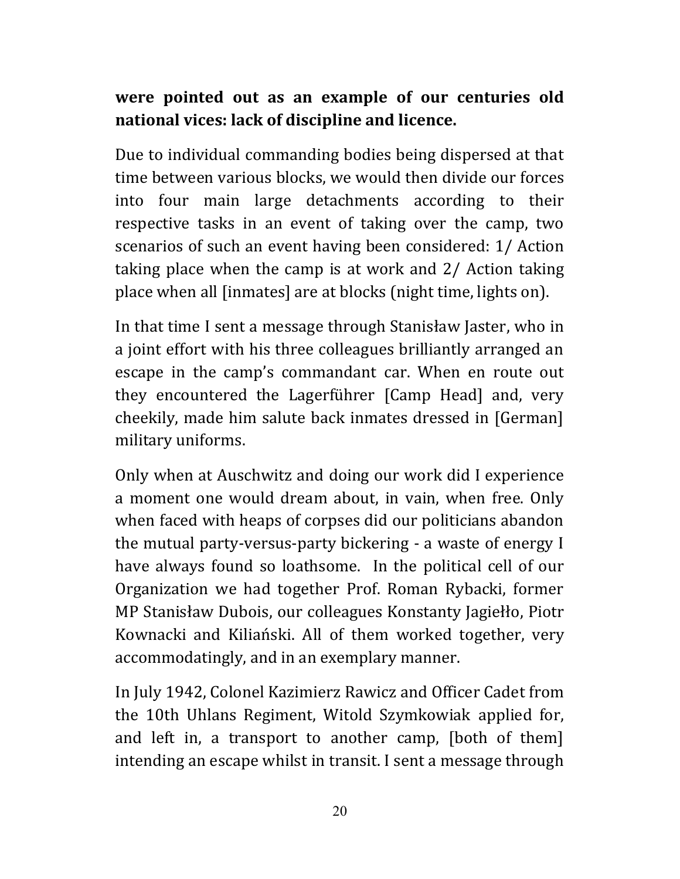**were pointed out as an example of our centuries old national vices: lack of discipline and licence.**

Due to individual commanding bodies being dispersed at that time between various blocks, we would then divide our forces into four main large detachments according to their respective tasks in an event of taking over the camp, two scenarios of such an event having been considered: 1/ Action taking place when the camp is at work and 2/ Action taking place when all [inmates] are at blocks (night time, lights on).

In that time I sent a message through Stanisław Jaster, who in a joint effort with his three colleagues brilliantly arranged an escape in the camp's commandant car. When en route out they encountered the Lagerführer [Camp Head] and, very cheekily, made him salute back inmates dressed in [German] military uniforms.

Only when at Auschwitz and doing our work did I experience a moment one would dream about, in vain, when free. Only when faced with heaps of corpses did our politicians abandon the mutual party-versus-party bickering - a waste of energy I have always found so loathsome. In the political cell of our Organization we had together Prof. Roman Rybacki, former MP Stanisław Dubois, our colleagues Konstanty Jagiełło, Piotr Kownacki and Kiliański. All of them worked together, very accommodatingly, and in an exemplary manner.

In July 1942, Colonel Kazimierz Rawicz and Officer Cadet from the 10th Uhlans Regiment, Witold Szymkowiak applied for, and left in, a transport to another camp, [both of them] intending an escape whilst in transit. I sent a message through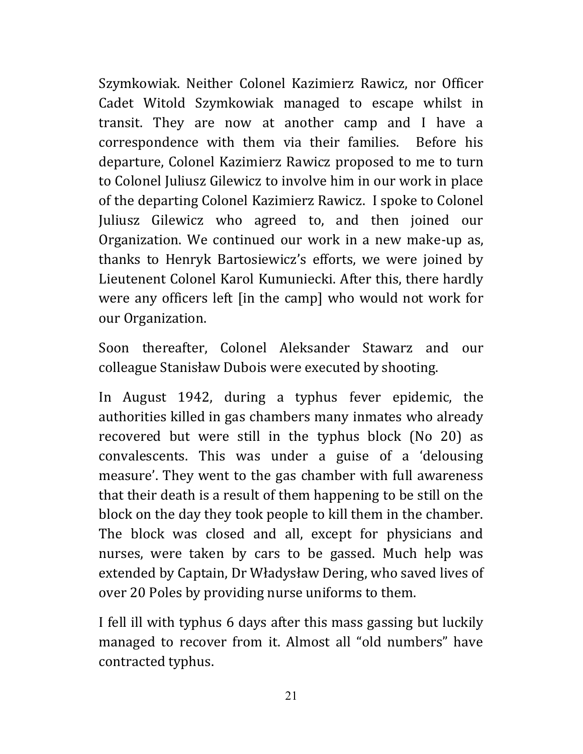Szymkowiak. Neither Colonel Kazimierz Rawicz, nor Officer Cadet Witold Szymkowiak managed to escape whilst in transit. They are now at another camp and I have a correspondence with them via their families. Before his departure, Colonel Kazimierz Rawicz proposed to me to turn to Colonel Juliusz Gilewicz to involve him in our work in place of the departing Colonel Kazimierz Rawicz. I spoke to Colonel Juliusz Gilewicz who agreed to, and then joined our Organization. We continued our work in a new make-up as, thanks to Henryk Bartosiewicz's efforts, we were joined by Lieutenent Colonel Karol Kumuniecki. After this, there hardly were any officers left [in the camp] who would not work for our Organization.

Soon thereafter, Colonel Aleksander Stawarz and our colleague Stanisław Dubois were executed by shooting.

In August 1942, during a typhus fever epidemic, the authorities killed in gas chambers many inmates who already recovered but were still in the typhus block (No 20) as convalescents. This was under a guise of a 'delousing measure'. They went to the gas chamber with full awareness that their death is a result of them happening to be still on the block on the day they took people to kill them in the chamber. The block was closed and all, except for physicians and nurses, were taken by cars to be gassed. Much help was extended by Captain, Dr Władysław Dering, who saved lives of over 20 Poles by providing nurse uniforms to them.

I fell ill with typhus 6 days after this mass gassing but luckily managed to recover from it. Almost all "old numbers" have contracted typhus.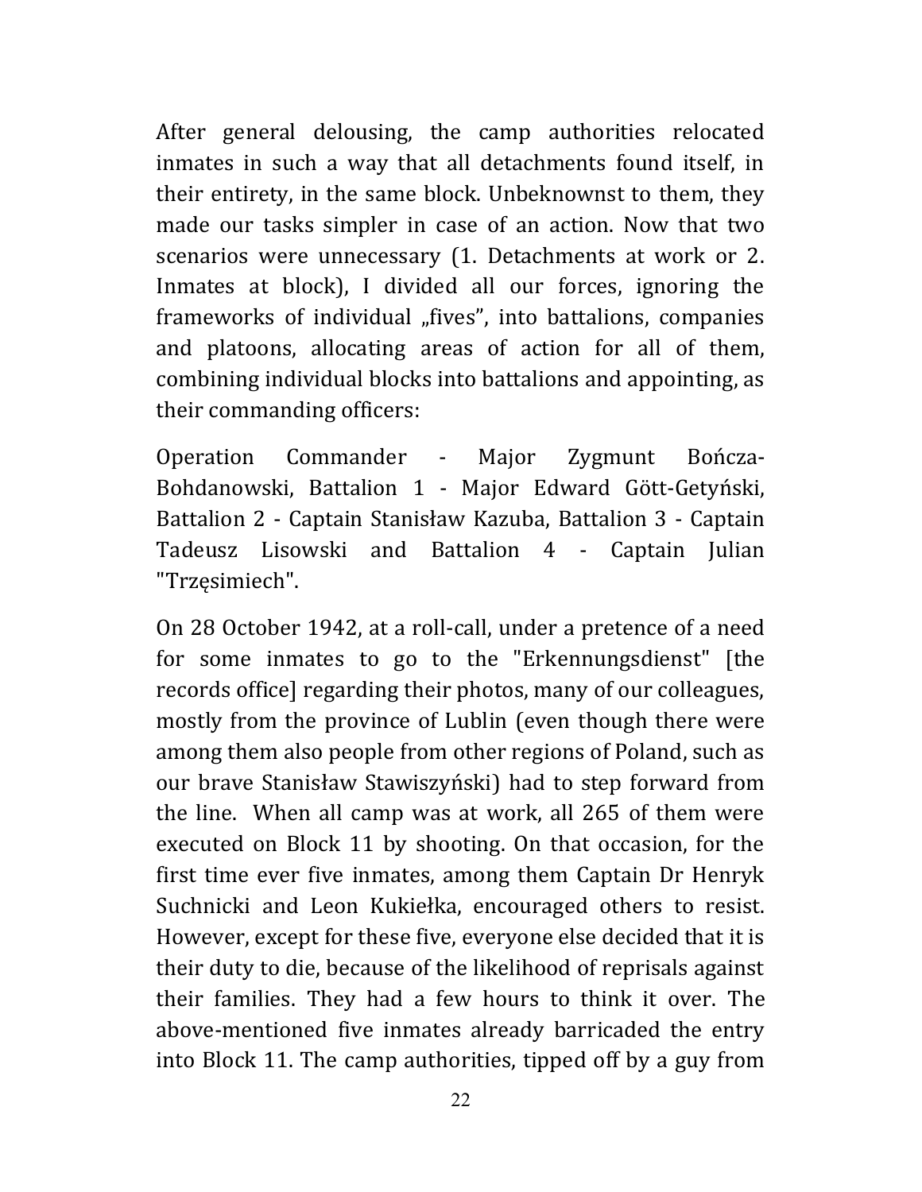After general delousing, the camp authorities relocated inmates in such a way that all detachments found itself, in their entirety, in the same block. Unbeknownst to them, they made our tasks simpler in case of an action. Now that two scenarios were unnecessary (1. Detachments at work or 2. Inmates at block), I divided all our forces, ignoring the frameworks of individual „fives", into battalions, companies and platoons, allocating areas of action for all of them, combining individual blocks into battalions and appointing, as their commanding officers:

Operation Commander - Major Zygmunt Bończa-Bohdanowski, Battalion 1 - Major Edward Gött-Getyński, Battalion 2 - Captain Stanisław Kazuba, Battalion 3 - Captain Tadeusz Lisowski and Battalion 4 - Captain Julian "Trzęsimiech".

On 28 October 1942, at a roll-call, under a pretence of a need for some inmates to go to the "Erkennungsdienst" [the records office] regarding their photos, many of our colleagues, mostly from the province of Lublin (even though there were among them also people from other regions of Poland, such as our brave Stanisław Stawiszyński) had to step forward from the line. When all camp was at work, all 265 of them were executed on Block 11 by shooting. On that occasion, for the first time ever five inmates, among them Captain Dr Henryk Suchnicki and Leon Kukiełka, encouraged others to resist. However, except for these five, everyone else decided that it is their duty to die, because of the likelihood of reprisals against their families. They had a few hours to think it over. The above-mentioned five inmates already barricaded the entry into Block 11. The camp authorities, tipped off by a guy from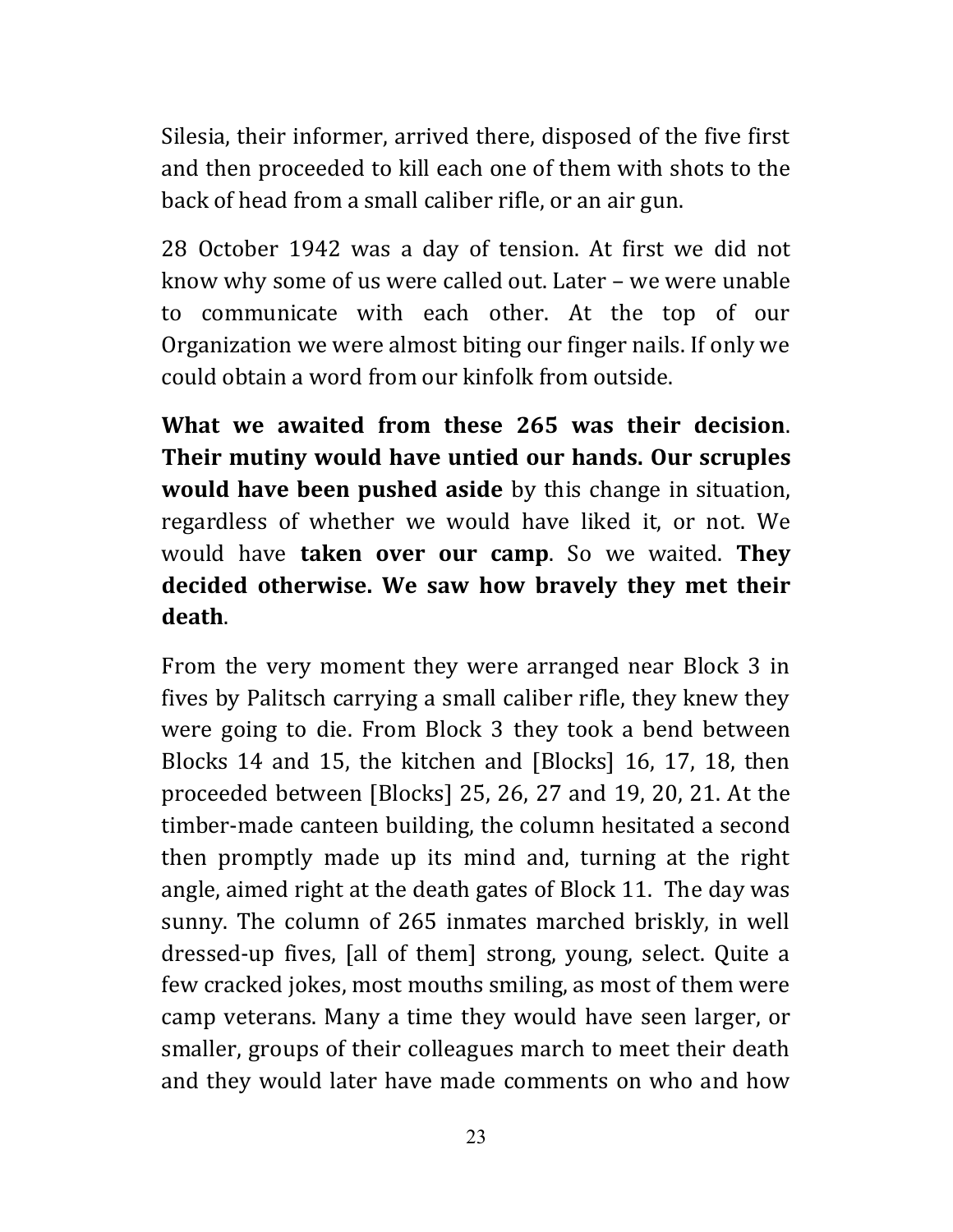Silesia, their informer, arrived there, disposed of the five first and then proceeded to kill each one of them with shots to the back of head from a small caliber rifle, or an air gun.

28 October 1942 was a day of tension. At first we did not know why some of us were called out. Later – we were unable to communicate with each other. At the top of our Organization we were almost biting our finger nails. If only we could obtain a word from our kinfolk from outside.

**What we awaited from these 265 was their decision**. **Their mutiny would have untied our hands. Our scruples would have been pushed aside** by this change in situation, regardless of whether we would have liked it, or not. We would have **taken over our camp**. So we waited. **They decided otherwise. We saw how bravely they met their death**.

From the very moment they were arranged near Block 3 in fives by Palitsch carrying a small caliber rifle, they knew they were going to die. From Block 3 they took a bend between Blocks 14 and 15, the kitchen and [Blocks] 16, 17, 18, then proceeded between [Blocks] 25, 26, 27 and 19, 20, 21. At the timber-made canteen building, the column hesitated a second then promptly made up its mind and, turning at the right angle, aimed right at the death gates of Block 11. The day was sunny. The column of 265 inmates marched briskly, in well dressed-up fives, [all of them] strong, young, select. Quite a few cracked jokes, most mouths smiling, as most of them were camp veterans. Many a time they would have seen larger, or smaller, groups of their colleagues march to meet their death and they would later have made comments on who and how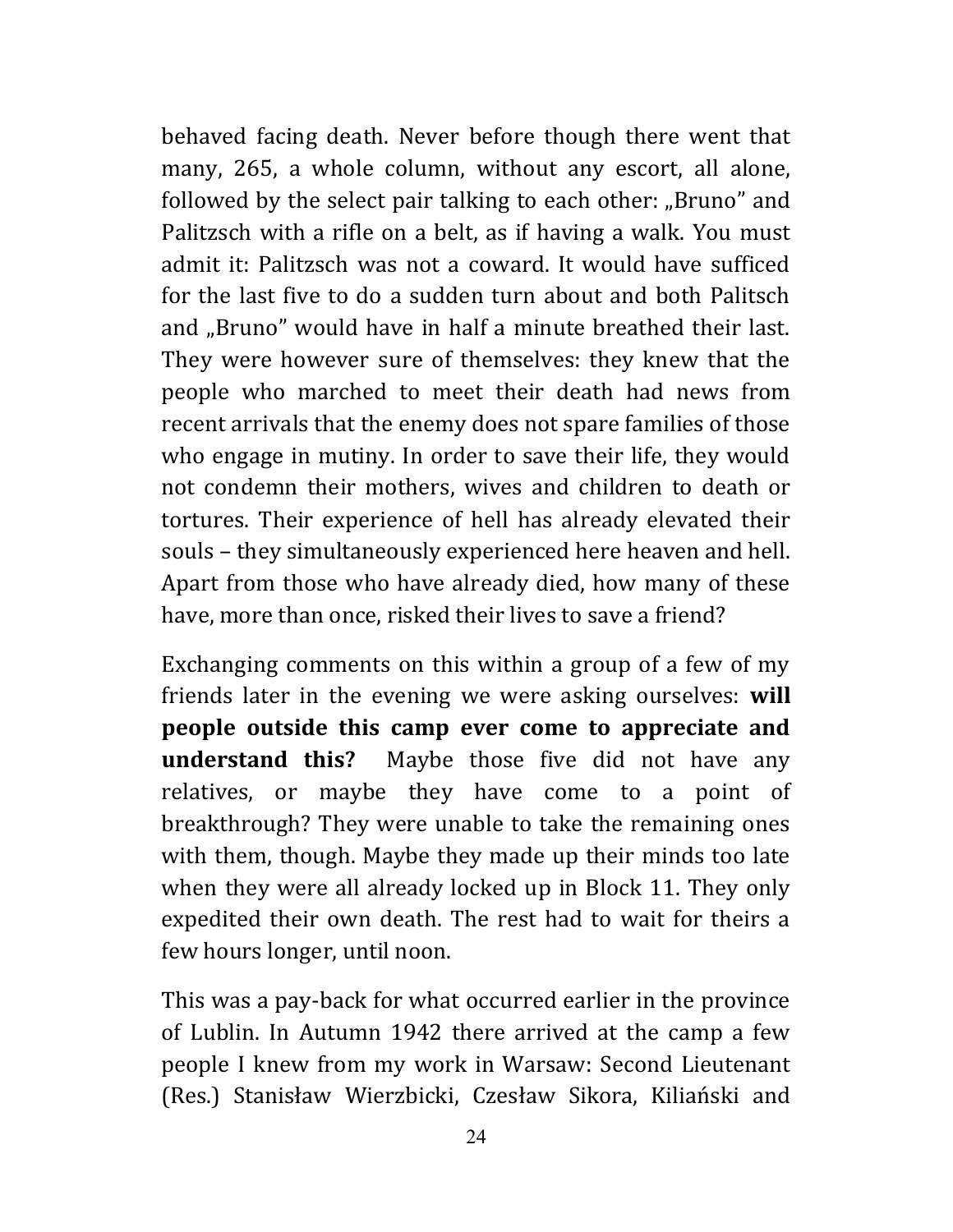behaved facing death. Never before though there went that many, 265, a whole column, without any escort, all alone, followed by the select pair talking to each other: „Bruno" and Palitzsch with a rifle on a belt, as if having a walk. You must admit it: Palitzsch was not a coward. It would have sufficed for the last five to do a sudden turn about and both Palitsch and „Bruno" would have in half a minute breathed their last. They were however sure of themselves: they knew that the people who marched to meet their death had news from recent arrivals that the enemy does not spare families of those who engage in mutiny. In order to save their life, they would not condemn their mothers, wives and children to death or tortures. Their experience of hell has already elevated their souls – they simultaneously experienced here heaven and hell. Apart from those who have already died, how many of these have, more than once, risked their lives to save a friend?

Exchanging comments on this within a group of a few of my friends later in the evening we were asking ourselves: **will people outside this camp ever come to appreciate and understand this?** Maybe those five did not have any relatives, or maybe they have come to a point of breakthrough? They were unable to take the remaining ones with them, though. Maybe they made up their minds too late when they were all already locked up in Block 11. They only expedited their own death. The rest had to wait for theirs a few hours longer, until noon.

This was a pay-back for what occurred earlier in the province of Lublin. In Autumn 1942 there arrived at the camp a few people I knew from my work in Warsaw: Second Lieutenant (Res.) Stanisław Wierzbicki, Czesław Sikora, Kiliański and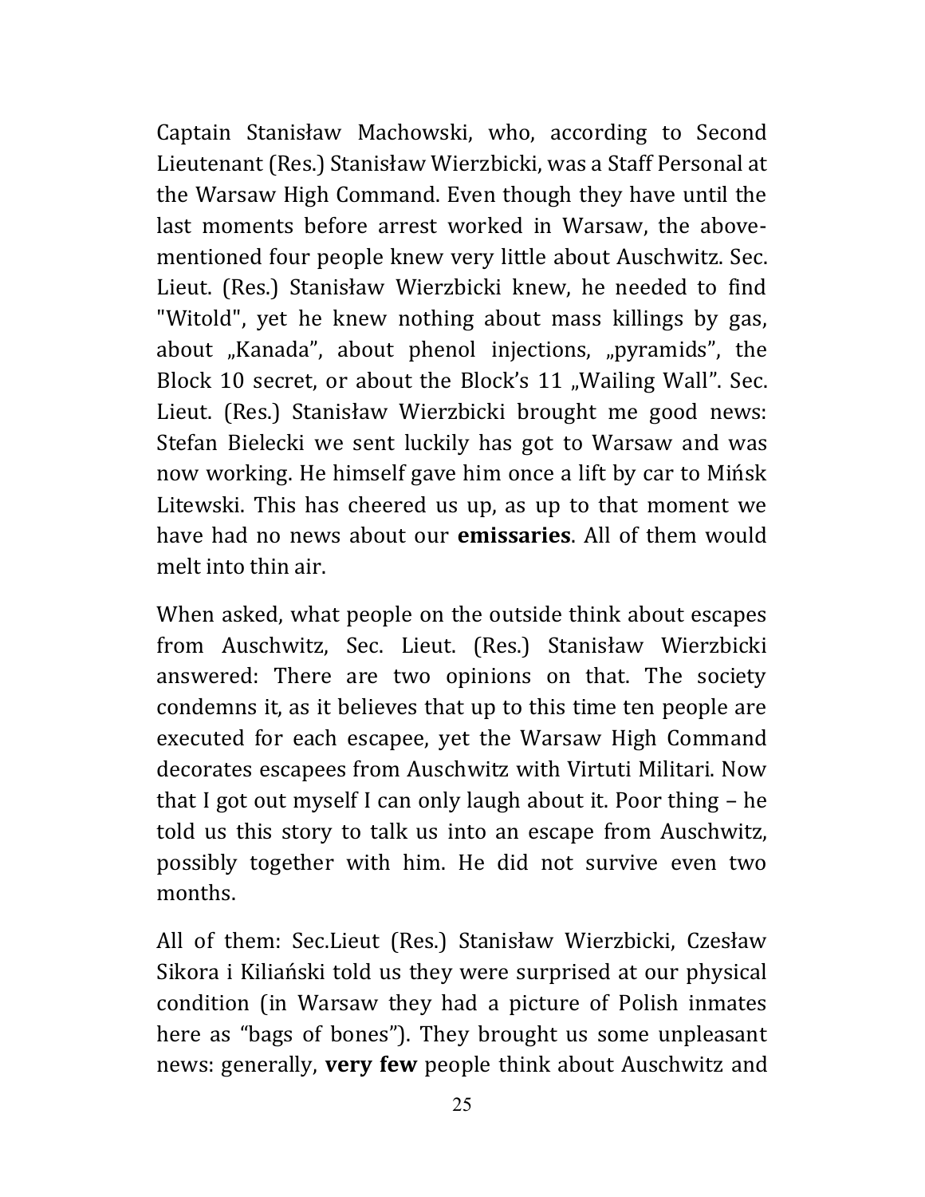Captain Stanisław Machowski, who, according to Second Lieutenant (Res.) Stanisław Wierzbicki, was a Staff Personal at the Warsaw High Command. Even though they have until the last moments before arrest worked in Warsaw, the above-mentioned four people knew very little about Auschwitz. Sec. Lieut. (Res.) Stanisław Wierzbicki knew, he needed to find "Witold", yet he knew nothing about mass killings by gas, about „Kanada", about phenol injections, „pyramids", the Block 10 secret, or about the Block's 11 „Wailing Wall". Sec. Lieut. (Res.) Stanisław Wierzbicki brought me good news: Stefan Bielecki we sent luckily has got to Warsaw and was now working. He himself gave him once a lift by car to Mińsk Litewski. This has cheered us up, as up to that moment we have had no news about our **emissaries**. All of them would melt into thin air.

When asked, what people on the outside think about escapes from Auschwitz, Sec. Lieut. (Res.) Stanisław Wierzbicki answered: There are two opinions on that. The society condemns it, as it believes that up to this time ten people are executed for each escapee, yet the Warsaw High Command decorates escapees from Auschwitz with Virtuti Militari. Now that I got out myself I can only laugh about it. Poor thing – he told us this story to talk us into an escape from Auschwitz, possibly together with him. He did not survive even two months.

All of them: Sec.Lieut (Res.) Stanisław Wierzbicki, Czesław Sikora i Kiliański told us they were surprised at our physical condition (in Warsaw they had a picture of Polish inmates here as "bags of bones"). They brought us some unpleasant news: generally, **very few** people think about Auschwitz and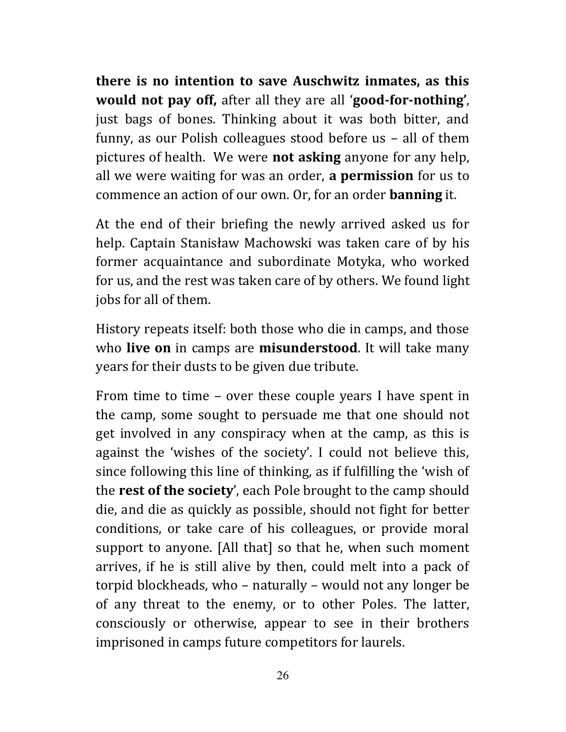**there is no intention to save Auschwitz inmates, as this would not pay off,** after all they are all '**good-for-nothing**', just bags of bones. Thinking about it was both bitter, and funny, as our Polish colleagues stood before us – all of them pictures of health. We were **not asking** anyone for any help, all we were waiting for was an order, **a permission** for us to commence an action of our own. Or, for an order **banning** it.

At the end of their briefing the newly arrived asked us for help. Captain Stanisław Machowski was taken care of by his former acquaintance and subordinate Motyka, who worked for us, and the rest was taken care of by others. We found light jobs for all of them.

History repeats itself: both those who die in camps, and those who **live on** in camps are **misunderstood**. It will take many years for their dusts to be given due tribute.

From time to time – over these couple years I have spent in the camp, some sought to persuade me that one should not get involved in any conspiracy when at the camp, as this is against the 'wishes of the society'. I could not believe this, since following this line of thinking, as if fulfilling the 'wish of the **rest of the society**', each Pole brought to the camp should die, and die as quickly as possible, should not fight for better conditions, or take care of his colleagues, or provide moral support to anyone. [All that] so that he, when such moment arrives, if he is still alive by then, could melt into a pack of torpid blockheads, who – naturally – would not any longer be of any threat to the enemy, or to other Poles. The latter, consciously or otherwise, appear to see in their brothers imprisoned in camps future competitors for laurels.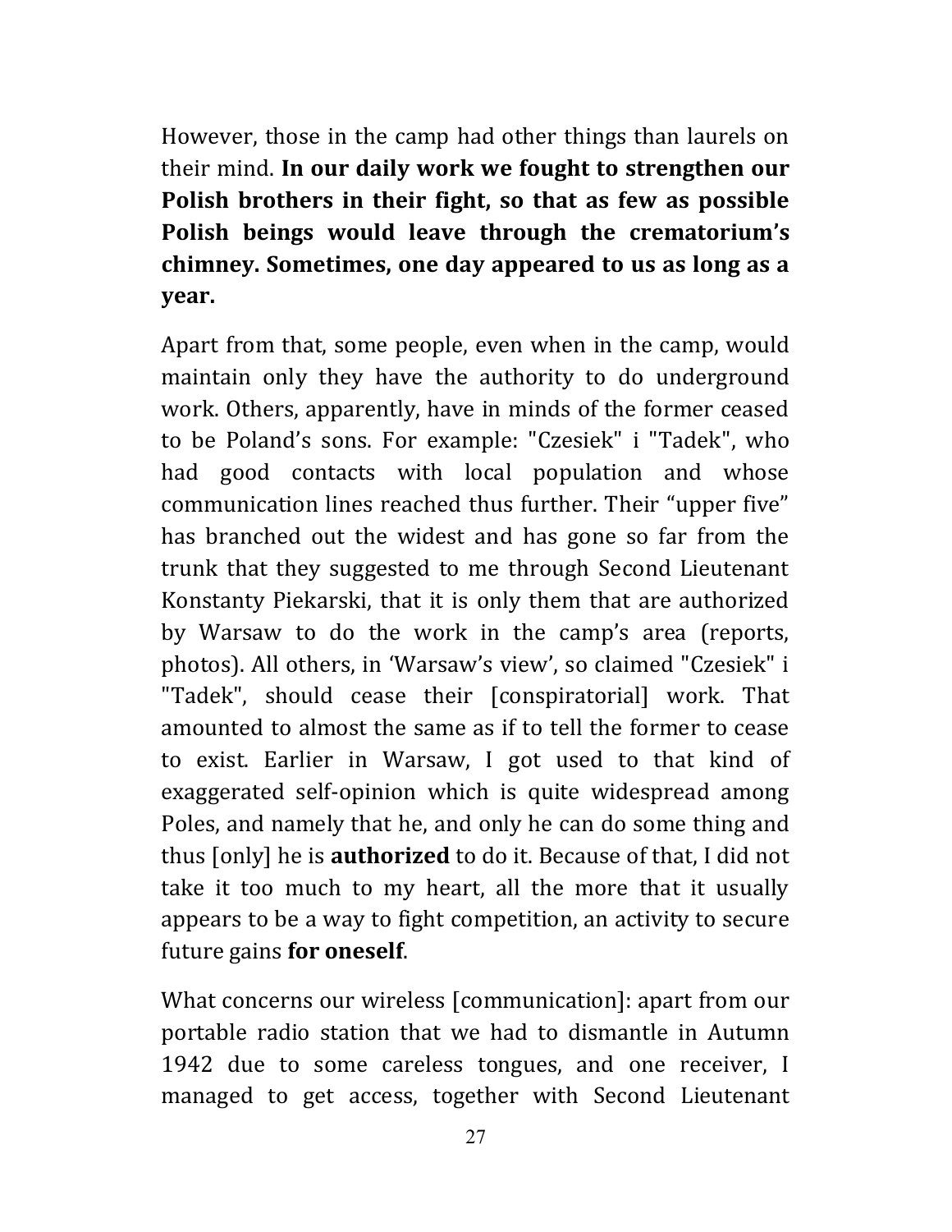However, those in the camp had other things than laurels on their mind. **In our daily work we fought to strengthen our Polish brothers in their fight, so that as few as possible Polish beings would leave through the crematorium's chimney. Sometimes, one day appeared to us as long as a year.**

Apart from that, some people, even when in the camp, would maintain only they have the authority to do underground work. Others, apparently, have in minds of the former ceased to be Poland's sons. For example: "Czesiek" i "Tadek", who had good contacts with local population and whose communication lines reached thus further. Their "upper five" has branched out the widest and has gone so far from the trunk that they suggested to me through Second Lieutenant Konstanty Piekarski, that it is only them that are authorized by Warsaw to do the work in the camp's area (reports, photos). All others, in 'Warsaw's view', so claimed "Czesiek" i "Tadek", should cease their [conspiratorial] work. That amounted to almost the same as if to tell the former to cease to exist. Earlier in Warsaw, I got used to that kind of exaggerated self-opinion which is quite widespread among Poles, and namely that he, and only he can do some thing and thus [only] he is **authorized** to do it. Because of that, I did not take it too much to my heart, all the more that it usually appears to be a way to fight competition, an activity to secure future gains **for oneself**.

What concerns our wireless [communication]: apart from our portable radio station that we had to dismantle in Autumn 1942 due to some careless tongues, and one receiver, I managed to get access, together with Second Lieutenant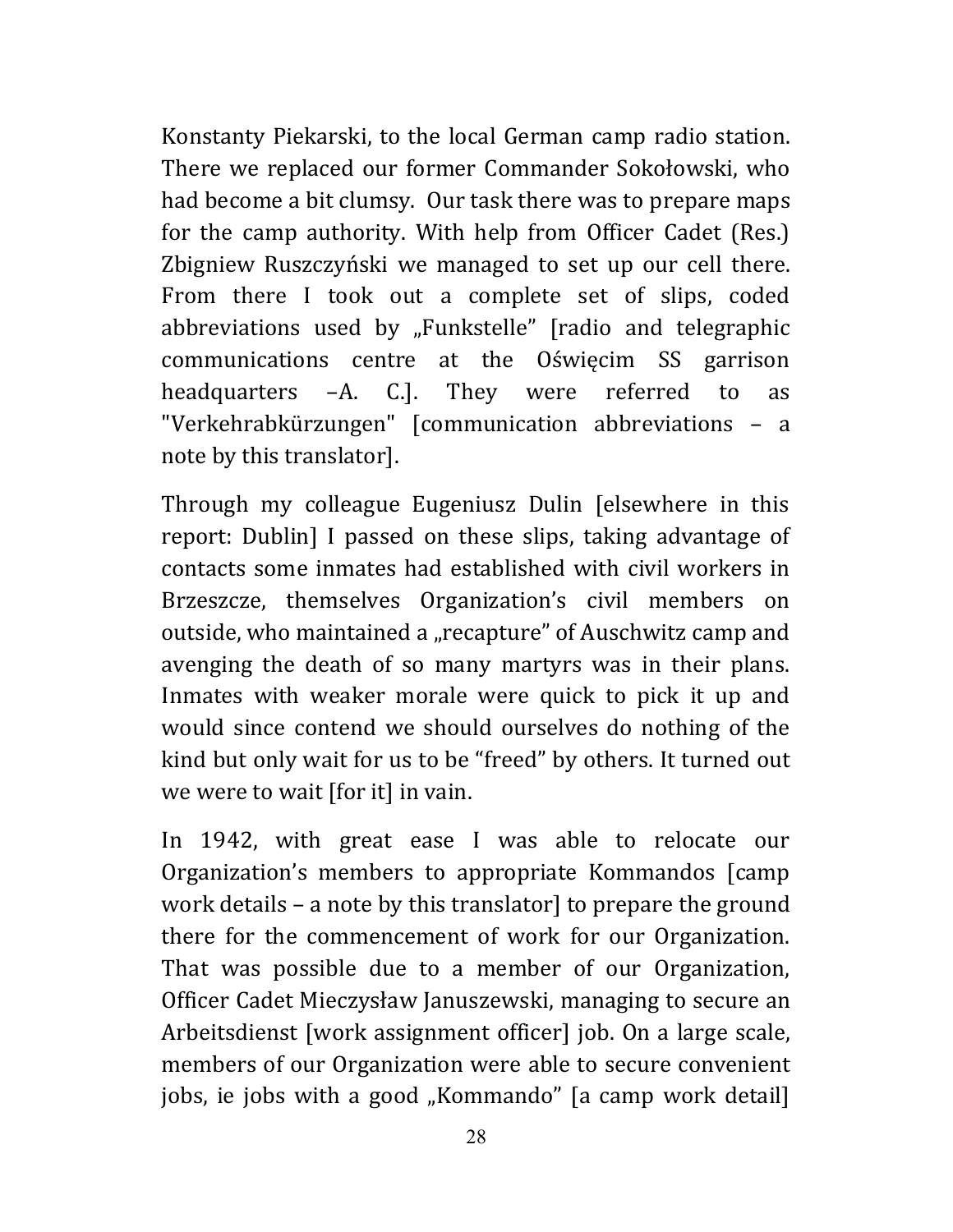Konstanty Piekarski, to the local German camp radio station. There we replaced our former Commander Sokołowski, who had become a bit clumsy.  Our task there was to prepare maps for the camp authority. With help from Officer Cadet (Res.) Zbigniew Ruszczyński we managed to set up our cell there. From there I took out a complete set of slips, coded abbreviations used by „Funkstelle" [radio and telegraphic communications centre at the Oświęcim SS garrison headquarters –A. C.]. They were referred to as "Verkehrabkürzungen" [communication abbreviations – a note by this translator].

Through my colleague Eugeniusz Dulin [elsewhere in this report: Dublin] I passed on these slips, taking advantage of contacts some inmates had established with civil workers in Brzeszcze, themselves Organization's civil members on outside, who maintained a „recapture" of Auschwitz camp and avenging the death of so many martyrs was in their plans. Inmates with weaker morale were quick to pick it up and would since contend we should ourselves do nothing of the kind but only wait for us to be "freed" by others. It turned out we were to wait [for it] in vain.

In 1942, with great ease I was able to relocate our Organization's members to appropriate Kommandos [camp work details – a note by this translator] to prepare the ground there for the commencement of work for our Organization. That was possible due to a member of our Organization, Officer Cadet Mieczysław Januszewski, managing to secure an Arbeitsdienst [work assignment officer] job. On a large scale, members of our Organization were able to secure convenient jobs, ie jobs with a good „Kommando" [a camp work detail]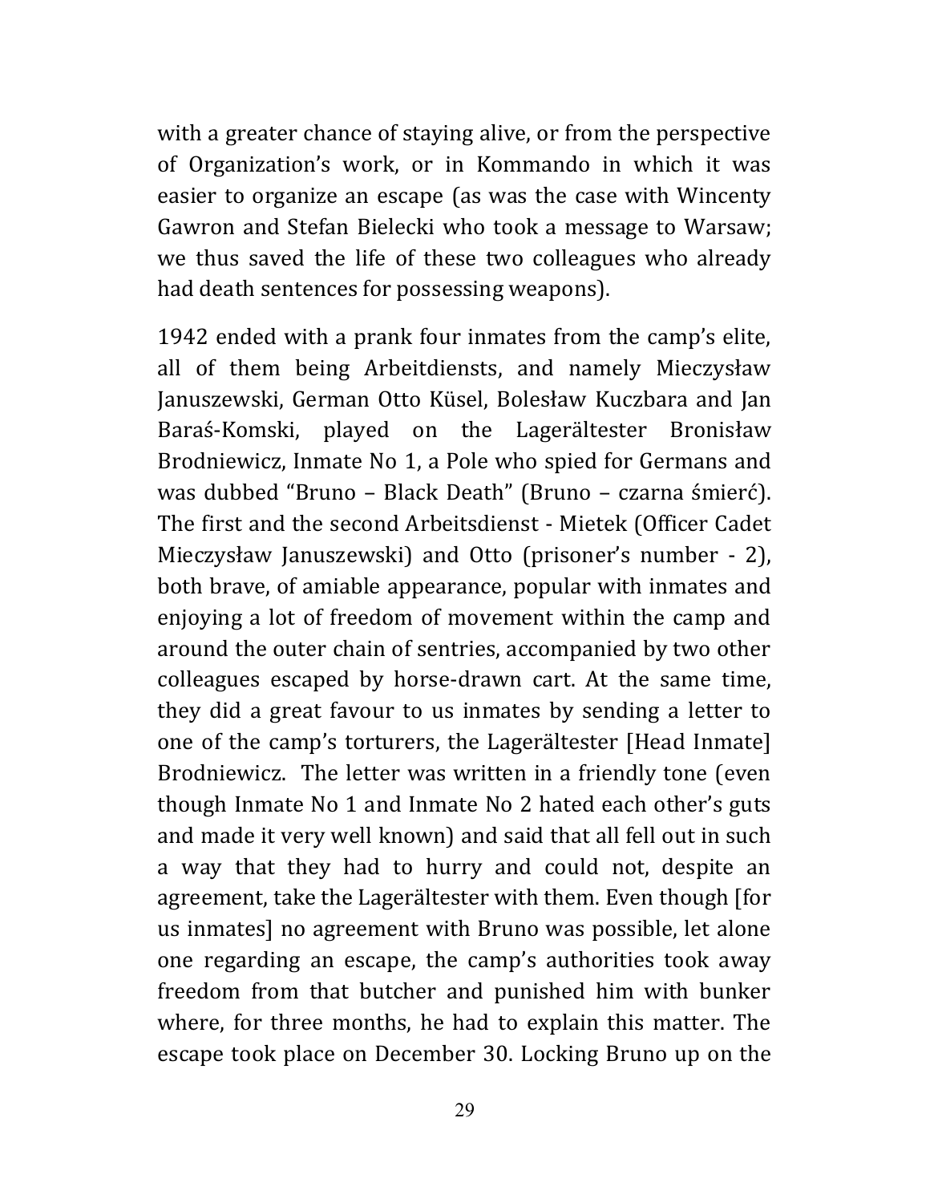with a greater chance of staying alive, or from the perspective of Organization's work, or in Kommando in which it was easier to organize an escape (as was the case with Wincenty Gawron and Stefan Bielecki who took a message to Warsaw; we thus saved the life of these two colleagues who already had death sentences for possessing weapons).

1942 ended with a prank four inmates from the camp's elite, all of them being Arbeitdiensts, and namely Mieczysław Januszewski, German Otto Küsel, Bolesław Kuczbara and Jan Baraś-Komski, played on the Lagerältester Bronisław Brodniewicz, Inmate No 1, a Pole who spied for Germans and was dubbed "Bruno – Black Death" (Bruno – czarna śmierć). The first and the second Arbeitsdienst - Mietek (Officer Cadet Mieczysław Januszewski) and Otto (prisoner's number - 2), both brave, of amiable appearance, popular with inmates and enjoying a lot of freedom of movement within the camp and around the outer chain of sentries, accompanied by two other colleagues escaped by horse-drawn cart. At the same time, they did a great favour to us inmates by sending a letter to one of the camp's torturers, the Lagerältester [Head Inmate] Brodniewicz. The letter was written in a friendly tone (even though Inmate No 1 and Inmate No 2 hated each other's guts and made it very well known) and said that all fell out in such a way that they had to hurry and could not, despite an agreement, take the Lagerältester with them. Even though [for us inmates] no agreement with Bruno was possible, let alone one regarding an escape, the camp's authorities took away freedom from that butcher and punished him with bunker where, for three months, he had to explain this matter. The escape took place on December 30. Locking Bruno up on the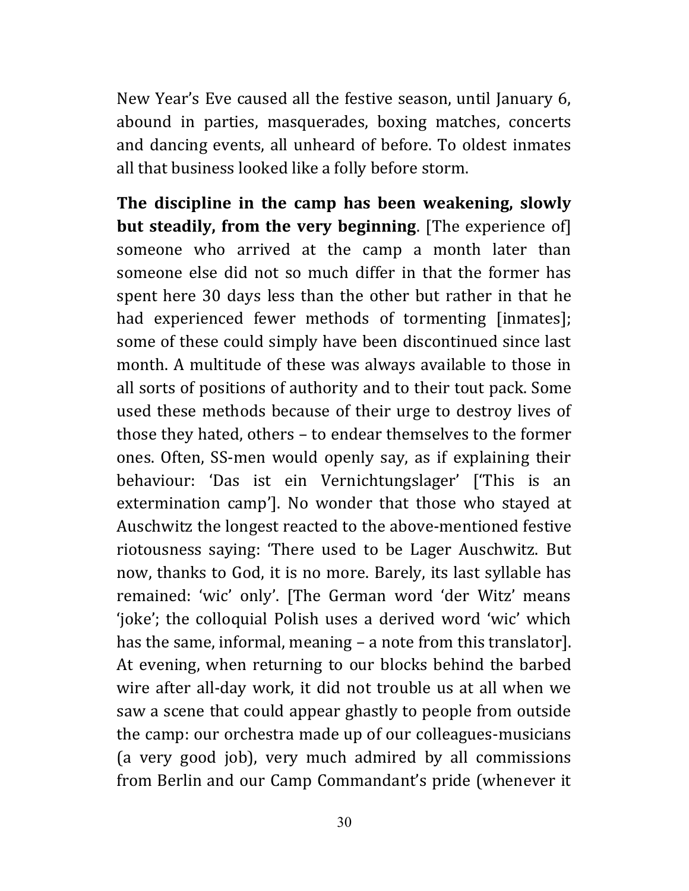New Year's Eve caused all the festive season, until January 6, abound in parties, masquerades, boxing matches, concerts and dancing events, all unheard of before. To oldest inmates all that business looked like a folly before storm.

**The discipline in the camp has been weakening, slowly but steadily, from the very beginning**. [The experience of] someone who arrived at the camp a month later than someone else did not so much differ in that the former has spent here 30 days less than the other but rather in that he had experienced fewer methods of tormenting [inmates]; some of these could simply have been discontinued since last month. A multitude of these was always available to those in all sorts of positions of authority and to their tout pack. Some used these methods because of their urge to destroy lives of those they hated, others – to endear themselves to the former ones. Often, SS-men would openly say, as if explaining their behaviour: 'Das ist ein Vernichtungslager' ['This is an extermination camp']. No wonder that those who stayed at Auschwitz the longest reacted to the above-mentioned festive riotousness saying: 'There used to be Lager Auschwitz. But now, thanks to God, it is no more. Barely, its last syllable has remained: 'wic' only'. [The German word 'der Witz' means 'joke'; the colloquial Polish uses a derived word 'wic' which has the same, informal, meaning – a note from this translator]. At evening, when returning to our blocks behind the barbed wire after all-day work, it did not trouble us at all when we saw a scene that could appear ghastly to people from outside the camp: our orchestra made up of our colleagues-musicians (a very good job), very much admired by all commissions from Berlin and our Camp Commandant's pride (whenever it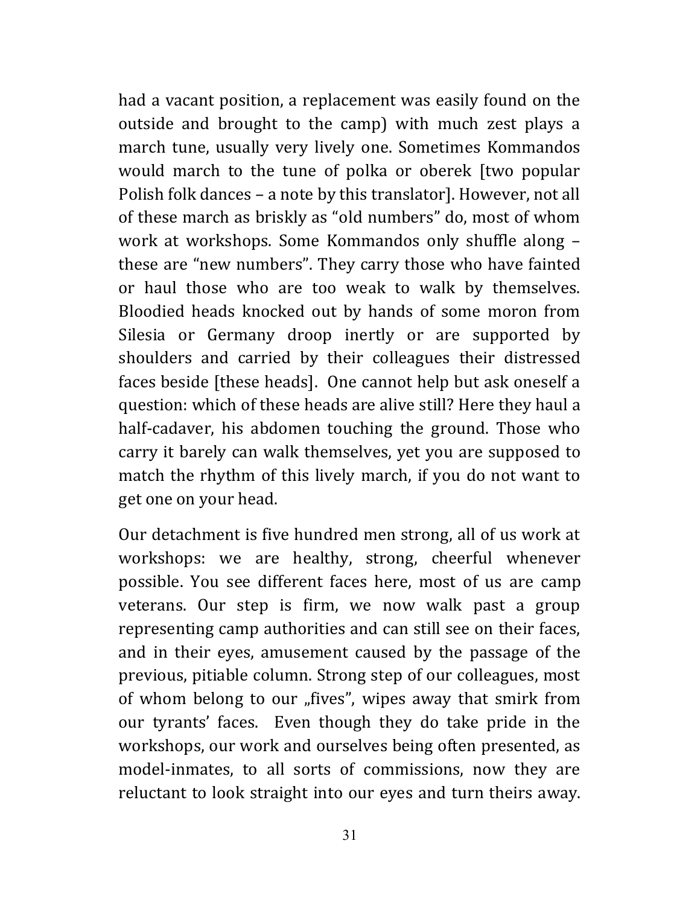had a vacant position, a replacement was easily found on the outside and brought to the camp) with much zest plays a march tune, usually very lively one. Sometimes Kommandos would march to the tune of polka or oberek [two popular Polish folk dances – a note by this translator]. However, not all of these march as briskly as "old numbers" do, most of whom work at workshops. Some Kommandos only shuffle along – these are "new numbers". They carry those who have fainted or haul those who are too weak to walk by themselves. Bloodied heads knocked out by hands of some moron from Silesia or Germany droop inertly or are supported by shoulders and carried by their colleagues their distressed faces beside [these heads]. One cannot help but ask oneself a question: which of these heads are alive still? Here they haul a half-cadaver, his abdomen touching the ground. Those who carry it barely can walk themselves, yet you are supposed to match the rhythm of this lively march, if you do not want to get one on your head.

Our detachment is five hundred men strong, all of us work at workshops: we are healthy, strong, cheerful whenever possible. You see different faces here, most of us are camp veterans. Our step is firm, we now walk past a group representing camp authorities and can still see on their faces, and in their eyes, amusement caused by the passage of the previous, pitiable column. Strong step of our colleagues, most of whom belong to our „fives", wipes away that smirk from our tyrants' faces. Even though they do take pride in the workshops, our work and ourselves being often presented, as model-inmates, to all sorts of commissions, now they are reluctant to look straight into our eyes and turn theirs away.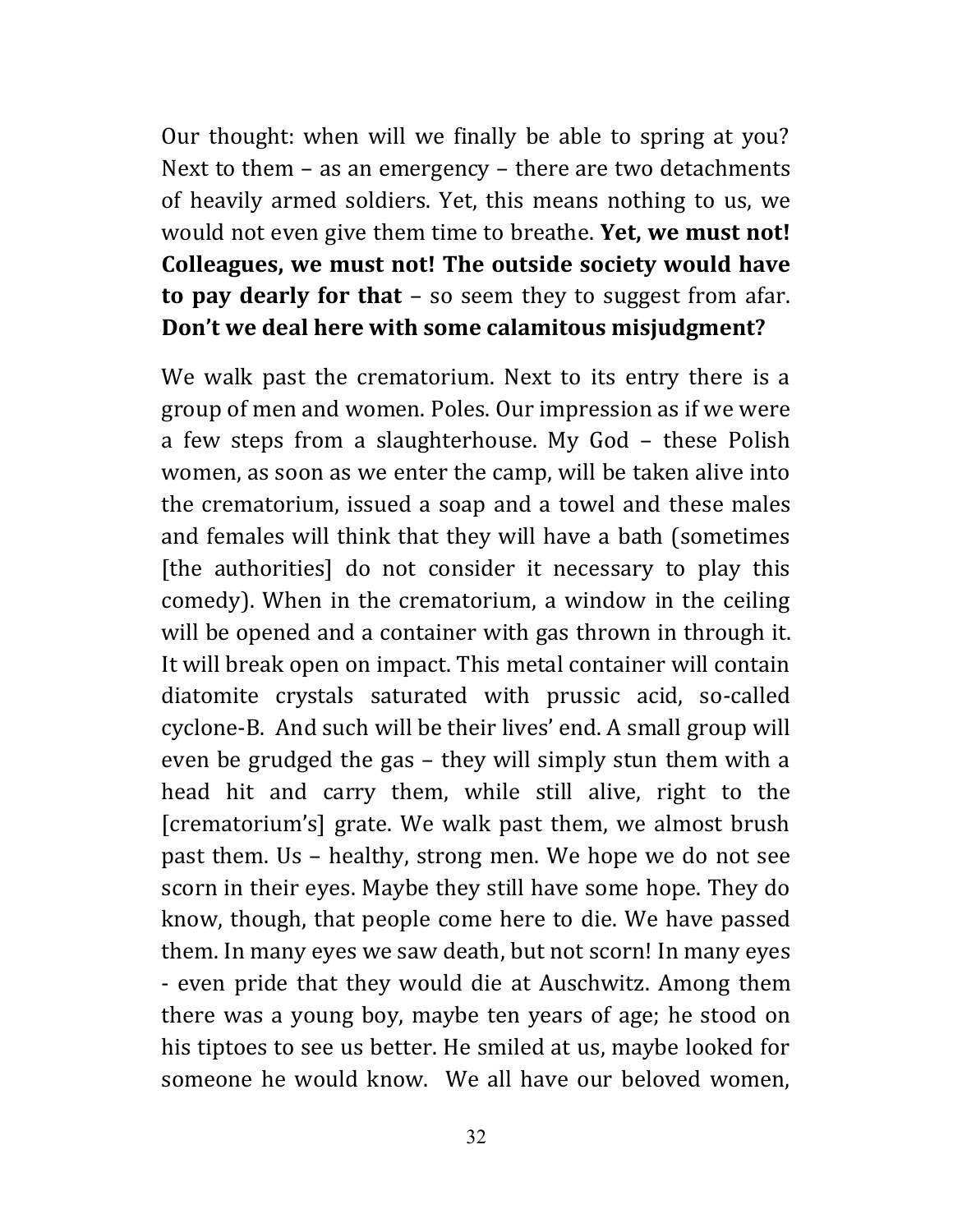Our thought: when will we finally be able to spring at you? Next to them – as an emergency – there are two detachments of heavily armed soldiers. Yet, this means nothing to us, we would not even give them time to breathe. **Yet, we must not! Colleagues, we must not! The outside society would have to pay dearly for that** – so seem they to suggest from afar. **Don't we deal here with some calamitous misjudgment?**

We walk past the crematorium. Next to its entry there is a group of men and women. Poles. Our impression as if we were a few steps from a slaughterhouse. My God – these Polish women, as soon as we enter the camp, will be taken alive into the crematorium, issued a soap and a towel and these males and females will think that they will have a bath (sometimes [the authorities] do not consider it necessary to play this comedy). When in the crematorium, a window in the ceiling will be opened and a container with gas thrown in through it. It will break open on impact. This metal container will contain diatomite crystals saturated with prussic acid, so-called cyclone-B. And such will be their lives' end. A small group will even be grudged the gas – they will simply stun them with a head hit and carry them, while still alive, right to the [crematorium's] grate. We walk past them, we almost brush past them. Us – healthy, strong men. We hope we do not see scorn in their eyes. Maybe they still have some hope. They do know, though, that people come here to die. We have passed them. In many eyes we saw death, but not scorn! In many eyes - even pride that they would die at Auschwitz. Among them there was a young boy, maybe ten years of age; he stood on his tiptoes to see us better. He smiled at us, maybe looked for someone he would know. We all have our beloved women,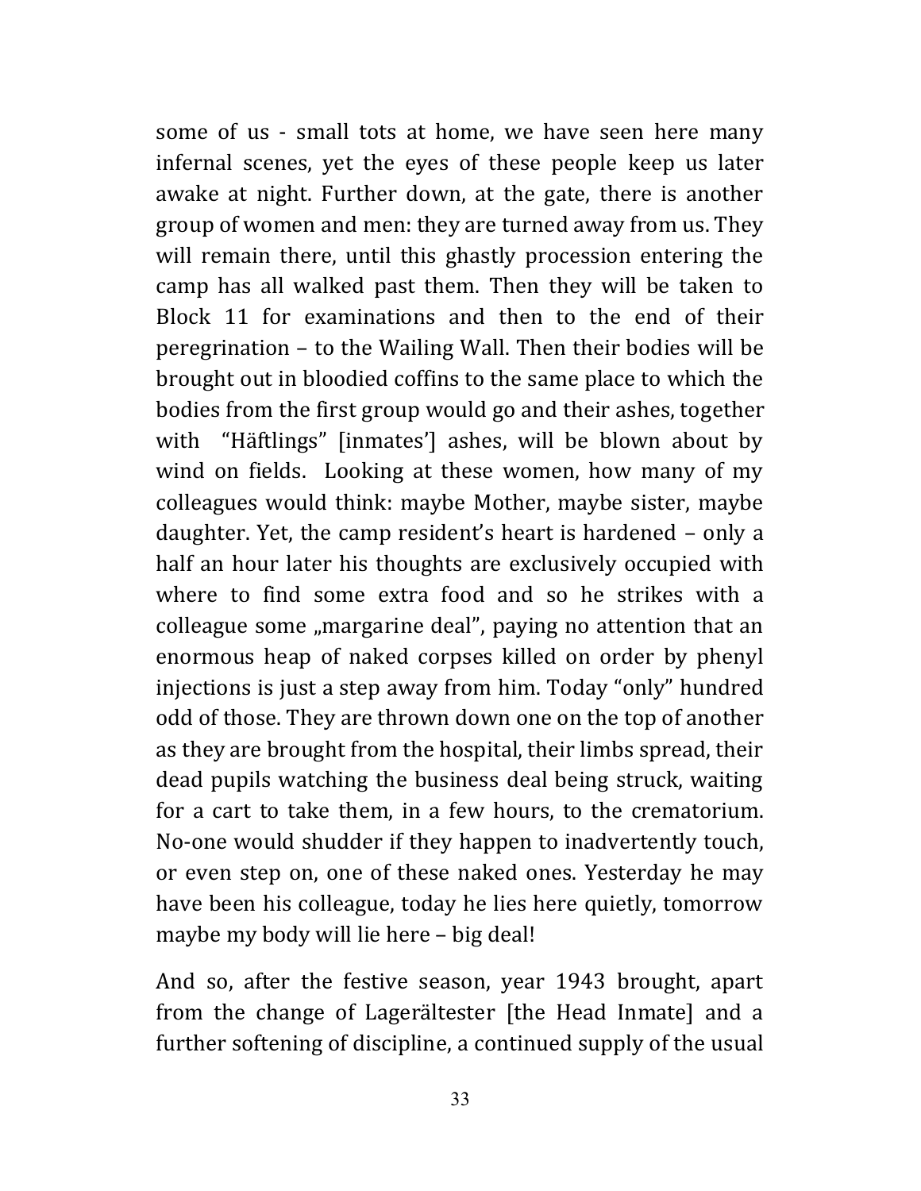some of us - small tots at home, we have seen here many infernal scenes, yet the eyes of these people keep us later awake at night. Further down, at the gate, there is another group of women and men: they are turned away from us. They will remain there, until this ghastly procession entering the camp has all walked past them. Then they will be taken to Block 11 for examinations and then to the end of their peregrination – to the Wailing Wall. Then their bodies will be brought out in bloodied coffins to the same place to which the bodies from the first group would go and their ashes, together with "Häftlings" [inmates'] ashes, will be blown about by wind on fields. Looking at these women, how many of my colleagues would think: maybe Mother, maybe sister, maybe daughter. Yet, the camp resident's heart is hardened – only a half an hour later his thoughts are exclusively occupied with where to find some extra food and so he strikes with a colleague some „margarine deal", paying no attention that an enormous heap of naked corpses killed on order by phenyl injections is just a step away from him. Today "only" hundred odd of those. They are thrown down one on the top of another as they are brought from the hospital, their limbs spread, their dead pupils watching the business deal being struck, waiting for a cart to take them, in a few hours, to the crematorium. No-one would shudder if they happen to inadvertently touch, or even step on, one of these naked ones. Yesterday he may have been his colleague, today he lies here quietly, tomorrow maybe my body will lie here – big deal!

And so, after the festive season, year 1943 brought, apart from the change of Lagerältester [the Head Inmate] and a further softening of discipline, a continued supply of the usual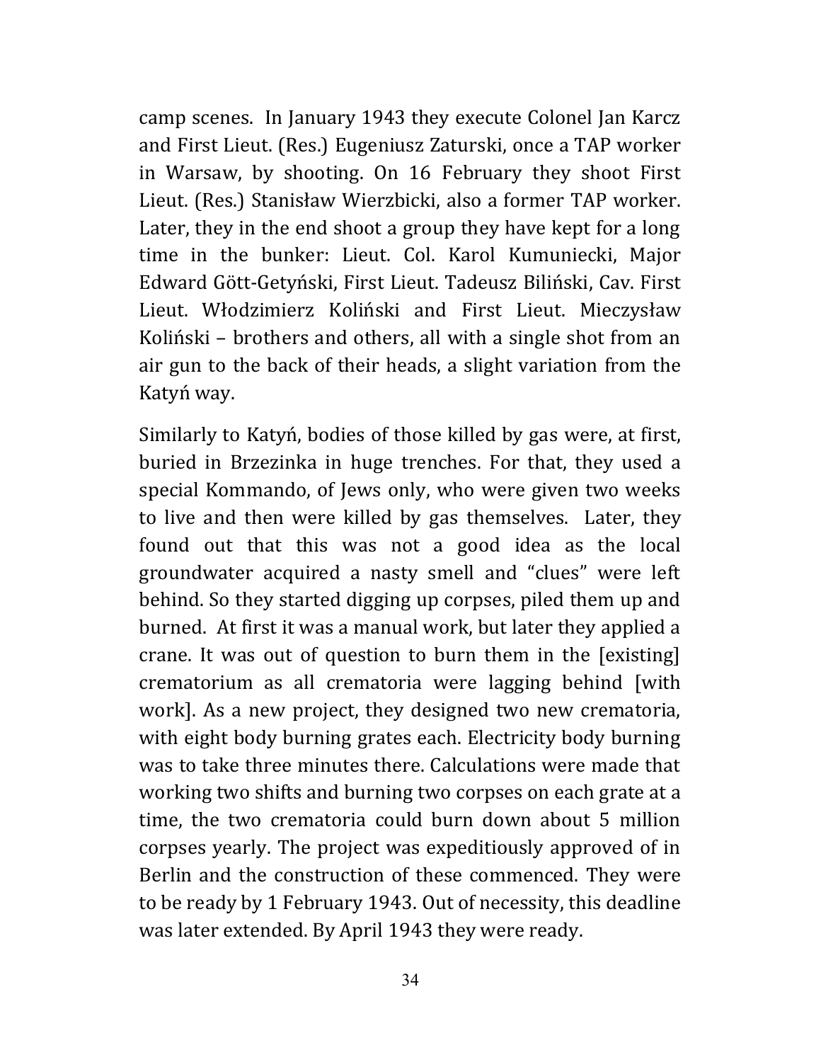camp scenes. In January 1943 they execute Colonel Jan Karcz and First Lieut. (Res.) Eugeniusz Zaturski, once a TAP worker in Warsaw, by shooting. On 16 February they shoot First Lieut. (Res.) Stanisław Wierzbicki, also a former TAP worker. Later, they in the end shoot a group they have kept for a long time in the bunker: Lieut. Col. Karol Kumuniecki, Major Edward Gött-Getyński, First Lieut. Tadeusz Biliński, Cav. First Lieut. Włodzimierz Koliński and First Lieut. Mieczysław Koliński – brothers and others, all with a single shot from an air gun to the back of their heads, a slight variation from the Katyń way.

Similarly to Katyń, bodies of those killed by gas were, at first, buried in Brzezinka in huge trenches. For that, they used a special Kommando, of Jews only, who were given two weeks to live and then were killed by gas themselves. Later, they found out that this was not a good idea as the local groundwater acquired a nasty smell and "clues" were left behind. So they started digging up corpses, piled them up and burned. At first it was a manual work, but later they applied a crane. It was out of question to burn them in the [existing] crematorium as all crematoria were lagging behind [with work]. As a new project, they designed two new crematoria, with eight body burning grates each. Electricity body burning was to take three minutes there. Calculations were made that working two shifts and burning two corpses on each grate at a time, the two crematoria could burn down about 5 million corpses yearly. The project was expeditiously approved of in Berlin and the construction of these commenced. They were to be ready by 1 February 1943. Out of necessity, this deadline was later extended. By April 1943 they were ready.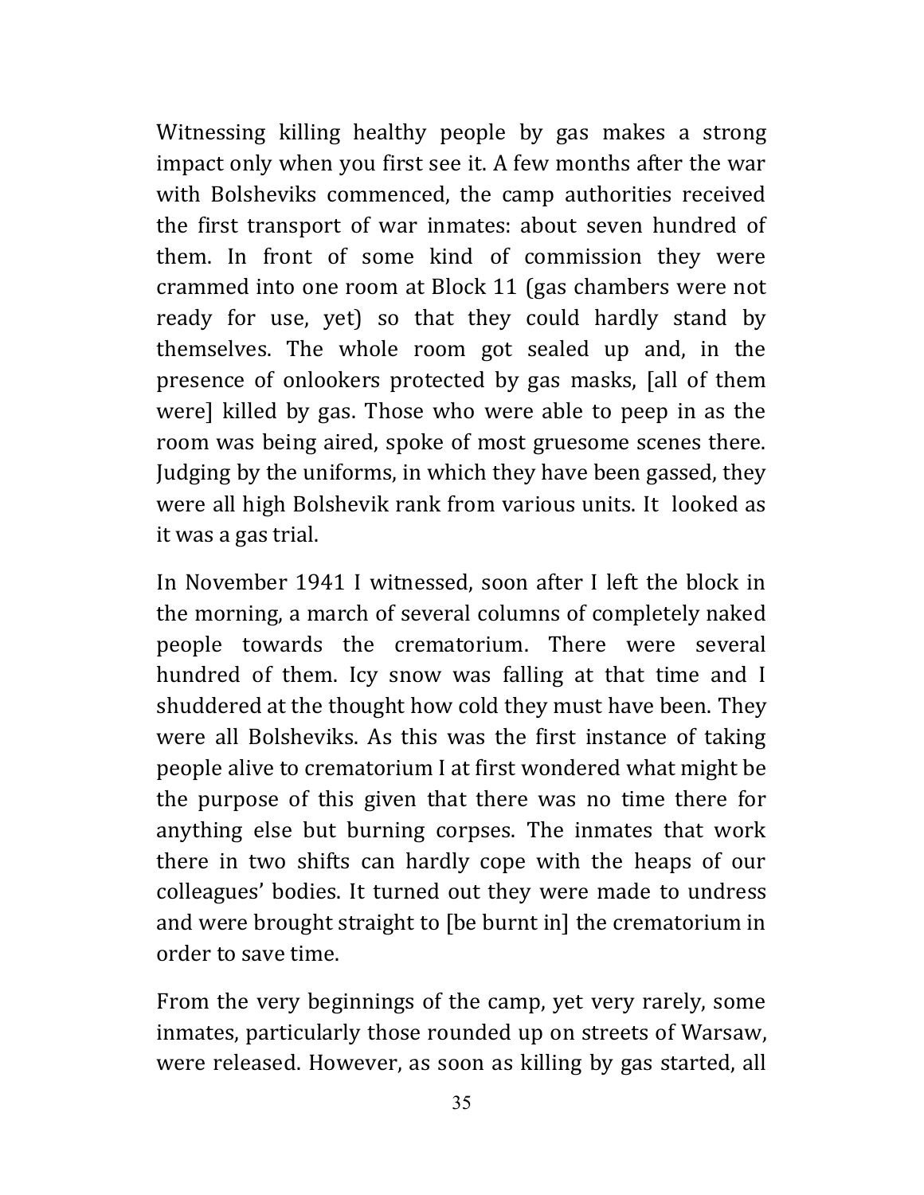Witnessing killing healthy people by gas makes a strong impact only when you first see it. A few months after the war with Bolsheviks commenced, the camp authorities received the first transport of war inmates: about seven hundred of them. In front of some kind of commission they were crammed into one room at Block 11 (gas chambers were not ready for use, yet) so that they could hardly stand by themselves. The whole room got sealed up and, in the presence of onlookers protected by gas masks, [all of them were] killed by gas. Those who were able to peep in as the room was being aired, spoke of most gruesome scenes there. Judging by the uniforms, in which they have been gassed, they were all high Bolshevik rank from various units. It looked as it was a gas trial.

In November 1941 I witnessed, soon after I left the block in the morning, a march of several columns of completely naked people towards the crematorium. There were several hundred of them. Icy snow was falling at that time and I shuddered at the thought how cold they must have been. They were all Bolsheviks. As this was the first instance of taking people alive to crematorium I at first wondered what might be the purpose of this given that there was no time there for anything else but burning corpses. The inmates that work there in two shifts can hardly cope with the heaps of our colleagues' bodies. It turned out they were made to undress and were brought straight to [be burnt in] the crematorium in order to save time.

From the very beginnings of the camp, yet very rarely, some inmates, particularly those rounded up on streets of Warsaw, were released. However, as soon as killing by gas started, all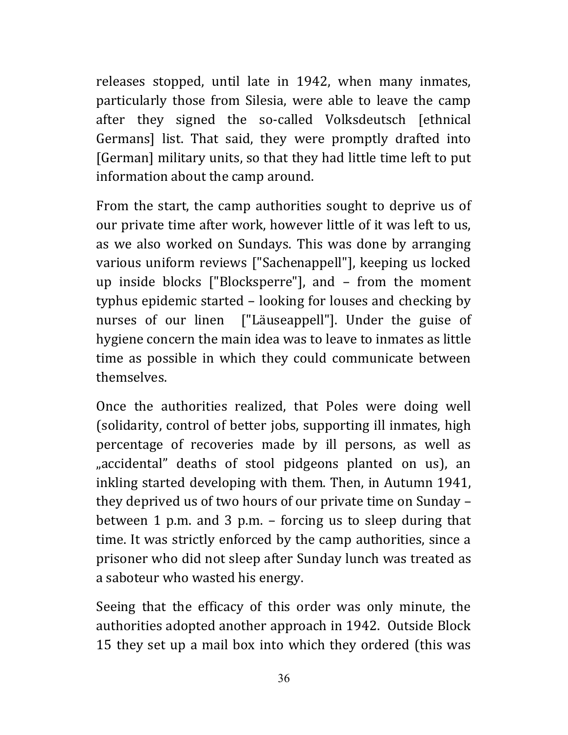releases stopped, until late in 1942, when many inmates, particularly those from Silesia, were able to leave the camp after they signed the so-called Volksdeutsch [ethnical Germans] list. That said, they were promptly drafted into [German] military units, so that they had little time left to put information about the camp around.

From the start, the camp authorities sought to deprive us of our private time after work, however little of it was left to us, as we also worked on Sundays. This was done by arranging various uniform reviews ["Sachenappell"], keeping us locked up inside blocks ["Blocksperre"], and – from the moment typhus epidemic started – looking for louses and checking by nurses of our linen ["Läuseappell"]. Under the guise of hygiene concern the main idea was to leave to inmates as little time as possible in which they could communicate between themselves.

Once the authorities realized, that Poles were doing well (solidarity, control of better jobs, supporting ill inmates, high percentage of recoveries made by ill persons, as well as „accidental" deaths of stool pidgeons planted on us), an inkling started developing with them. Then, in Autumn 1941, they deprived us of two hours of our private time on Sunday – between 1 p.m. and 3 p.m. – forcing us to sleep during that time. It was strictly enforced by the camp authorities, since a prisoner who did not sleep after Sunday lunch was treated as a saboteur who wasted his energy.

Seeing that the efficacy of this order was only minute, the authorities adopted another approach in 1942. Outside Block 15 they set up a mail box into which they ordered (this was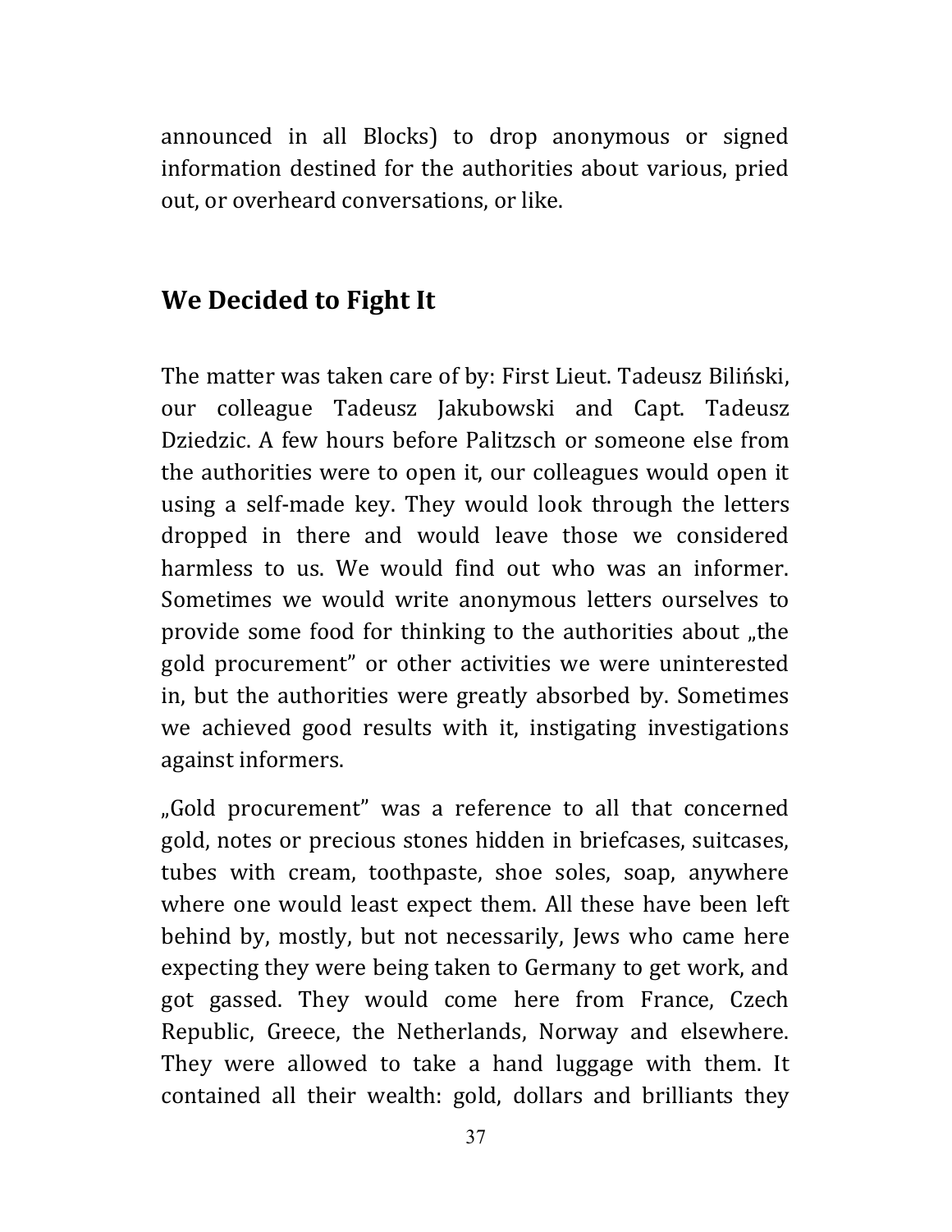announced in all Blocks) to drop anonymous or signed information destined for the authorities about various, pried out, or overheard conversations, or like.

## We Decided to Fight It

The matter was taken care of by: First Lieut. Tadeusz Biliński, our colleague Tadeusz Jakubowski and Capt. Tadeusz Dziedzic. A few hours before Palitzsch or someone else from the authorities were to open it, our colleagues would open it using a self-made key. They would look through the letters dropped in there and would leave those we considered harmless to us. We would find out who was an informer. Sometimes we would write anonymous letters ourselves to provide some food for thinking to the authorities about „the gold procurement" or other activities we were uninterested in, but the authorities were greatly absorbed by. Sometimes we achieved good results with it, instigating investigations against informers.

„Gold procurement" was a reference to all that concerned gold, notes or precious stones hidden in briefcases, suitcases, tubes with cream, toothpaste, shoe soles, soap, anywhere where one would least expect them. All these have been left behind by, mostly, but not necessarily, Jews who came here expecting they were being taken to Germany to get work, and got gassed. They would come here from France, Czech Republic, Greece, the Netherlands, Norway and elsewhere. They were allowed to take a hand luggage with them. It contained all their wealth: gold, dollars and brilliants they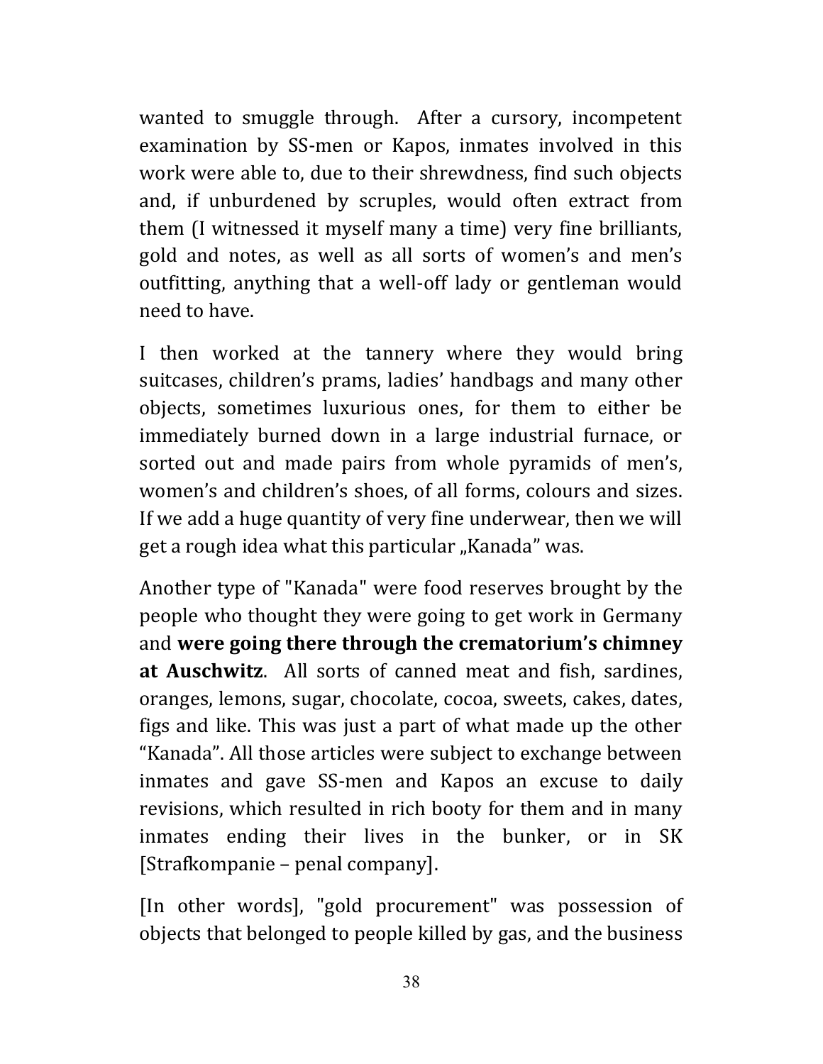wanted to smuggle through. After a cursory, incompetent examination by SS-men or Kapos, inmates involved in this work were able to, due to their shrewdness, find such objects and, if unburdened by scruples, would often extract from them (I witnessed it myself many a time) very fine brilliants, gold and notes, as well as all sorts of women's and men's outfitting, anything that a well-off lady or gentleman would need to have.

I then worked at the tannery where they would bring suitcases, children's prams, ladies' handbags and many other objects, sometimes luxurious ones, for them to either be immediately burned down in a large industrial furnace, or sorted out and made pairs from whole pyramids of men's, women's and children's shoes, of all forms, colours and sizes. If we add a huge quantity of very fine underwear, then we will get a rough idea what this particular „Kanada" was.

Another type of "Kanada" were food reserves brought by the people who thought they were going to get work in Germany and **were going there through the crematorium's chimney at Auschwitz**. All sorts of canned meat and fish, sardines, oranges, lemons, sugar, chocolate, cocoa, sweets, cakes, dates, figs and like. This was just a part of what made up the other "Kanada". All those articles were subject to exchange between inmates and gave SS-men and Kapos an excuse to daily revisions, which resulted in rich booty for them and in many inmates ending their lives in the bunker, or in SK [Strafkompanie – penal company].

[In other words], "gold procurement" was possession of objects that belonged to people killed by gas, and the business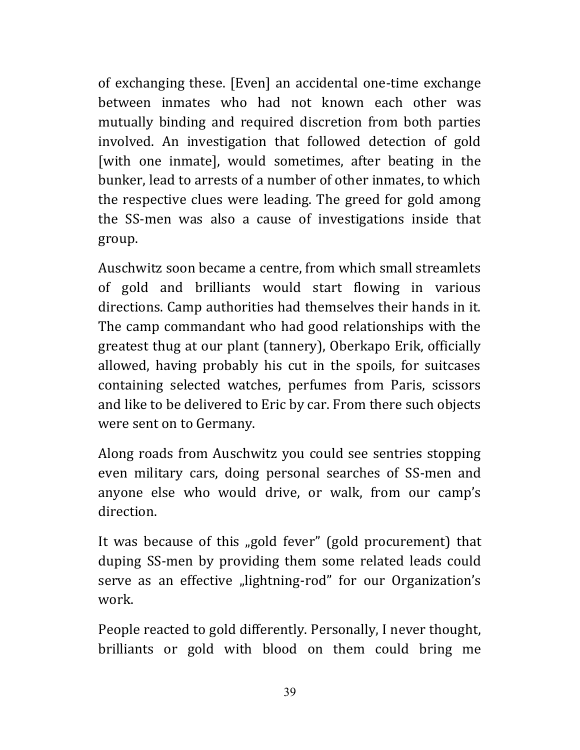of exchanging these. [Even] an accidental one-time exchange between inmates who had not known each other was mutually binding and required discretion from both parties involved. An investigation that followed detection of gold [with one inmate], would sometimes, after beating in the bunker, lead to arrests of a number of other inmates, to which the respective clues were leading. The greed for gold among the SS-men was also a cause of investigations inside that group.

Auschwitz soon became a centre, from which small streamlets of gold and brilliants would start flowing in various directions. Camp authorities had themselves their hands in it. The camp commandant who had good relationships with the greatest thug at our plant (tannery), Oberkapo Erik, officially allowed, having probably his cut in the spoils, for suitcases containing selected watches, perfumes from Paris, scissors and like to be delivered to Eric by car. From there such objects were sent on to Germany.

Along roads from Auschwitz you could see sentries stopping even military cars, doing personal searches of SS-men and anyone else who would drive, or walk, from our camp's direction.

It was because of this „gold fever" (gold procurement) that duping SS-men by providing them some related leads could serve as an effective „lightning-rod" for our Organization's work.

People reacted to gold differently. Personally, I never thought, brilliants or gold with blood on them could bring me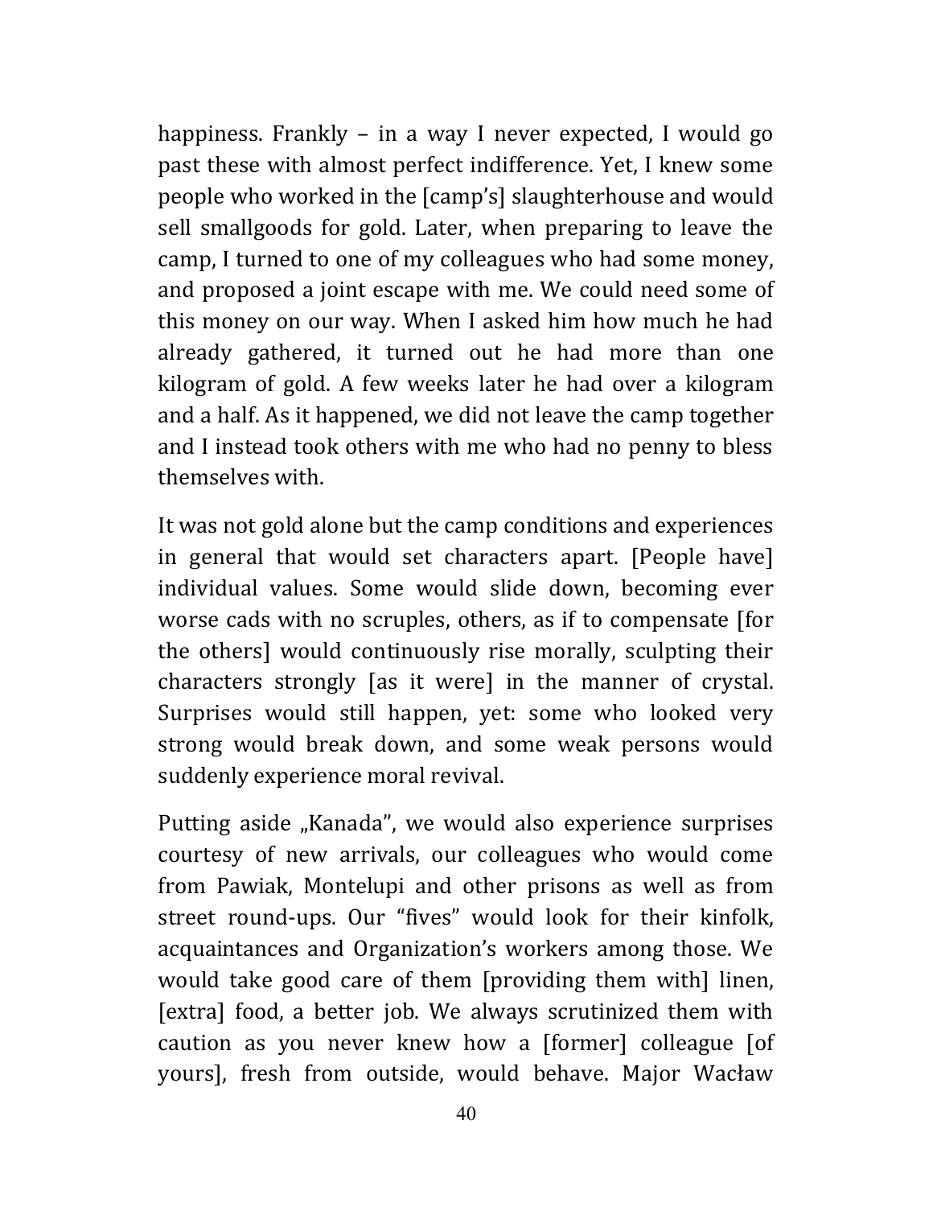happiness. Frankly – in a way I never expected, I would go past these with almost perfect indifference. Yet, I knew some people who worked in the [camp's] slaughterhouse and would sell smallgoods for gold. Later, when preparing to leave the camp, I turned to one of my colleagues who had some money, and proposed a joint escape with me. We could need some of this money on our way. When I asked him how much he had already gathered, it turned out he had more than one kilogram of gold. A few weeks later he had over a kilogram and a half. As it happened, we did not leave the camp together and I instead took others with me who had no penny to bless themselves with.

It was not gold alone but the camp conditions and experiences in general that would set characters apart. [People have] individual values. Some would slide down, becoming ever worse cads with no scruples, others, as if to compensate [for the others] would continuously rise morally, sculpting their characters strongly [as it were] in the manner of crystal. Surprises would still happen, yet: some who looked very strong would break down, and some weak persons would suddenly experience moral revival.

Putting aside „Kanada", we would also experience surprises courtesy of new arrivals, our colleagues who would come from Pawiak, Montelupi and other prisons as well as from street round-ups. Our "fives" would look for their kinfolk, acquaintances and Organization's workers among those. We would take good care of them [providing them with] linen, [extra] food, a better job. We always scrutinized them with caution as you never knew how a [former] colleague [of yours], fresh from outside, would behave. Major Wacław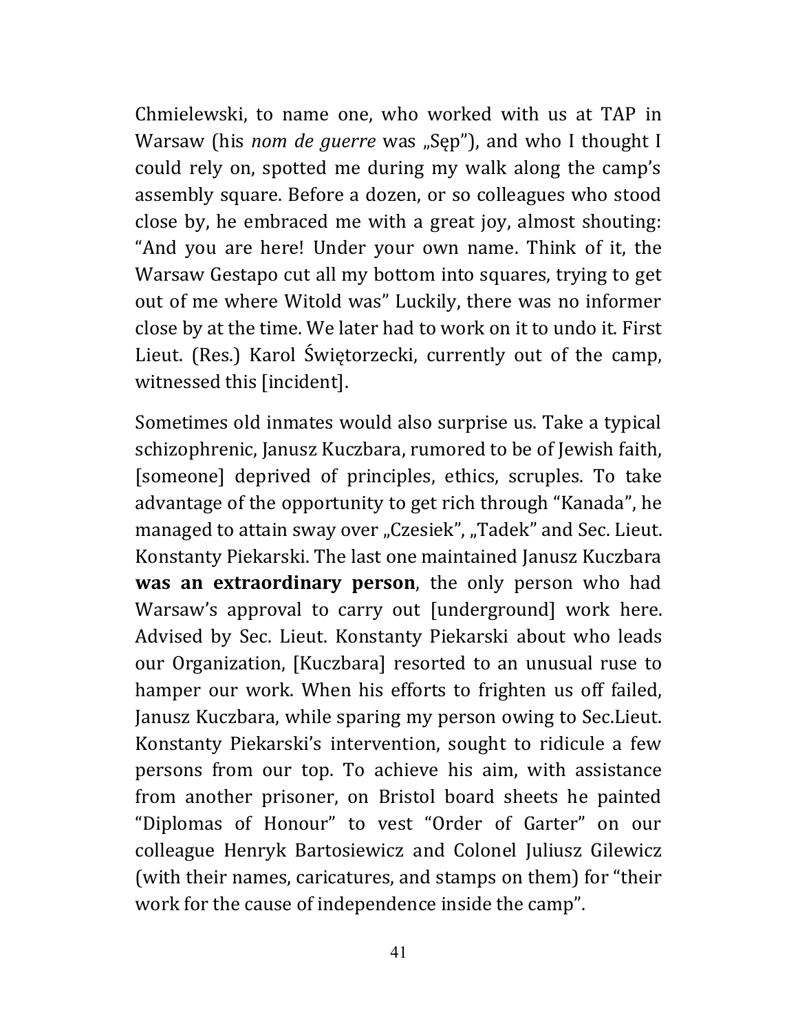Chmielewski, to name one, who worked with us at TAP in Warsaw (his *nom de guerre* was „Sęp"), and who I thought I could rely on, spotted me during my walk along the camp's assembly square. Before a dozen, or so colleagues who stood close by, he embraced me with a great joy, almost shouting: "And you are here! Under your own name. Think of it, the Warsaw Gestapo cut all my bottom into squares, trying to get out of me where Witold was" Luckily, there was no informer close by at the time. We later had to work on it to undo it. First Lieut. (Res.) Karol Świętorzecki, currently out of the camp, witnessed this [incident].

Sometimes old inmates would also surprise us. Take a typical schizophrenic, Janusz Kuczbara, rumored to be of Jewish faith, [someone] deprived of principles, ethics, scruples. To take advantage of the opportunity to get rich through "Kanada", he managed to attain sway over „Czesiek", „Tadek" and Sec. Lieut. Konstanty Piekarski. The last one maintained Janusz Kuczbara **was an extraordinary person**, the only person who had Warsaw's approval to carry out [underground] work here. Advised by Sec. Lieut. Konstanty Piekarski about who leads our Organization, [Kuczbara] resorted to an unusual ruse to hamper our work. When his efforts to frighten us off failed, Janusz Kuczbara, while sparing my person owing to Sec.Lieut. Konstanty Piekarski's intervention, sought to ridicule a few persons from our top. To achieve his aim, with assistance from another prisoner, on Bristol board sheets he painted "Diplomas of Honour" to vest "Order of Garter" on our colleague Henryk Bartosiewicz and Colonel Juliusz Gilewicz (with their names, caricatures, and stamps on them) for "their work for the cause of independence inside the camp".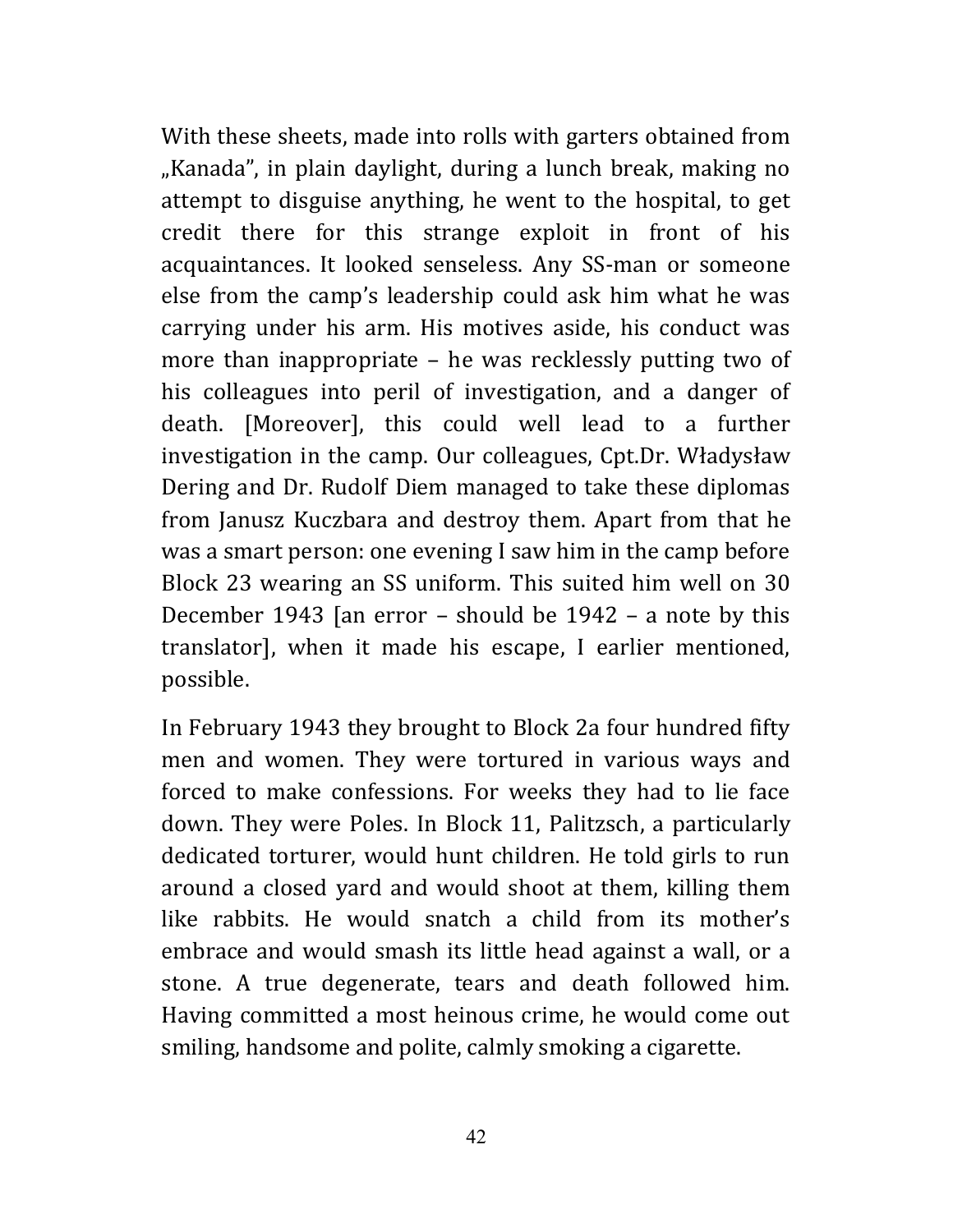With these sheets, made into rolls with garters obtained from „Kanada", in plain daylight, during a lunch break, making no attempt to disguise anything, he went to the hospital, to get credit there for this strange exploit in front of his acquaintances. It looked senseless. Any SS-man or someone else from the camp's leadership could ask him what he was carrying under his arm. His motives aside, his conduct was more than inappropriate – he was recklessly putting two of his colleagues into peril of investigation, and a danger of death. [Moreover], this could well lead to a further investigation in the camp. Our colleagues, Cpt.Dr. Władysław Dering and Dr. Rudolf Diem managed to take these diplomas from Janusz Kuczbara and destroy them. Apart from that he was a smart person: one evening I saw him in the camp before Block 23 wearing an SS uniform. This suited him well on 30 December 1943 [an error – should be 1942 – a note by this translator], when it made his escape, I earlier mentioned, possible.

In February 1943 they brought to Block 2a four hundred fifty men and women. They were tortured in various ways and forced to make confessions. For weeks they had to lie face down. They were Poles. In Block 11, Palitzsch, a particularly dedicated torturer, would hunt children. He told girls to run around a closed yard and would shoot at them, killing them like rabbits. He would snatch a child from its mother's embrace and would smash its little head against a wall, or a stone. A true degenerate, tears and death followed him. Having committed a most heinous crime, he would come out smiling, handsome and polite, calmly smoking a cigarette.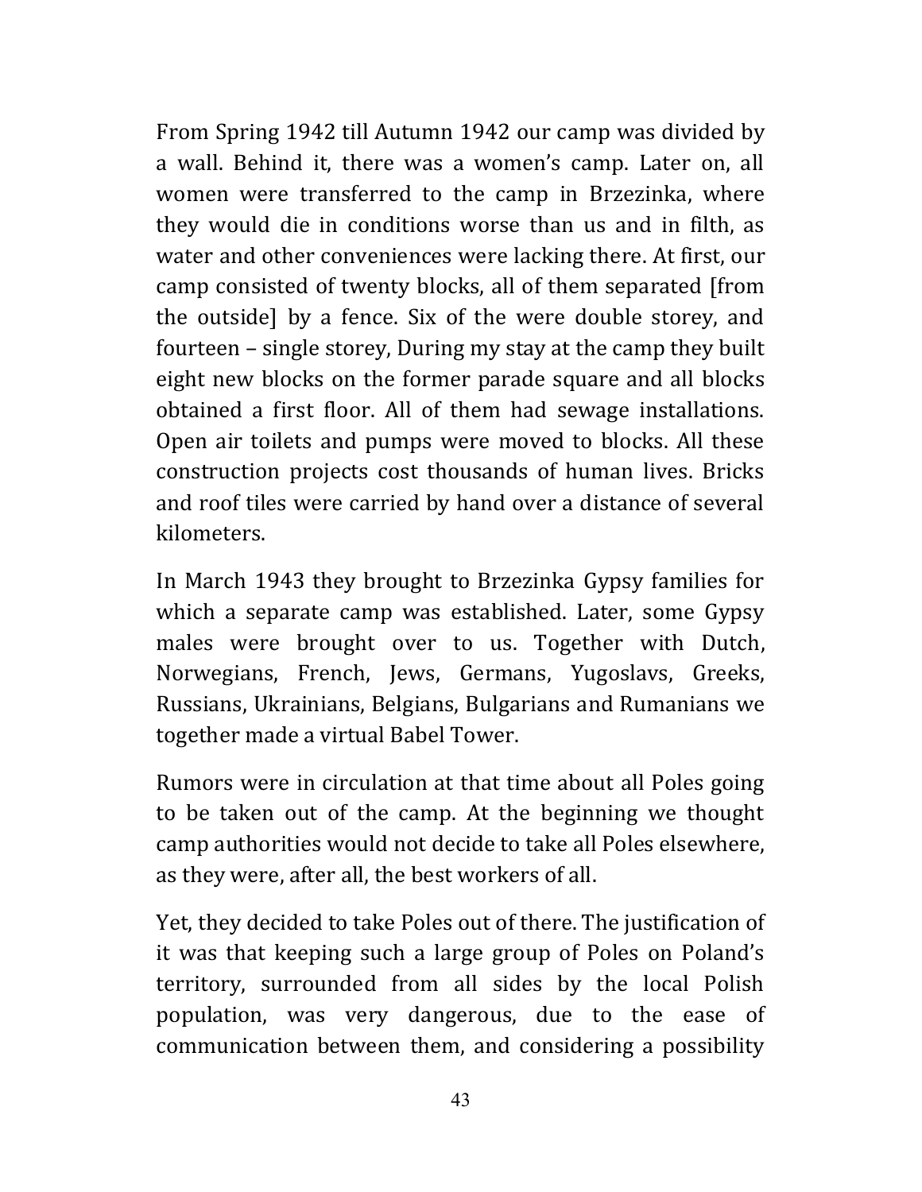From Spring 1942 till Autumn 1942 our camp was divided by a wall. Behind it, there was a women's camp. Later on, all women were transferred to the camp in Brzezinka, where they would die in conditions worse than us and in filth, as water and other conveniences were lacking there. At first, our camp consisted of twenty blocks, all of them separated [from the outside] by a fence. Six of the were double storey, and fourteen – single storey, During my stay at the camp they built eight new blocks on the former parade square and all blocks obtained a first floor. All of them had sewage installations. Open air toilets and pumps were moved to blocks. All these construction projects cost thousands of human lives. Bricks and roof tiles were carried by hand over a distance of several kilometers.

In March 1943 they brought to Brzezinka Gypsy families for which a separate camp was established. Later, some Gypsy males were brought over to us. Together with Dutch, Norwegians, French, Jews, Germans, Yugoslavs, Greeks, Russians, Ukrainians, Belgians, Bulgarians and Rumanians we together made a virtual Babel Tower.

Rumors were in circulation at that time about all Poles going to be taken out of the camp. At the beginning we thought camp authorities would not decide to take all Poles elsewhere, as they were, after all, the best workers of all.

Yet, they decided to take Poles out of there. The justification of it was that keeping such a large group of Poles on Poland's territory, surrounded from all sides by the local Polish population, was very dangerous, due to the ease of communication between them, and considering a possibility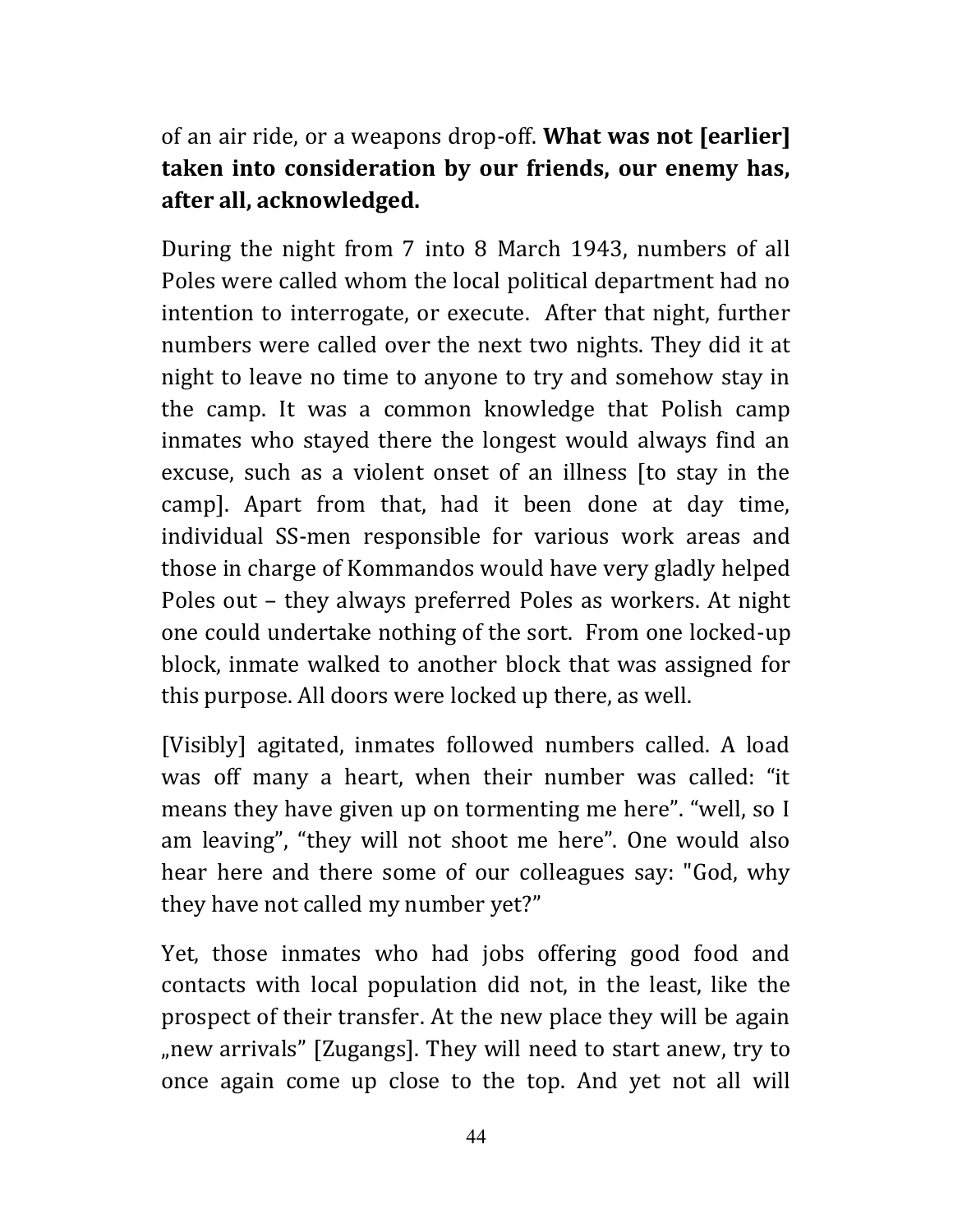of an air ride, or a weapons drop-off. **What was not [earlier] taken into consideration by our friends, our enemy has, after all, acknowledged.**

During the night from 7 into 8 March 1943, numbers of all Poles were called whom the local political department had no intention to interrogate, or execute. After that night, further numbers were called over the next two nights. They did it at night to leave no time to anyone to try and somehow stay in the camp. It was a common knowledge that Polish camp inmates who stayed there the longest would always find an excuse, such as a violent onset of an illness [to stay in the camp]. Apart from that, had it been done at day time, individual SS-men responsible for various work areas and those in charge of Kommandos would have very gladly helped Poles out – they always preferred Poles as workers. At night one could undertake nothing of the sort. From one locked-up block, inmate walked to another block that was assigned for this purpose. All doors were locked up there, as well.

[Visibly] agitated, inmates followed numbers called. A load was off many a heart, when their number was called: "it means they have given up on tormenting me here". "well, so I am leaving", "they will not shoot me here". One would also hear here and there some of our colleagues say: "God, why they have not called my number yet?"

Yet, those inmates who had jobs offering good food and contacts with local population did not, in the least, like the prospect of their transfer. At the new place they will be again „new arrivals" [Zugangs]. They will need to start anew, try to once again come up close to the top. And yet not all will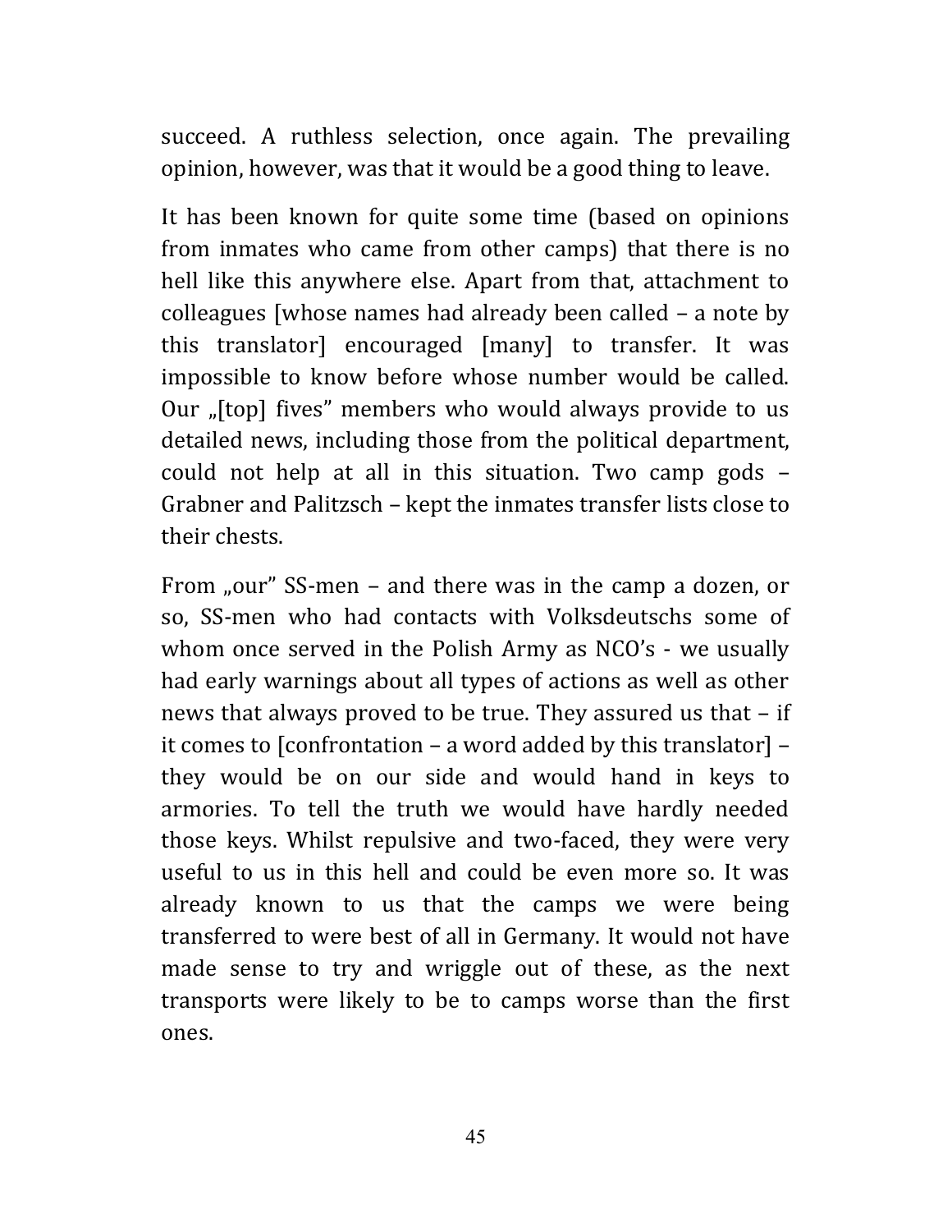succeed. A ruthless selection, once again. The prevailing opinion, however, was that it would be a good thing to leave.

It has been known for quite some time (based on opinions from inmates who came from other camps) that there is no hell like this anywhere else. Apart from that, attachment to colleagues [whose names had already been called – a note by this translator] encouraged [many] to transfer. It was impossible to know before whose number would be called. Our „[top] fives" members who would always provide to us detailed news, including those from the political department, could not help at all in this situation. Two camp gods – Grabner and Palitzsch – kept the inmates transfer lists close to their chests.

From „our" SS-men – and there was in the camp a dozen, or so, SS-men who had contacts with Volksdeutschs some of whom once served in the Polish Army as NCO's - we usually had early warnings about all types of actions as well as other news that always proved to be true. They assured us that – if it comes to [confrontation – a word added by this translator] – they would be on our side and would hand in keys to armories. To tell the truth we would have hardly needed those keys. Whilst repulsive and two-faced, they were very useful to us in this hell and could be even more so. It was already known to us that the camps we were being transferred to were best of all in Germany. It would not have made sense to try and wriggle out of these, as the next transports were likely to be to camps worse than the first ones.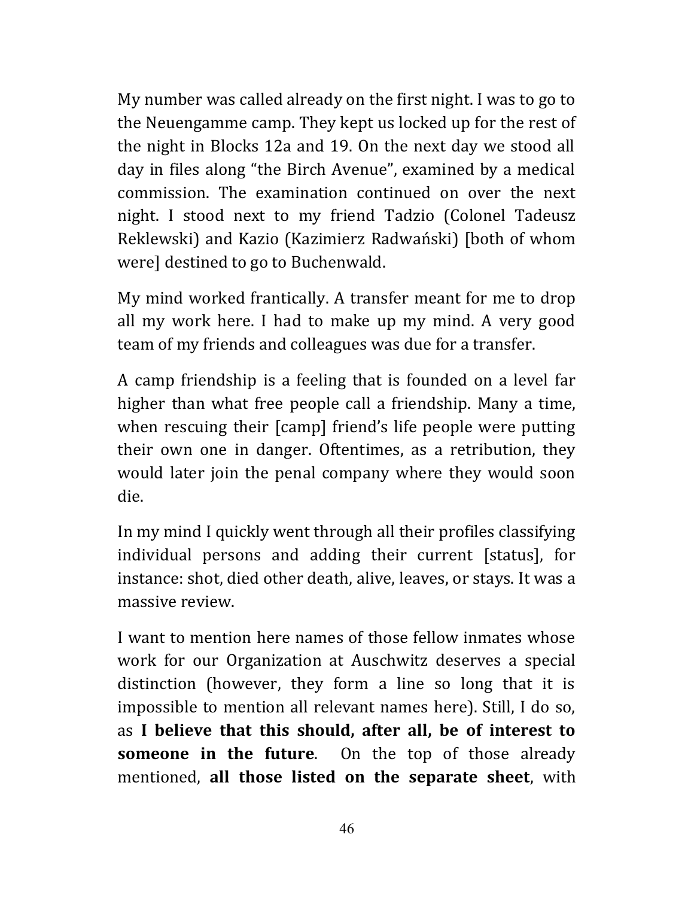My number was called already on the first night. I was to go to the Neuengamme camp. They kept us locked up for the rest of the night in Blocks 12a and 19. On the next day we stood all day in files along "the Birch Avenue", examined by a medical commission. The examination continued on over the next night. I stood next to my friend Tadzio (Colonel Tadeusz Reklewski) and Kazio (Kazimierz Radwański) [both of whom were] destined to go to Buchenwald.

My mind worked frantically. A transfer meant for me to drop all my work here. I had to make up my mind. A very good team of my friends and colleagues was due for a transfer.

A camp friendship is a feeling that is founded on a level far higher than what free people call a friendship. Many a time, when rescuing their [camp] friend's life people were putting their own one in danger. Oftentimes, as a retribution, they would later join the penal company where they would soon die.

In my mind I quickly went through all their profiles classifying individual persons and adding their current [status], for instance: shot, died other death, alive, leaves, or stays. It was a massive review.

I want to mention here names of those fellow inmates whose work for our Organization at Auschwitz deserves a special distinction (however, they form a line so long that it is impossible to mention all relevant names here). Still, I do so, as **I believe that this should, after all, be of interest to someone in the future**. On the top of those already mentioned, **all those listed on the separate sheet**, with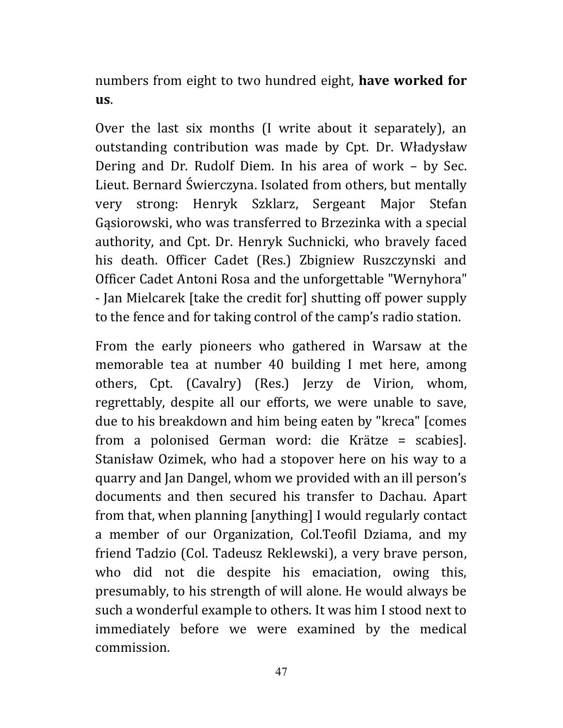numbers from eight to two hundred eight, **have worked for us**.

Over the last six months (I write about it separately), an outstanding contribution was made by Cpt. Dr. Władysław Dering and Dr. Rudolf Diem. In his area of work – by Sec. Lieut. Bernard Świerczyna. Isolated from others, but mentally very strong: Henryk Szklarz, Sergeant Major Stefan Gąsiorowski, who was transferred to Brzezinka with a special authority, and Cpt. Dr. Henryk Suchnicki, who bravely faced his death. Officer Cadet (Res.) Zbigniew Ruszczynski and Officer Cadet Antoni Rosa and the unforgettable "Wernyhora" - Jan Mielcarek [take the credit for] shutting off power supply to the fence and for taking control of the camp's radio station.

From the early pioneers who gathered in Warsaw at the memorable tea at number 40 building I met here, among others, Cpt. (Cavalry) (Res.) Jerzy de Virion, whom, regrettably, despite all our efforts, we were unable to save, due to his breakdown and him being eaten by "kreca" [comes from a polonised German word: die Krätze = scabies]. Stanisław Ozimek, who had a stopover here on his way to a quarry and Jan Dangel, whom we provided with an ill person's documents and then secured his transfer to Dachau. Apart from that, when planning [anything] I would regularly contact a member of our Organization, Col.Teofil Dziama, and my friend Tadzio (Col. Tadeusz Reklewski), a very brave person, who did not die despite his emaciation, owing this, presumably, to his strength of will alone. He would always be such a wonderful example to others. It was him I stood next to immediately before we were examined by the medical commission.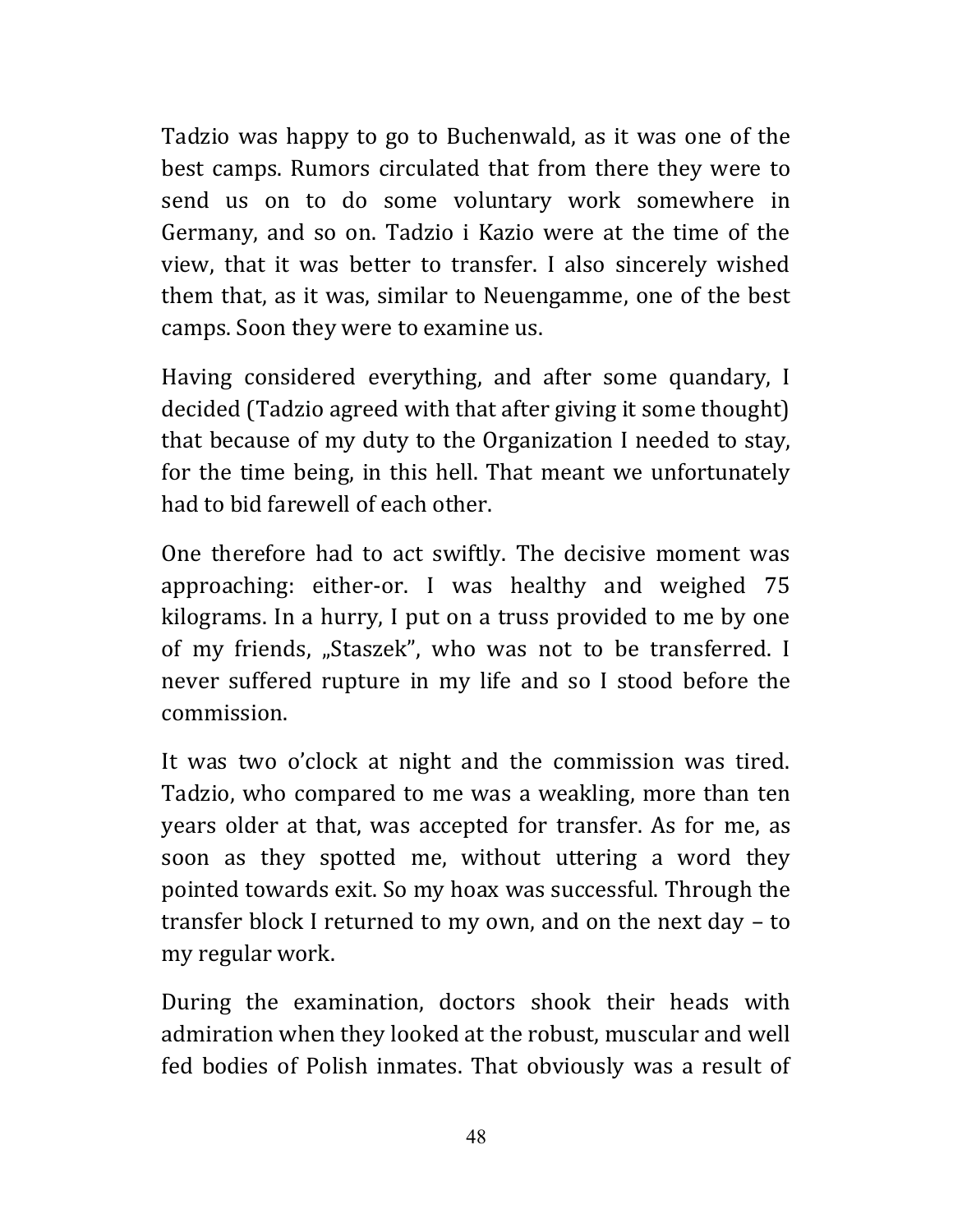Tadzio was happy to go to Buchenwald, as it was one of the best camps. Rumors circulated that from there they were to send us on to do some voluntary work somewhere in Germany, and so on. Tadzio i Kazio were at the time of the view, that it was better to transfer. I also sincerely wished them that, as it was, similar to Neuengamme, one of the best camps. Soon they were to examine us.

Having considered everything, and after some quandary, I decided (Tadzio agreed with that after giving it some thought) that because of my duty to the Organization I needed to stay, for the time being, in this hell. That meant we unfortunately had to bid farewell of each other.

One therefore had to act swiftly. The decisive moment was approaching: either-or. I was healthy and weighed 75 kilograms. In a hurry, I put on a truss provided to me by one of my friends, „Staszek", who was not to be transferred. I never suffered rupture in my life and so I stood before the commission.

It was two o'clock at night and the commission was tired. Tadzio, who compared to me was a weakling, more than ten years older at that, was accepted for transfer. As for me, as soon as they spotted me, without uttering a word they pointed towards exit. So my hoax was successful. Through the transfer block I returned to my own, and on the next day – to my regular work.

During the examination, doctors shook their heads with admiration when they looked at the robust, muscular and well fed bodies of Polish inmates. That obviously was a result of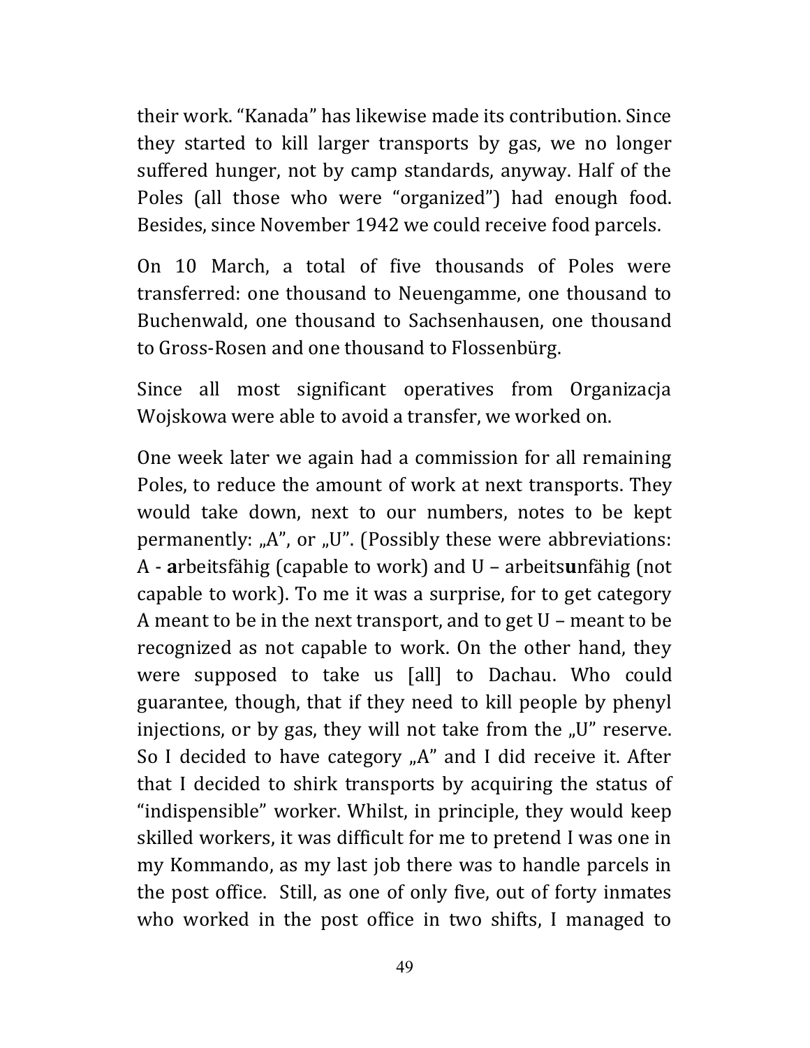their work. “Kanada” has likewise made its contribution. Since they started to kill larger transports by gas, we no longer suffered hunger, not by camp standards, anyway. Half of the Poles (all those who were “organized”) had enough food. Besides, since November 1942 we could receive food parcels.

On 10 March, a total of five thousands of Poles were transferred: one thousand to Neuengamme, one thousand to Buchenwald, one thousand to Sachsenhausen, one thousand to Gross-Rosen and one thousand to Flossenbürg.

Since all most significant operatives from Organizacja Wojskowa were able to avoid a transfer, we worked on.

One week later we again had a commission for all remaining Poles, to reduce the amount of work at next transports. They would take down, next to our numbers, notes to be kept permanently: „A”, or „U”. (Possibly these were abbreviations: A - **a**rbeitsfähig (capable to work) and U – arbeits**u**nfähig (not capable to work). To me it was a surprise, for to get category A meant to be in the next transport, and to get U – meant to be recognized as not capable to work. On the other hand, they were supposed to take us [all] to Dachau. Who could guarantee, though, that if they need to kill people by phenyl injections, or by gas, they will not take from the „U” reserve. So I decided to have category „A” and I did receive it. After that I decided to shirk transports by acquiring the status of “indispensible” worker. Whilst, in principle, they would keep skilled workers, it was difficult for me to pretend I was one in my Kommando, as my last job there was to handle parcels in the post office. Still, as one of only five, out of forty inmates who worked in the post office in two shifts, I managed to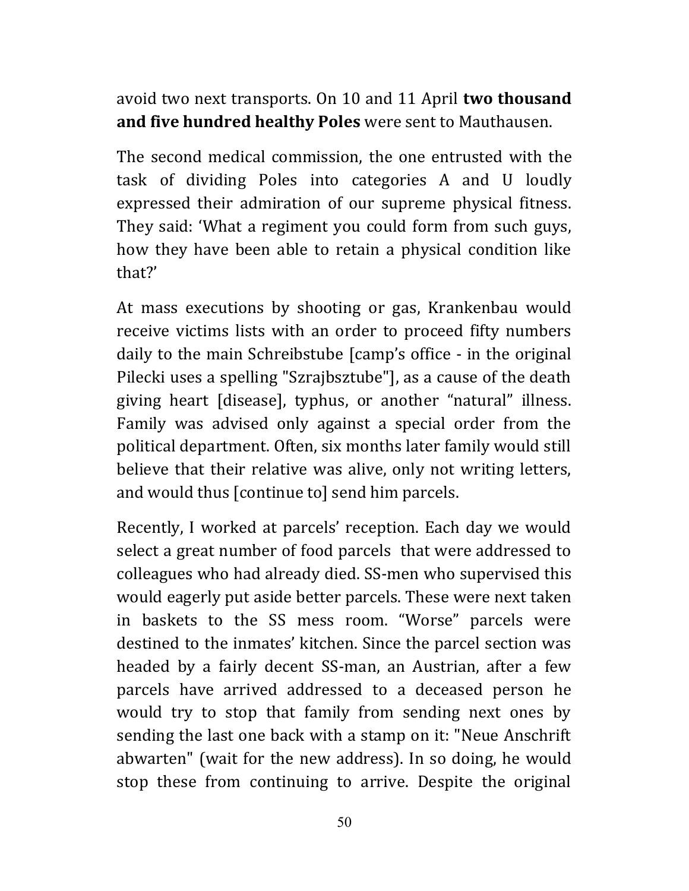avoid two next transports. On 10 and 11 April **two thousand and five hundred healthy Poles** were sent to Mauthausen.

The second medical commission, the one entrusted with the task of dividing Poles into categories A and U loudly expressed their admiration of our supreme physical fitness. They said: 'What a regiment you could form from such guys, how they have been able to retain a physical condition like that?'

At mass executions by shooting or gas, Krankenbau would receive victims lists with an order to proceed fifty numbers daily to the main Schreibstube [camp's office - in the original Pilecki uses a spelling "Szrajbsztube"], as a cause of the death giving heart [disease], typhus, or another "natural" illness. Family was advised only against a special order from the political department. Often, six months later family would still believe that their relative was alive, only not writing letters, and would thus [continue to] send him parcels.

Recently, I worked at parcels' reception. Each day we would select a great number of food parcels that were addressed to colleagues who had already died. SS-men who supervised this would eagerly put aside better parcels. These were next taken in baskets to the SS mess room. "Worse" parcels were destined to the inmates' kitchen. Since the parcel section was headed by a fairly decent SS-man, an Austrian, after a few parcels have arrived addressed to a deceased person he would try to stop that family from sending next ones by sending the last one back with a stamp on it: "Neue Anschrift abwarten" (wait for the new address). In so doing, he would stop these from continuing to arrive. Despite the original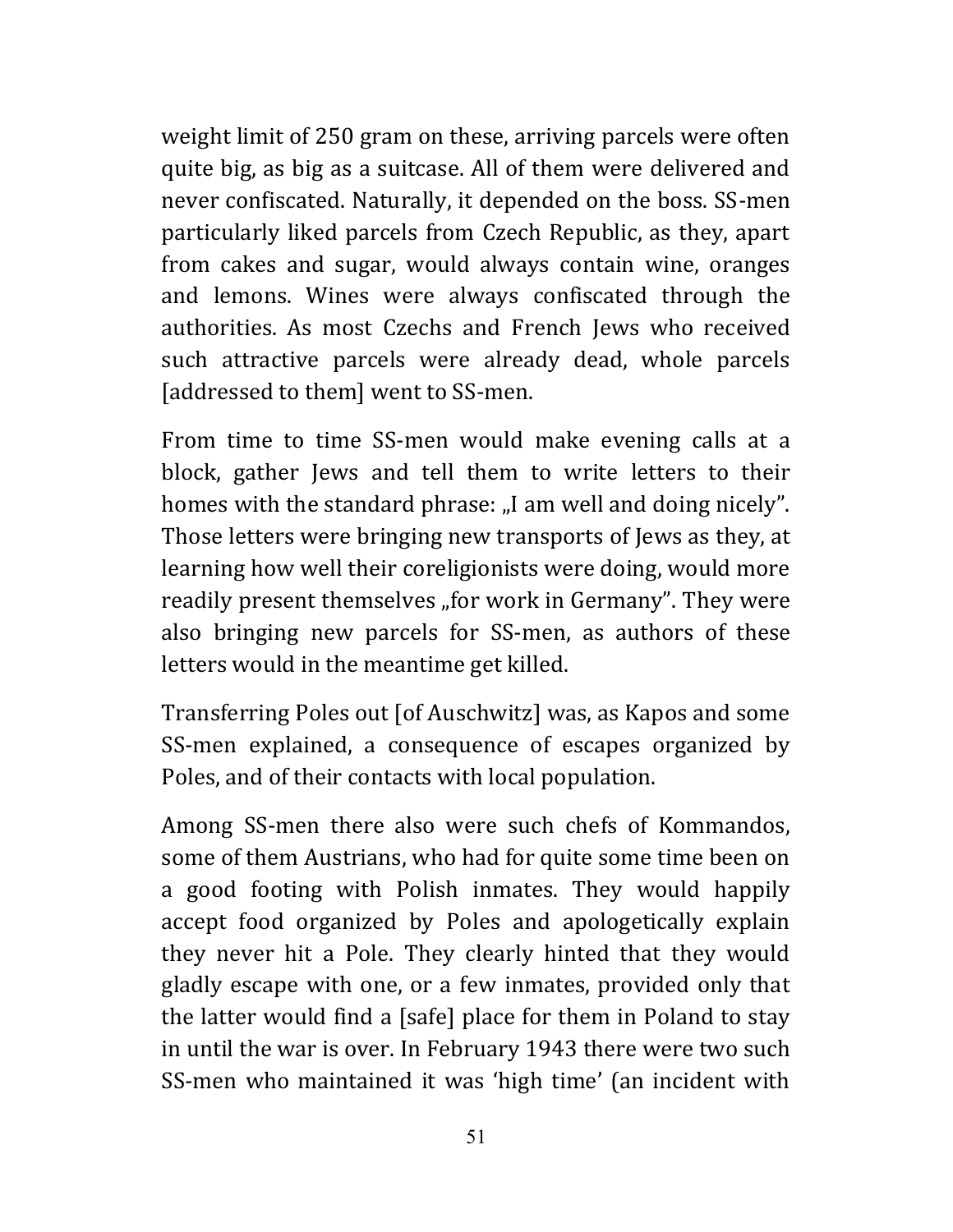weight limit of 250 gram on these, arriving parcels were often quite big, as big as a suitcase. All of them were delivered and never confiscated. Naturally, it depended on the boss. SS-men particularly liked parcels from Czech Republic, as they, apart from cakes and sugar, would always contain wine, oranges and lemons. Wines were always confiscated through the authorities. As most Czechs and French Jews who received such attractive parcels were already dead, whole parcels [addressed to them] went to SS-men.

From time to time SS-men would make evening calls at a block, gather Jews and tell them to write letters to their homes with the standard phrase: „I am well and doing nicely". Those letters were bringing new transports of Jews as they, at learning how well their coreligionists were doing, would more readily present themselves „for work in Germany". They were also bringing new parcels for SS-men, as authors of these letters would in the meantime get killed.

Transferring Poles out [of Auschwitz] was, as Kapos and some SS-men explained, a consequence of escapes organized by Poles, and of their contacts with local population.

Among SS-men there also were such chefs of Kommandos, some of them Austrians, who had for quite some time been on a good footing with Polish inmates. They would happily accept food organized by Poles and apologetically explain they never hit a Pole. They clearly hinted that they would gladly escape with one, or a few inmates, provided only that the latter would find a [safe] place for them in Poland to stay in until the war is over. In February 1943 there were two such SS-men who maintained it was 'high time' (an incident with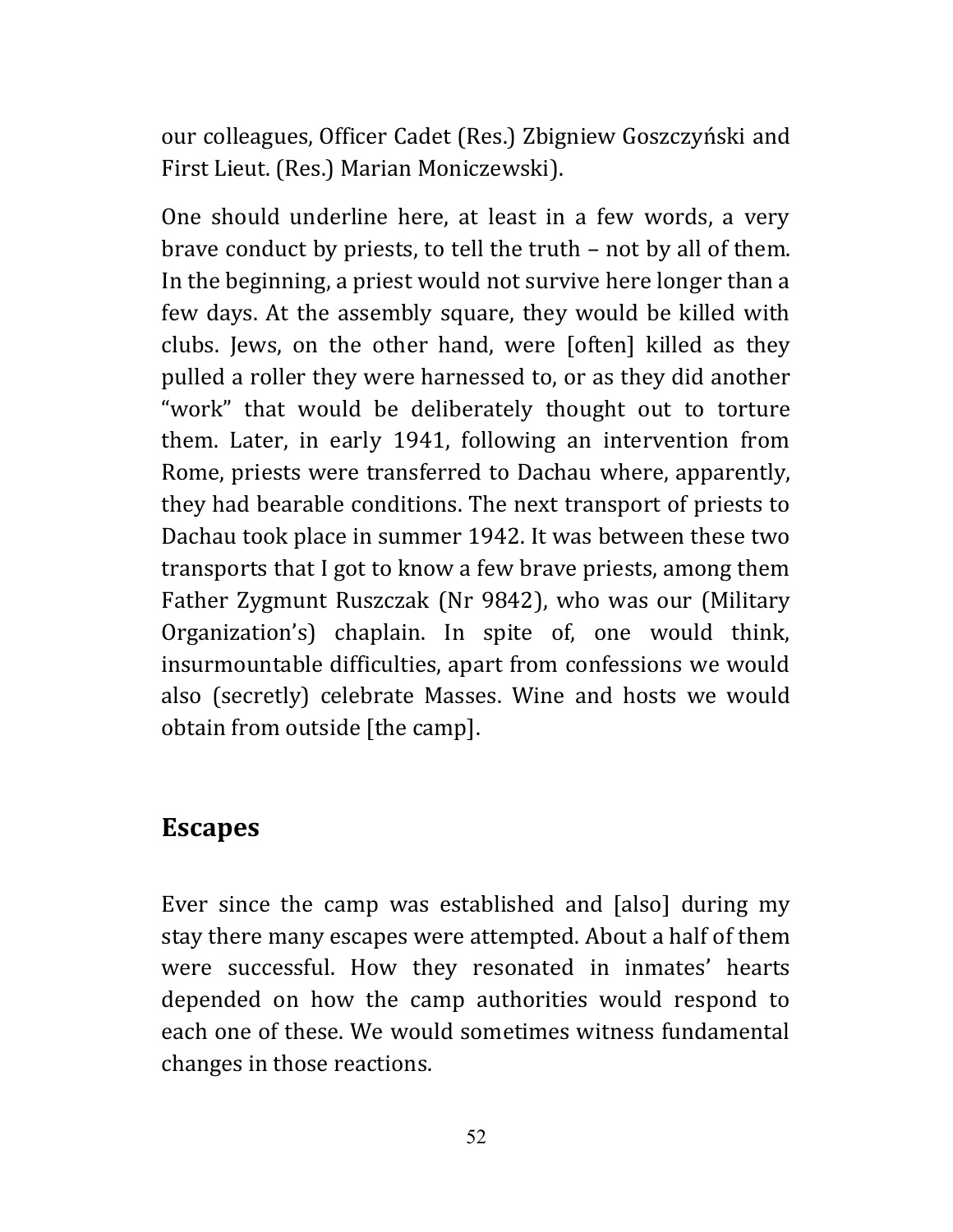our colleagues, Officer Cadet (Res.) Zbigniew Goszczyński and First Lieut. (Res.) Marian Moniczewski).

One should underline here, at least in a few words, a very brave conduct by priests, to tell the truth – not by all of them. In the beginning, a priest would not survive here longer than a few days. At the assembly square, they would be killed with clubs. Jews, on the other hand, were [often] killed as they pulled a roller they were harnessed to, or as they did another "work" that would be deliberately thought out to torture them. Later, in early 1941, following an intervention from Rome, priests were transferred to Dachau where, apparently, they had bearable conditions. The next transport of priests to Dachau took place in summer 1942. It was between these two transports that I got to know a few brave priests, among them Father Zygmunt Ruszczak (Nr 9842), who was our (Military Organization's) chaplain. In spite of, one would think, insurmountable difficulties, apart from confessions we would also (secretly) celebrate Masses. Wine and hosts we would obtain from outside [the camp].

## Escapes

Ever since the camp was established and [also] during my stay there many escapes were attempted. About a half of them were successful. How they resonated in inmates' hearts depended on how the camp authorities would respond to each one of these. We would sometimes witness fundamental changes in those reactions.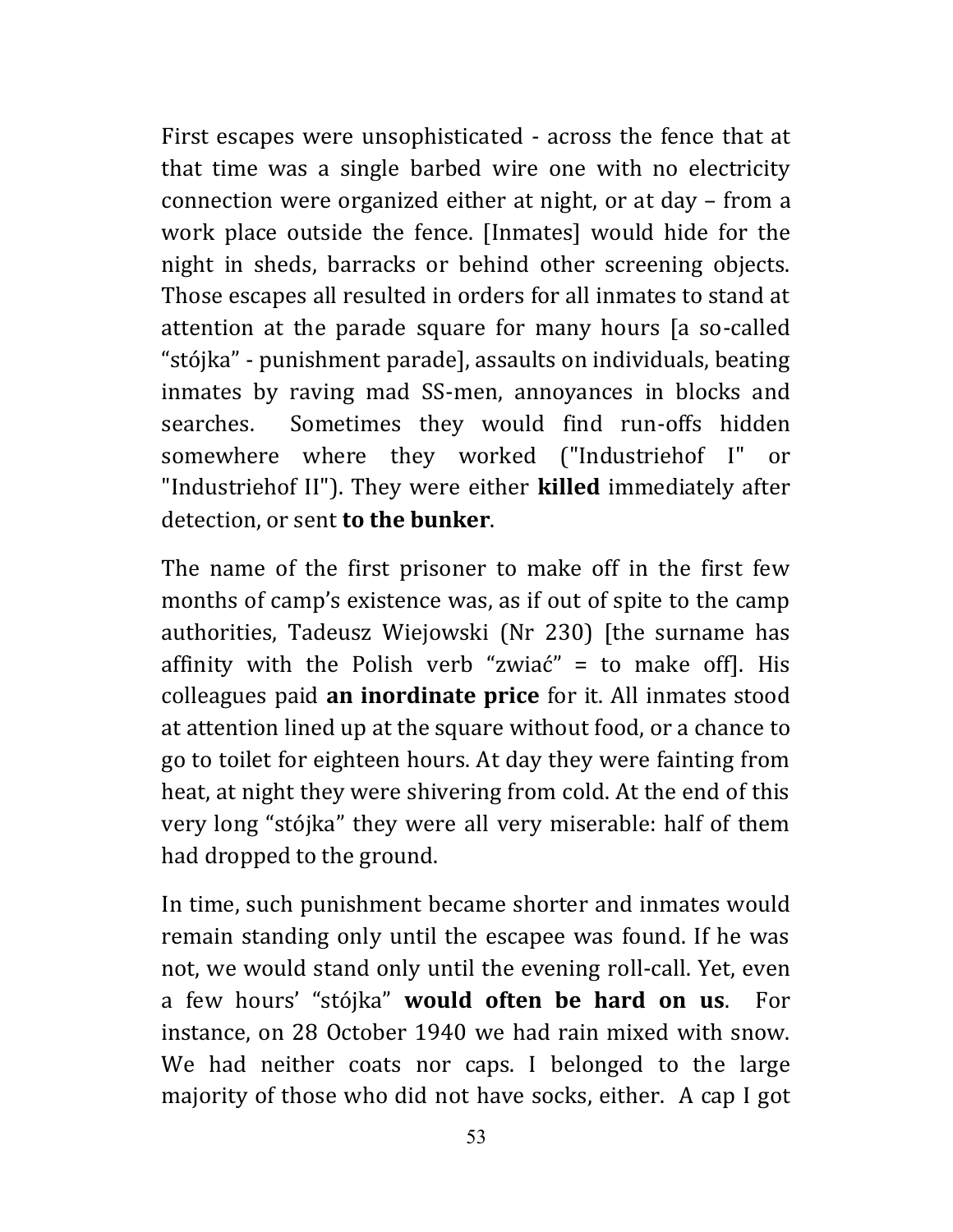First escapes were unsophisticated - across the fence that at that time was a single barbed wire one with no electricity connection were organized either at night, or at day – from a work place outside the fence. [Inmates] would hide for the night in sheds, barracks or behind other screening objects. Those escapes all resulted in orders for all inmates to stand at attention at the parade square for many hours [a so-called "stójka" - punishment parade], assaults on individuals, beating inmates by raving mad SS-men, annoyances in blocks and searches. Sometimes they would find run-offs hidden somewhere where they worked ("Industriehof I" or "Industriehof II"). They were either **killed** immediately after detection, or sent **to the bunker**.

The name of the first prisoner to make off in the first few months of camp's existence was, as if out of spite to the camp authorities, Tadeusz Wiejowski (Nr 230) [the surname has affinity with the Polish verb "zwiać" = to make off]. His colleagues paid **an inordinate price** for it. All inmates stood at attention lined up at the square without food, or a chance to go to toilet for eighteen hours. At day they were fainting from heat, at night they were shivering from cold. At the end of this very long "stójka" they were all very miserable: half of them had dropped to the ground.

In time, such punishment became shorter and inmates would remain standing only until the escapee was found. If he was not, we would stand only until the evening roll-call. Yet, even a few hours' "stójka" **would often be hard on us**. For instance, on 28 October 1940 we had rain mixed with snow. We had neither coats nor caps. I belonged to the large majority of those who did not have socks, either. A cap I got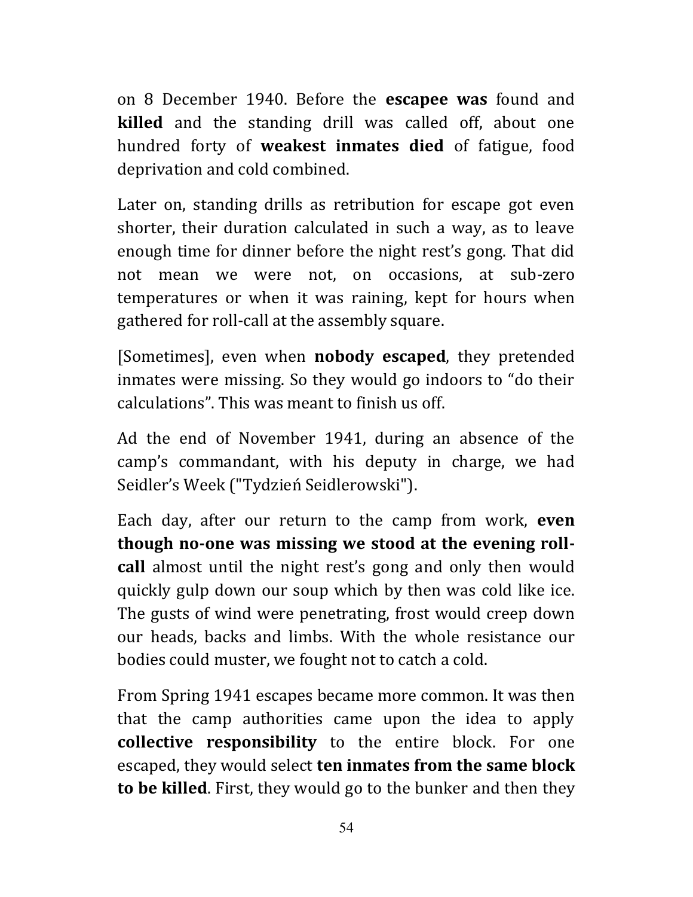on 8 December 1940. Before the **escapee was** found and **killed** and the standing drill was called off, about one hundred forty of **weakest inmates died** of fatigue, food deprivation and cold combined.

Later on, standing drills as retribution for escape got even shorter, their duration calculated in such a way, as to leave enough time for dinner before the night rest's gong. That did not mean we were not, on occasions, at sub-zero temperatures or when it was raining, kept for hours when gathered for roll-call at the assembly square.

[Sometimes], even when **nobody escaped**, they pretended inmates were missing. So they would go indoors to "do their calculations". This was meant to finish us off.

Ad the end of November 1941, during an absence of the camp's commandant, with his deputy in charge, we had Seidler's Week ("Tydzień Seidlerowski").

Each day, after our return to the camp from work, **even though no-one was missing we stood at the evening roll-call** almost until the night rest's gong and only then would quickly gulp down our soup which by then was cold like ice. The gusts of wind were penetrating, frost would creep down our heads, backs and limbs. With the whole resistance our bodies could muster, we fought not to catch a cold.

From Spring 1941 escapes became more common. It was then that the camp authorities came upon the idea to apply **collective responsibility** to the entire block. For one escaped, they would select **ten inmates from the same block to be killed**. First, they would go to the bunker and then they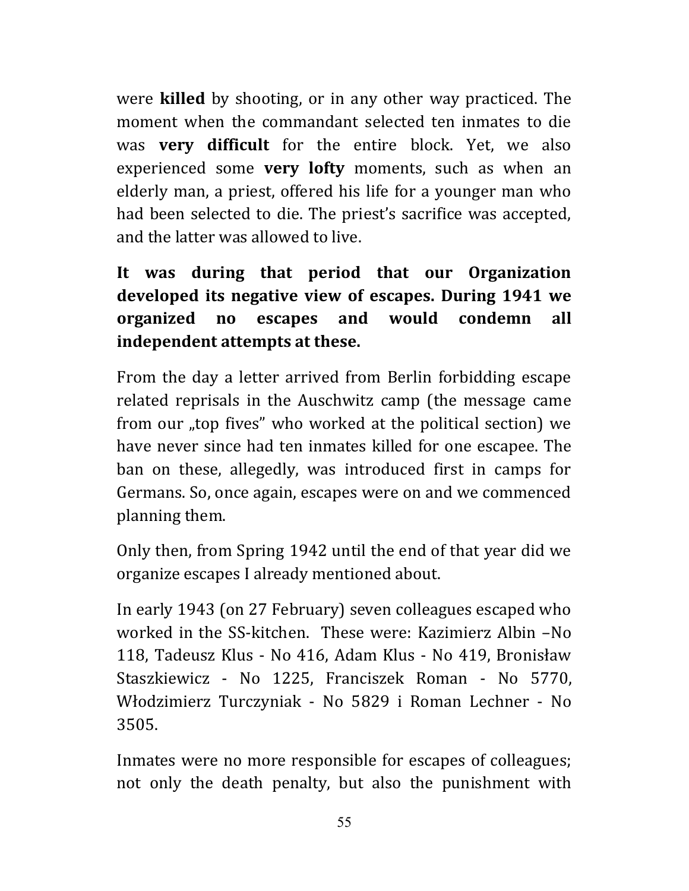were **killed** by shooting, or in any other way practiced. The moment when the commandant selected ten inmates to die was **very difficult** for the entire block. Yet, we also experienced some **very lofty** moments, such as when an elderly man, a priest, offered his life for a younger man who had been selected to die. The priest's sacrifice was accepted, and the latter was allowed to live.

**It was during that period that our Organization developed its negative view of escapes. During 1941 we organized no escapes and would condemn all independent attempts at these.**

From the day a letter arrived from Berlin forbidding escape related reprisals in the Auschwitz camp (the message came from our „top fives" who worked at the political section) we have never since had ten inmates killed for one escapee. The ban on these, allegedly, was introduced first in camps for Germans. So, once again, escapes were on and we commenced planning them.

Only then, from Spring 1942 until the end of that year did we organize escapes I already mentioned about.

In early 1943 (on 27 February) seven colleagues escaped who worked in the SS-kitchen. These were: Kazimierz Albin –No 118, Tadeusz Klus - No 416, Adam Klus - No 419, Bronisław Staszkiewicz - No 1225, Franciszek Roman - No 5770, Włodzimierz Turczyniak - No 5829 i Roman Lechner - No 3505.

Inmates were no more responsible for escapes of colleagues; not only the death penalty, but also the punishment with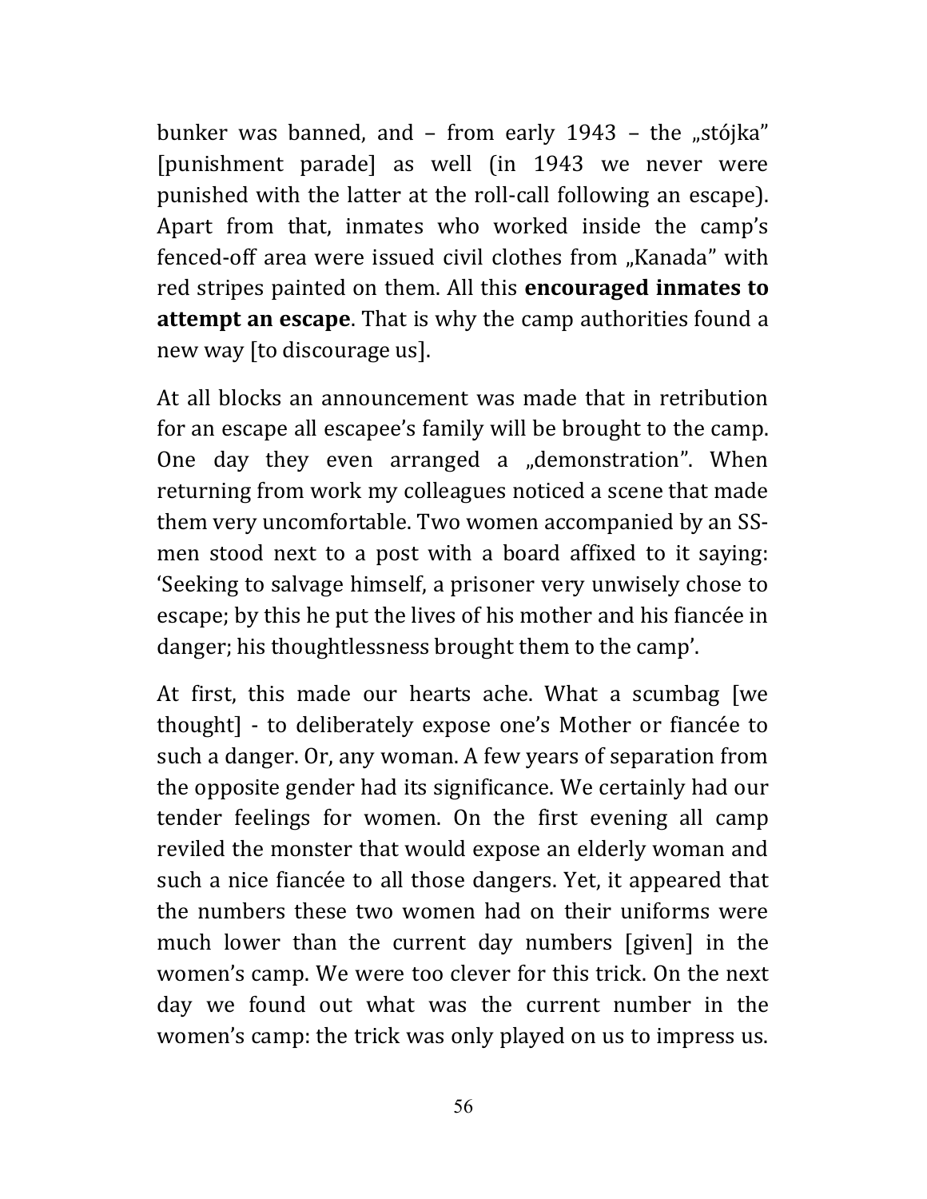bunker was banned, and – from early 1943 – the „stójka" [punishment parade] as well (in 1943 we never were punished with the latter at the roll-call following an escape). Apart from that, inmates who worked inside the camp's fenced-off area were issued civil clothes from „Kanada" with red stripes painted on them. All this **encouraged inmates to attempt an escape**. That is why the camp authorities found a new way [to discourage us].

At all blocks an announcement was made that in retribution for an escape all escapee's family will be brought to the camp. One day they even arranged a „demonstration". When returning from work my colleagues noticed a scene that made them very uncomfortable. Two women accompanied by an SS-men stood next to a post with a board affixed to it saying: 'Seeking to salvage himself, a prisoner very unwisely chose to escape; by this he put the lives of his mother and his fiancée in danger; his thoughtlessness brought them to the camp'.

At first, this made our hearts ache. What a scumbag [we thought] - to deliberately expose one's Mother or fiancée to such a danger. Or, any woman. A few years of separation from the opposite gender had its significance. We certainly had our tender feelings for women. On the first evening all camp reviled the monster that would expose an elderly woman and such a nice fiancée to all those dangers. Yet, it appeared that the numbers these two women had on their uniforms were much lower than the current day numbers [given] in the women's camp. We were too clever for this trick. On the next day we found out what was the current number in the women's camp: the trick was only played on us to impress us.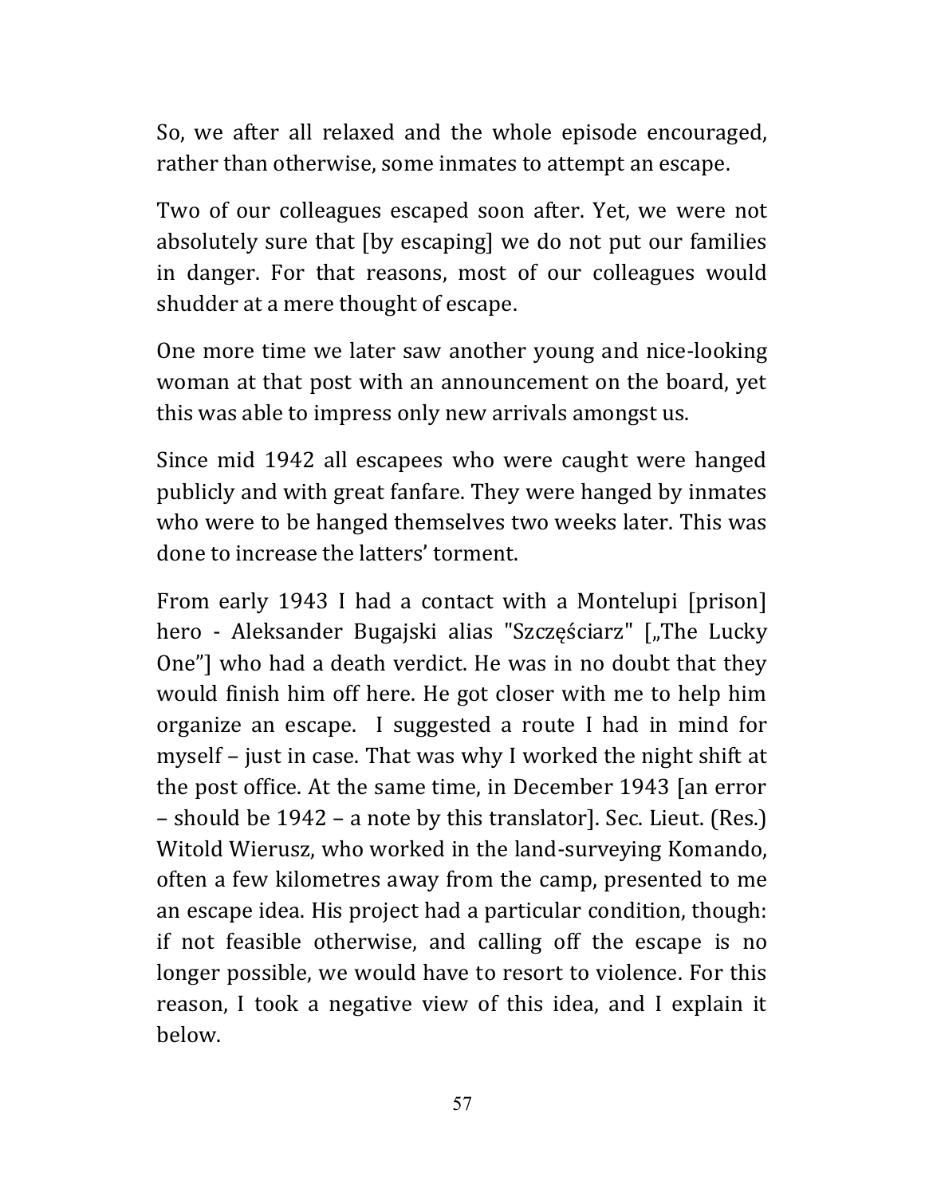So, we after all relaxed and the whole episode encouraged, rather than otherwise, some inmates to attempt an escape.

Two of our colleagues escaped soon after. Yet, we were not absolutely sure that [by escaping] we do not put our families in danger. For that reasons, most of our colleagues would shudder at a mere thought of escape.

One more time we later saw another young and nice-looking woman at that post with an announcement on the board, yet this was able to impress only new arrivals amongst us.

Since mid 1942 all escapees who were caught were hanged publicly and with great fanfare. They were hanged by inmates who were to be hanged themselves two weeks later. This was done to increase the latters' torment.

From early 1943 I had a contact with a Montelupi [prison] hero - Aleksander Bugajski alias "Szczęściarz" [„The Lucky One"] who had a death verdict. He was in no doubt that they would finish him off here. He got closer with me to help him organize an escape. I suggested a route I had in mind for myself – just in case. That was why I worked the night shift at the post office. At the same time, in December 1943 [an error – should be 1942 – a note by this translator]. Sec. Lieut. (Res.) Witold Wierusz, who worked in the land-surveying Komando, often a few kilometres away from the camp, presented to me an escape idea. His project had a particular condition, though: if not feasible otherwise, and calling off the escape is no longer possible, we would have to resort to violence. For this reason, I took a negative view of this idea, and I explain it below.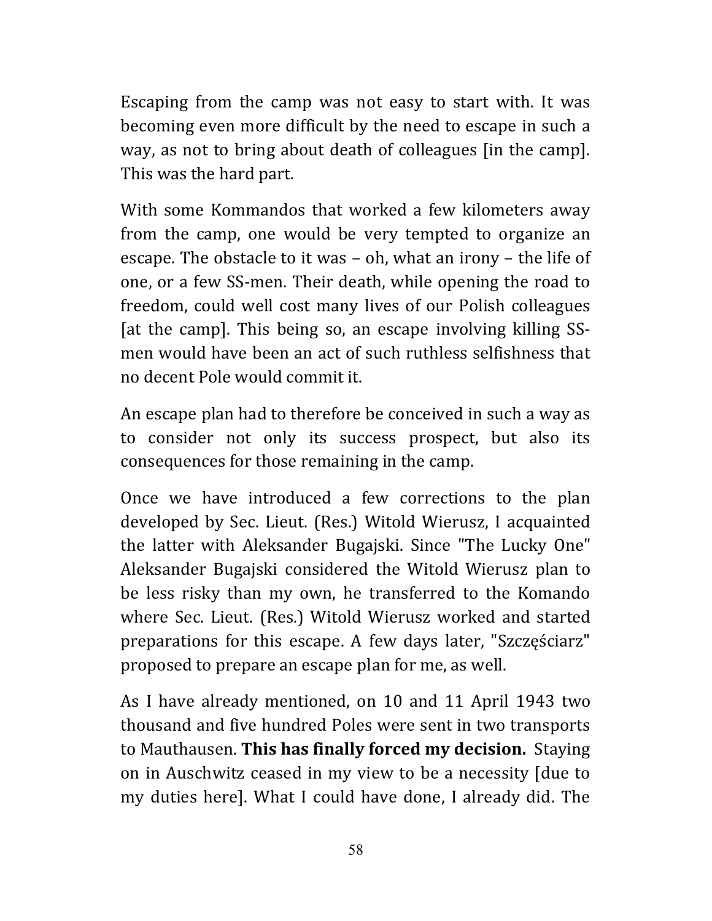Escaping from the camp was not easy to start with. It was becoming even more difficult by the need to escape in such a way, as not to bring about death of colleagues [in the camp]. This was the hard part.

With some Kommandos that worked a few kilometers away from the camp, one would be very tempted to organize an escape. The obstacle to it was – oh, what an irony – the life of one, or a few SS-men. Their death, while opening the road to freedom, could well cost many lives of our Polish colleagues [at the camp]. This being so, an escape involving killing SS-men would have been an act of such ruthless selfishness that no decent Pole would commit it.

An escape plan had to therefore be conceived in such a way as to consider not only its success prospect, but also its consequences for those remaining in the camp.

Once we have introduced a few corrections to the plan developed by Sec. Lieut. (Res.) Witold Wierusz, I acquainted the latter with Aleksander Bugajski. Since "The Lucky One" Aleksander Bugajski considered the Witold Wierusz plan to be less risky than my own, he transferred to the Komando where Sec. Lieut. (Res.) Witold Wierusz worked and started preparations for this escape. A few days later, "Szczęściarz" proposed to prepare an escape plan for me, as well.

As I have already mentioned, on 10 and 11 April 1943 two thousand and five hundred Poles were sent in two transports to Mauthausen. **This has finally forced my decision.** Staying on in Auschwitz ceased in my view to be a necessity [due to my duties here]. What I could have done, I already did. The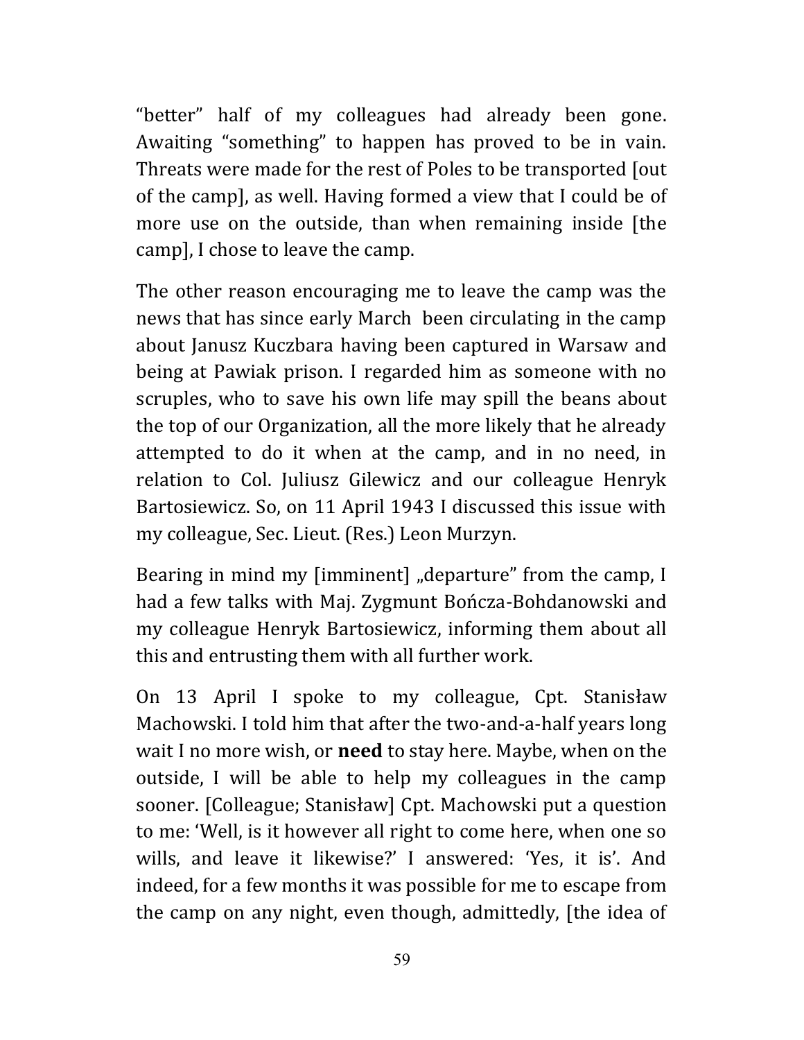"better" half of my colleagues had already been gone. Awaiting "something" to happen has proved to be in vain. Threats were made for the rest of Poles to be transported [out of the camp], as well. Having formed a view that I could be of more use on the outside, than when remaining inside [the camp], I chose to leave the camp.

The other reason encouraging me to leave the camp was the news that has since early March been circulating in the camp about Janusz Kuczbara having been captured in Warsaw and being at Pawiak prison. I regarded him as someone with no scruples, who to save his own life may spill the beans about the top of our Organization, all the more likely that he already attempted to do it when at the camp, and in no need, in relation to Col. Juliusz Gilewicz and our colleague Henryk Bartosiewicz. So, on 11 April 1943 I discussed this issue with my colleague, Sec. Lieut. (Res.) Leon Murzyn.

Bearing in mind my [imminent] „departure" from the camp, I had a few talks with Maj. Zygmunt Bończa-Bohdanowski and my colleague Henryk Bartosiewicz, informing them about all this and entrusting them with all further work.

On 13 April I spoke to my colleague, Cpt. Stanisław Machowski. I told him that after the two-and-a-half years long wait I no more wish, or **need** to stay here. Maybe, when on the outside, I will be able to help my colleagues in the camp sooner. [Colleague; Stanisław] Cpt. Machowski put a question to me: 'Well, is it however all right to come here, when one so wills, and leave it likewise?' I answered: 'Yes, it is'. And indeed, for a few months it was possible for me to escape from the camp on any night, even though, admittedly, [the idea of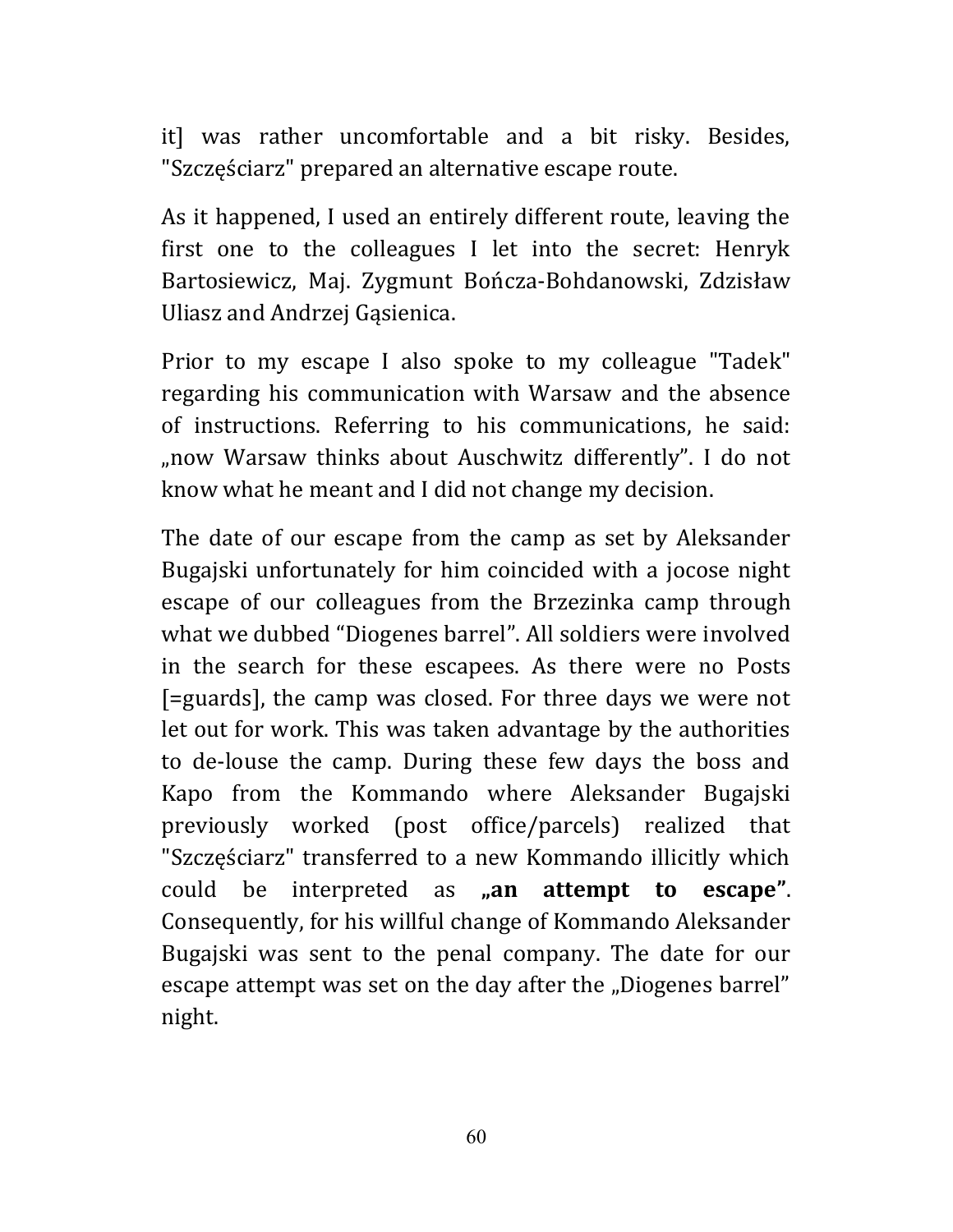it] was rather uncomfortable and a bit risky. Besides, "Szczęściarz" prepared an alternative escape route.

As it happened, I used an entirely different route, leaving the first one to the colleagues I let into the secret: Henryk Bartosiewicz, Maj. Zygmunt Bończa-Bohdanowski, Zdzisław Uliasz and Andrzej Gąsienica.

Prior to my escape I also spoke to my colleague "Tadek" regarding his communication with Warsaw and the absence of instructions. Referring to his communications, he said: „now Warsaw thinks about Auschwitz differently". I do not know what he meant and I did not change my decision.

The date of our escape from the camp as set by Aleksander Bugajski unfortunately for him coincided with a jocose night escape of our colleagues from the Brzezinka camp through what we dubbed "Diogenes barrel". All soldiers were involved in the search for these escapees. As there were no Posts [=guards], the camp was closed. For three days we were not let out for work. This was taken advantage by the authorities to de-louse the camp. During these few days the boss and Kapo from the Kommando where Aleksander Bugajski previously worked (post office/parcels) realized that "Szczęściarz" transferred to a new Kommando illicitly which could be interpreted as **„an attempt to escape"**. Consequently, for his willful change of Kommando Aleksander Bugajski was sent to the penal company. The date for our escape attempt was set on the day after the „Diogenes barrel" night.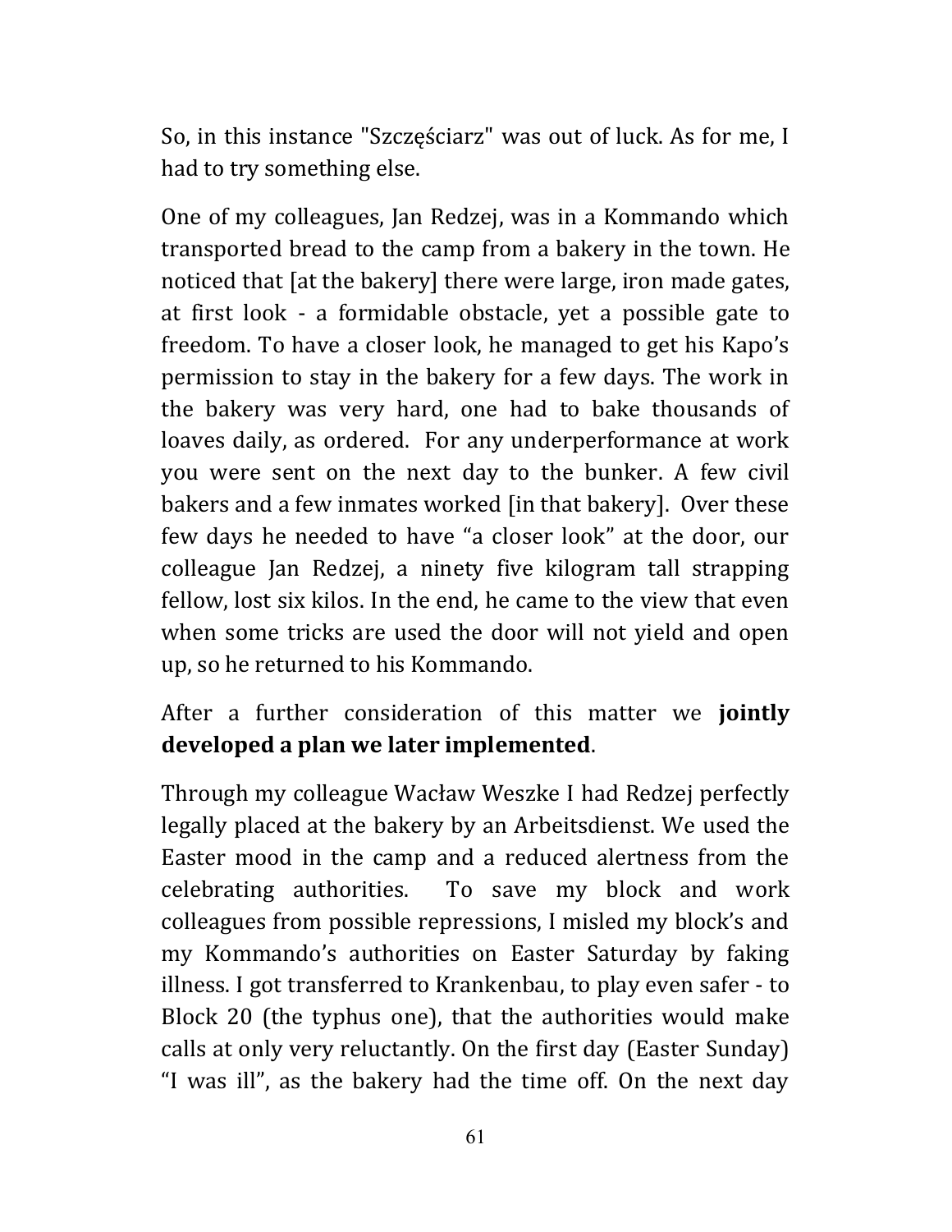So, in this instance "Szczęściarz" was out of luck. As for me, I had to try something else.

One of my colleagues, Jan Redzej, was in a Kommando which transported bread to the camp from a bakery in the town. He noticed that [at the bakery] there were large, iron made gates, at first look - a formidable obstacle, yet a possible gate to freedom. To have a closer look, he managed to get his Kapo's permission to stay in the bakery for a few days. The work in the bakery was very hard, one had to bake thousands of loaves daily, as ordered. For any underperformance at work you were sent on the next day to the bunker. A few civil bakers and a few inmates worked [in that bakery]. Over these few days he needed to have "a closer look" at the door, our colleague Jan Redzej, a ninety five kilogram tall strapping fellow, lost six kilos. In the end, he came to the view that even when some tricks are used the door will not yield and open up, so he returned to his Kommando.

After a further consideration of this matter we **jointly developed a plan we later implemented**.

Through my colleague Wacław Weszke I had Redzej perfectly legally placed at the bakery by an Arbeitsdienst. We used the Easter mood in the camp and a reduced alertness from the celebrating authorities. To save my block and work colleagues from possible repressions, I misled my block's and my Kommando's authorities on Easter Saturday by faking illness. I got transferred to Krankenbau, to play even safer - to Block 20 (the typhus one), that the authorities would make calls at only very reluctantly. On the first day (Easter Sunday) "I was ill", as the bakery had the time off. On the next day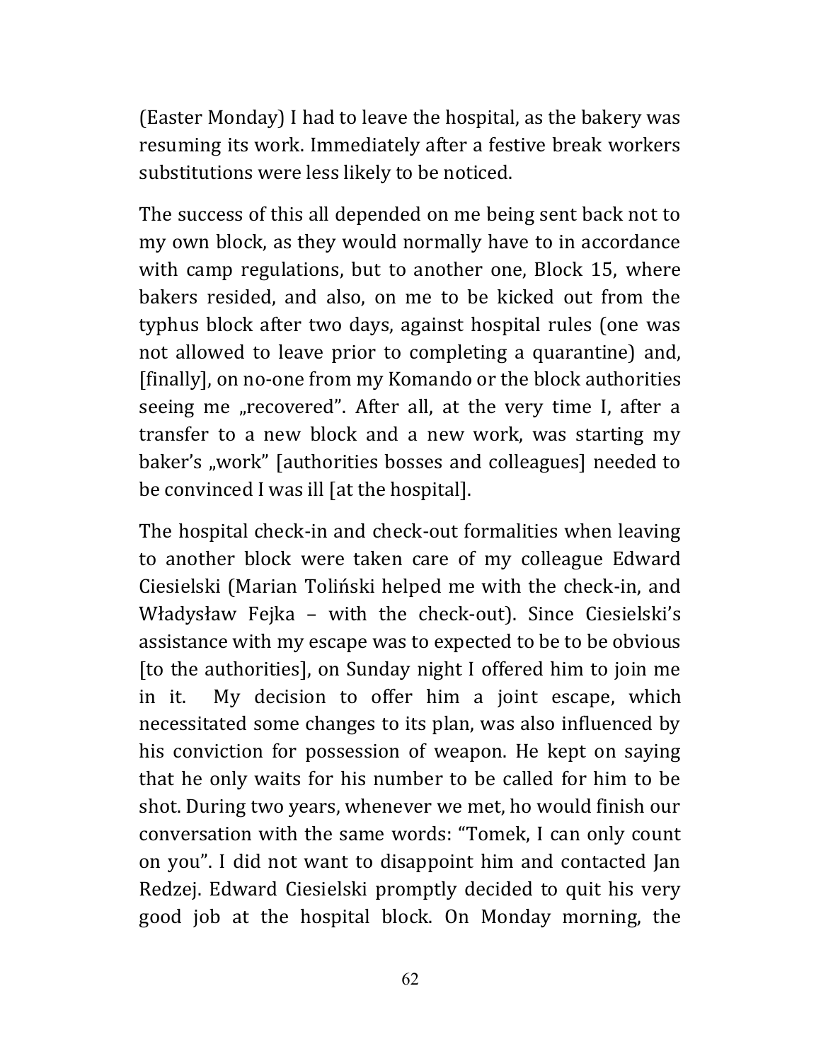(Easter Monday) I had to leave the hospital, as the bakery was resuming its work. Immediately after a festive break workers substitutions were less likely to be noticed.

The success of this all depended on me being sent back not to my own block, as they would normally have to in accordance with camp regulations, but to another one, Block 15, where bakers resided, and also, on me to be kicked out from the typhus block after two days, against hospital rules (one was not allowed to leave prior to completing a quarantine) and, [finally], on no-one from my Komando or the block authorities seeing me „recovered". After all, at the very time I, after a transfer to a new block and a new work, was starting my baker's „work" [authorities bosses and colleagues] needed to be convinced I was ill [at the hospital].

The hospital check-in and check-out formalities when leaving to another block were taken care of my colleague Edward Ciesielski (Marian Toliński helped me with the check-in, and Władysław Fejka – with the check-out). Since Ciesielski's assistance with my escape was to expected to be to be obvious [to the authorities], on Sunday night I offered him to join me in it. My decision to offer him a joint escape, which necessitated some changes to its plan, was also influenced by his conviction for possession of weapon. He kept on saying that he only waits for his number to be called for him to be shot. During two years, whenever we met, ho would finish our conversation with the same words: "Tomek, I can only count on you". I did not want to disappoint him and contacted Jan Redzej. Edward Ciesielski promptly decided to quit his very good job at the hospital block. On Monday morning, the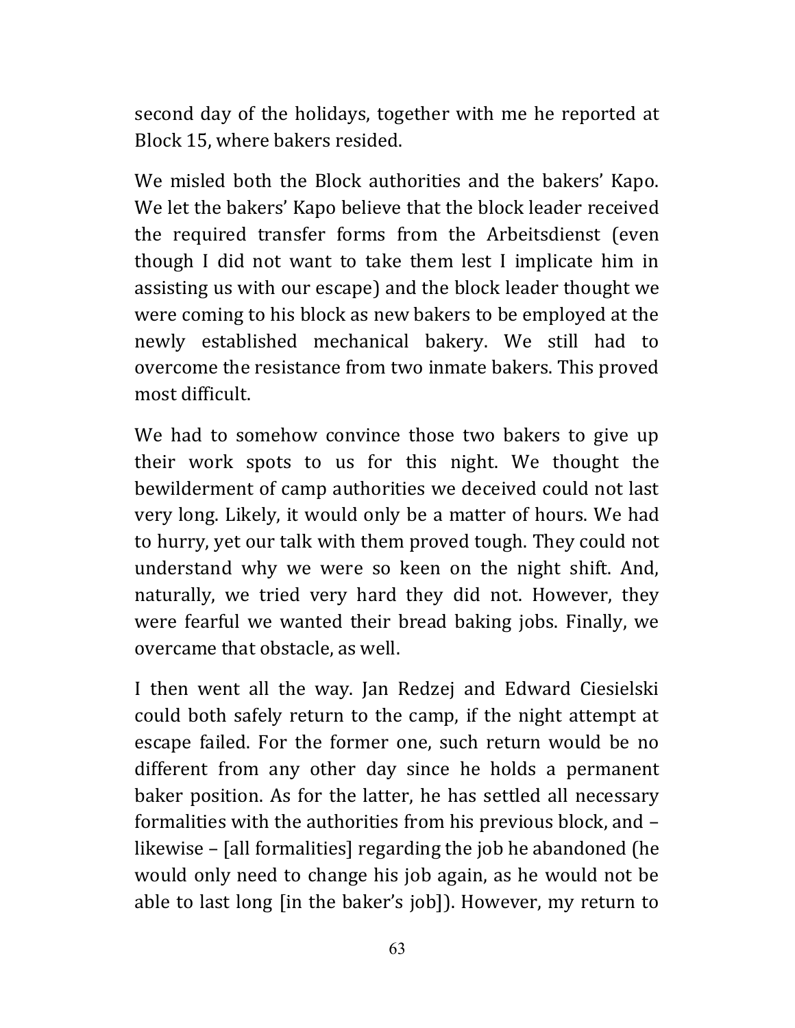second day of the holidays, together with me he reported at Block 15, where bakers resided.

We misled both the Block authorities and the bakers' Kapo. We let the bakers' Kapo believe that the block leader received the required transfer forms from the Arbeitsdienst (even though I did not want to take them lest I implicate him in assisting us with our escape) and the block leader thought we were coming to his block as new bakers to be employed at the newly established mechanical bakery. We still had to overcome the resistance from two inmate bakers. This proved most difficult.

We had to somehow convince those two bakers to give up their work spots to us for this night. We thought the bewilderment of camp authorities we deceived could not last very long. Likely, it would only be a matter of hours. We had to hurry, yet our talk with them proved tough. They could not understand why we were so keen on the night shift. And, naturally, we tried very hard they did not. However, they were fearful we wanted their bread baking jobs. Finally, we overcame that obstacle, as well.

I then went all the way. Jan Redzej and Edward Ciesielski could both safely return to the camp, if the night attempt at escape failed. For the former one, such return would be no different from any other day since he holds a permanent baker position. As for the latter, he has settled all necessary formalities with the authorities from his previous block, and – likewise – [all formalities] regarding the job he abandoned (he would only need to change his job again, as he would not be able to last long [in the baker's job]). However, my return to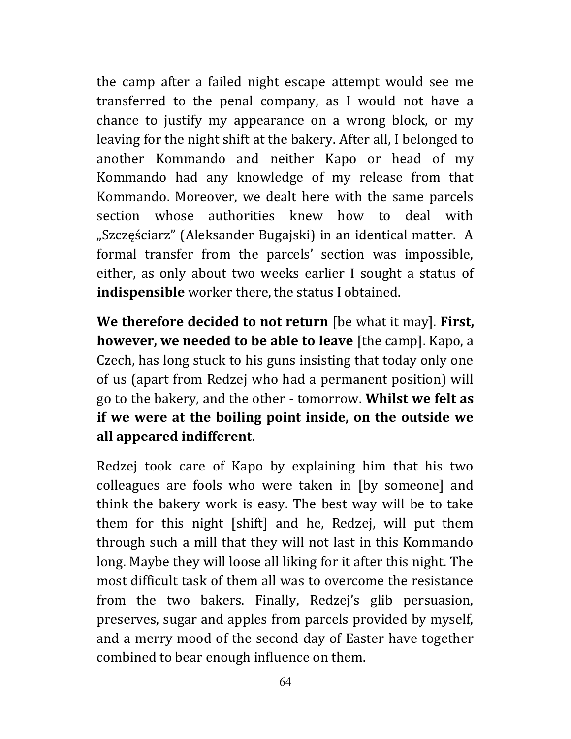the camp after a failed night escape attempt would see me transferred to the penal company, as I would not have a chance to justify my appearance on a wrong block, or my leaving for the night shift at the bakery. After all, I belonged to another Kommando and neither Kapo or head of my Kommando had any knowledge of my release from that Kommando. Moreover, we dealt here with the same parcels section whose authorities knew how to deal with „Szczęściarz" (Aleksander Bugajski) in an identical matter. A formal transfer from the parcels' section was impossible, either, as only about two weeks earlier I sought a status of **indispensible** worker there, the status I obtained.

**We therefore decided to not return** [be what it may]. **First, however, we needed to be able to leave** [the camp]. Kapo, a Czech, has long stuck to his guns insisting that today only one of us (apart from Redzej who had a permanent position) will go to the bakery, and the other - tomorrow. **Whilst we felt as if we were at the boiling point inside, on the outside we all appeared indifferent**.

Redzej took care of Kapo by explaining him that his two colleagues are fools who were taken in [by someone] and think the bakery work is easy. The best way will be to take them for this night [shift] and he, Redzej, will put them through such a mill that they will not last in this Kommando long. Maybe they will loose all liking for it after this night. The most difficult task of them all was to overcome the resistance from the two bakers. Finally, Redzej's glib persuasion, preserves, sugar and apples from parcels provided by myself, and a merry mood of the second day of Easter have together combined to bear enough influence on them.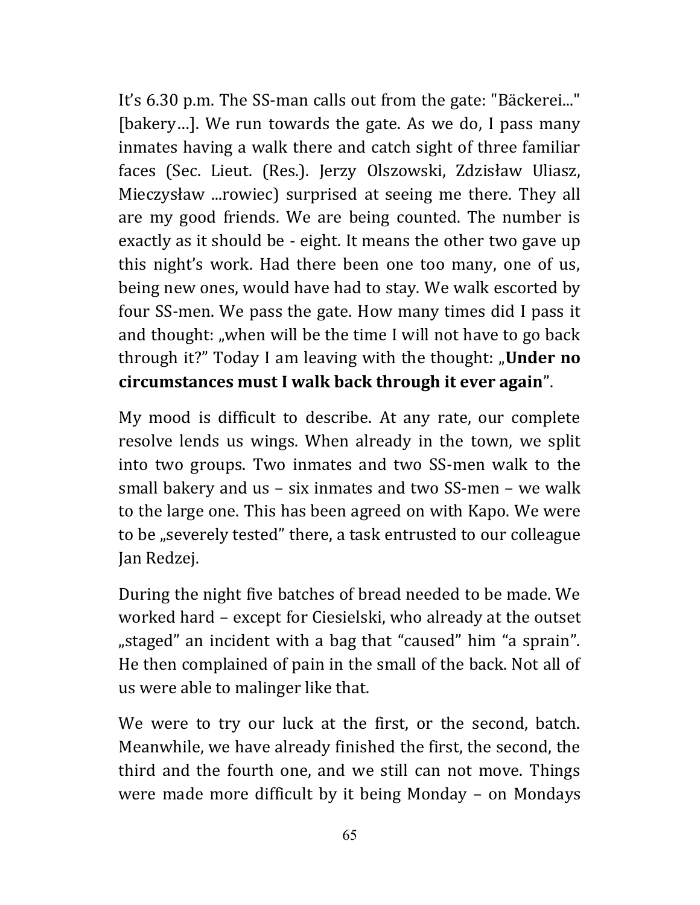It's 6.30 p.m. The SS-man calls out from the gate: "Bäckerei..." [bakery…]. We run towards the gate. As we do, I pass many inmates having a walk there and catch sight of three familiar faces (Sec. Lieut. (Res.). Jerzy Olszowski, Zdzisław Uliasz, Mieczysław ...rowiec) surprised at seeing me there. They all are my good friends. We are being counted. The number is exactly as it should be - eight. It means the other two gave up this night's work. Had there been one too many, one of us, being new ones, would have had to stay. We walk escorted by four SS-men. We pass the gate. How many times did I pass it and thought: „when will be the time I will not have to go back through it?" Today I am leaving with the thought: „**Under no circumstances must I walk back through it ever again**".

My mood is difficult to describe. At any rate, our complete resolve lends us wings. When already in the town, we split into two groups. Two inmates and two SS-men walk to the small bakery and us – six inmates and two SS-men – we walk to the large one. This has been agreed on with Kapo. We were to be „severely tested" there, a task entrusted to our colleague Jan Redzej.

During the night five batches of bread needed to be made. We worked hard – except for Ciesielski, who already at the outset „staged" an incident with a bag that "caused" him "a sprain". He then complained of pain in the small of the back. Not all of us were able to malinger like that.

We were to try our luck at the first, or the second, batch. Meanwhile, we have already finished the first, the second, the third and the fourth one, and we still can not move. Things were made more difficult by it being Monday – on Mondays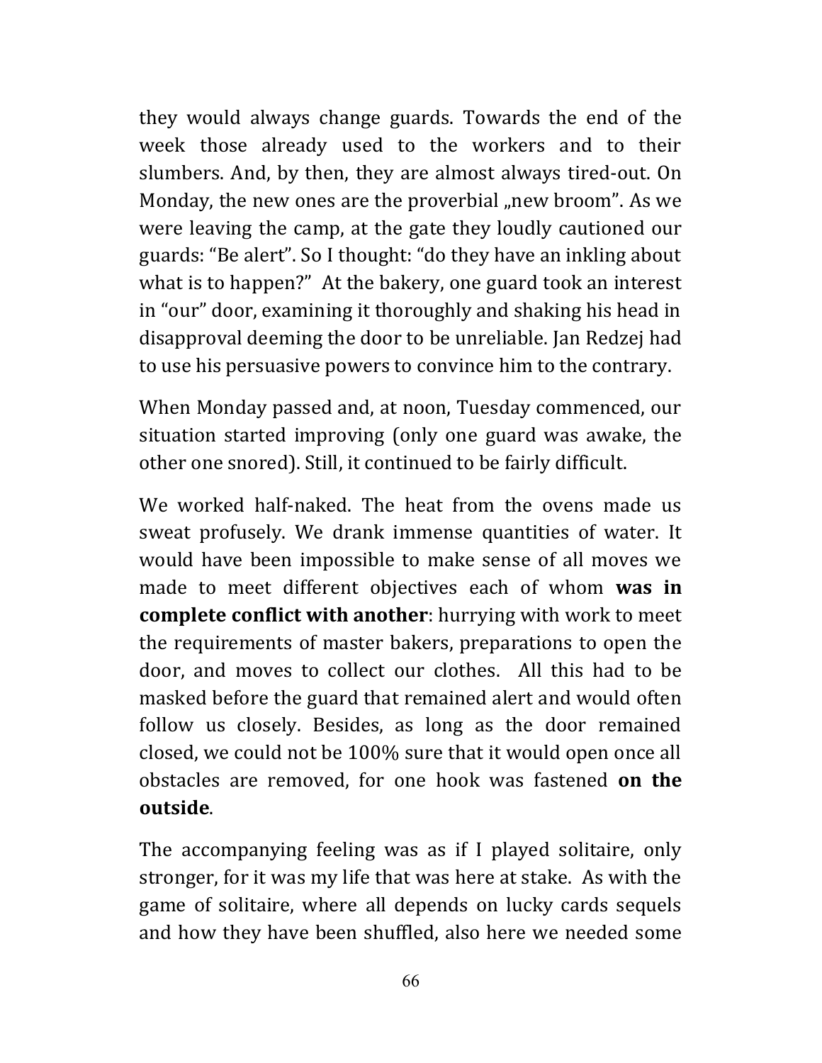they would always change guards. Towards the end of the week those already used to the workers and to their slumbers. And, by then, they are almost always tired-out. On Monday, the new ones are the proverbial „new broom". As we were leaving the camp, at the gate they loudly cautioned our guards: "Be alert". So I thought: "do they have an inkling about what is to happen?" At the bakery, one guard took an interest in "our" door, examining it thoroughly and shaking his head in disapproval deeming the door to be unreliable. Jan Redzej had to use his persuasive powers to convince him to the contrary.

When Monday passed and, at noon, Tuesday commenced, our situation started improving (only one guard was awake, the other one snored). Still, it continued to be fairly difficult.

We worked half-naked. The heat from the ovens made us sweat profusely. We drank immense quantities of water. It would have been impossible to make sense of all moves we made to meet different objectives each of whom **was in complete conflict with another**: hurrying with work to meet the requirements of master bakers, preparations to open the door, and moves to collect our clothes. All this had to be masked before the guard that remained alert and would often follow us closely. Besides, as long as the door remained closed, we could not be 100% sure that it would open once all obstacles are removed, for one hook was fastened **on the outside**.

The accompanying feeling was as if I played solitaire, only stronger, for it was my life that was here at stake. As with the game of solitaire, where all depends on lucky cards sequels and how they have been shuffled, also here we needed some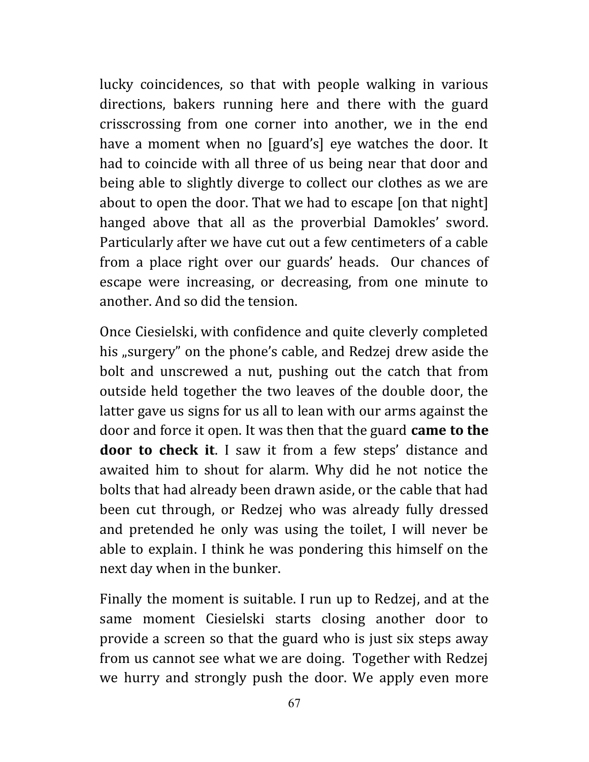lucky coincidences, so that with people walking in various directions, bakers running here and there with the guard crisscrossing from one corner into another, we in the end have a moment when no [guard's] eye watches the door. It had to coincide with all three of us being near that door and being able to slightly diverge to collect our clothes as we are about to open the door. That we had to escape [on that night] hanged above that all as the proverbial Damokles' sword. Particularly after we have cut out a few centimeters of a cable from a place right over our guards' heads. Our chances of escape were increasing, or decreasing, from one minute to another. And so did the tension.

Once Ciesielski, with confidence and quite cleverly completed his „surgery" on the phone's cable, and Redzej drew aside the bolt and unscrewed a nut, pushing out the catch that from outside held together the two leaves of the double door, the latter gave us signs for us all to lean with our arms against the door and force it open. It was then that the guard **came to the door to check it**. I saw it from a few steps' distance and awaited him to shout for alarm. Why did he not notice the bolts that had already been drawn aside, or the cable that had been cut through, or Redzej who was already fully dressed and pretended he only was using the toilet, I will never be able to explain. I think he was pondering this himself on the next day when in the bunker.

Finally the moment is suitable. I run up to Redzej, and at the same moment Ciesielski starts closing another door to provide a screen so that the guard who is just six steps away from us cannot see what we are doing. Together with Redzej we hurry and strongly push the door. We apply even more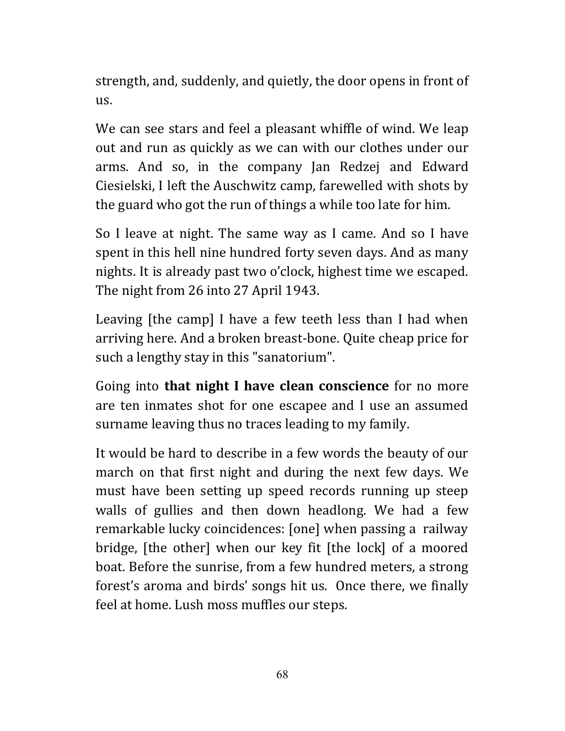strength, and, suddenly, and quietly, the door opens in front of us.

We can see stars and feel a pleasant whiffle of wind. We leap out and run as quickly as we can with our clothes under our arms. And so, in the company Jan Redzej and Edward Ciesielski, I left the Auschwitz camp, farewelled with shots by the guard who got the run of things a while too late for him.

So I leave at night. The same way as I came. And so I have spent in this hell nine hundred forty seven days. And as many nights. It is already past two o'clock, highest time we escaped. The night from 26 into 27 April 1943.

Leaving [the camp] I have a few teeth less than I had when arriving here. And a broken breast-bone. Quite cheap price for such a lengthy stay in this "sanatorium".

Going into **that night I have clean conscience** for no more are ten inmates shot for one escapee and I use an assumed surname leaving thus no traces leading to my family.

It would be hard to describe in a few words the beauty of our march on that first night and during the next few days. We must have been setting up speed records running up steep walls of gullies and then down headlong. We had a few remarkable lucky coincidences: [one] when passing a railway bridge, [the other] when our key fit [the lock] of a moored boat. Before the sunrise, from a few hundred meters, a strong forest's aroma and birds' songs hit us. Once there, we finally feel at home. Lush moss muffles our steps.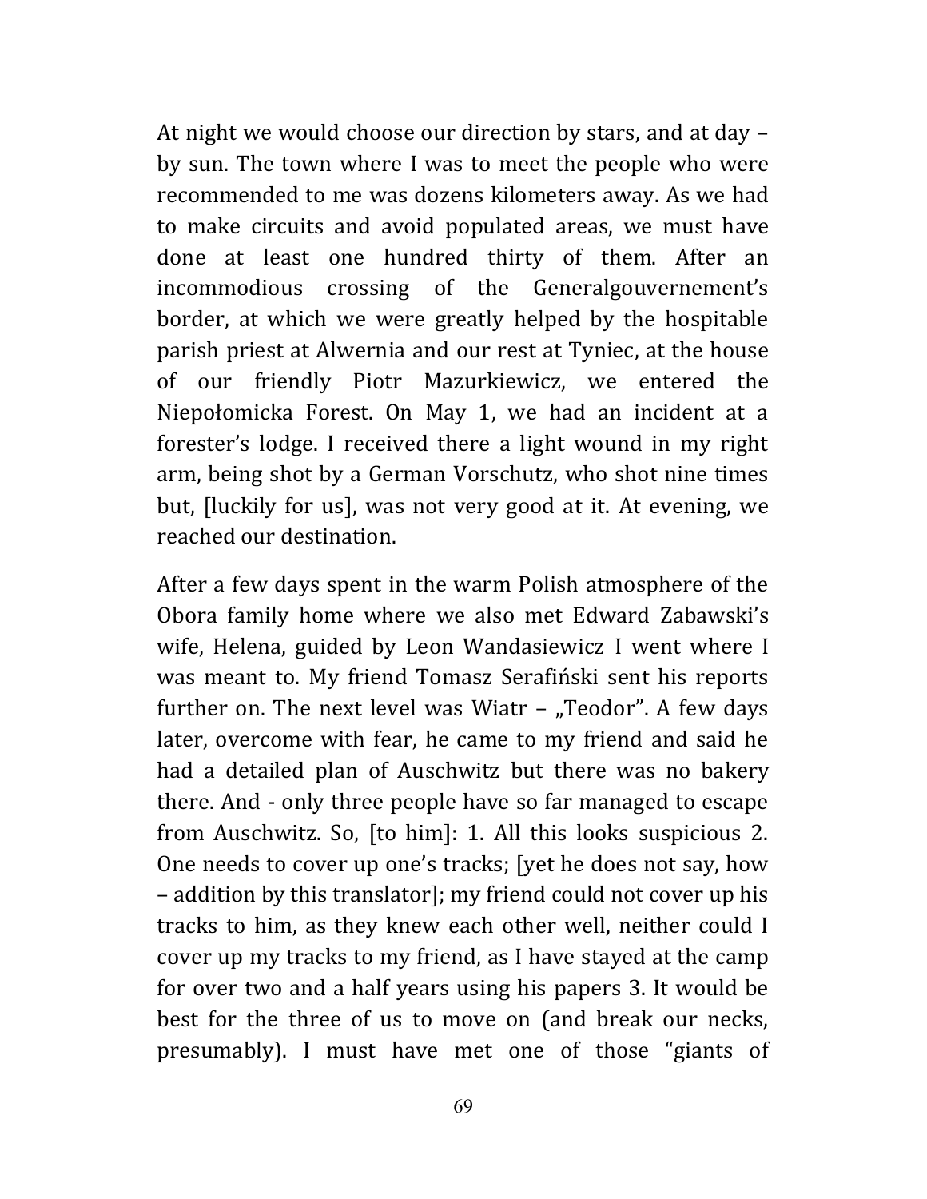At night we would choose our direction by stars, and at day – by sun. The town where I was to meet the people who were recommended to me was dozens kilometers away. As we had to make circuits and avoid populated areas, we must have done at least one hundred thirty of them. After an incommodious crossing of the Generalgouvernement's border, at which we were greatly helped by the hospitable parish priest at Alwernia and our rest at Tyniec, at the house of our friendly Piotr Mazurkiewicz, we entered the Niepołomicka Forest. On May 1, we had an incident at a forester's lodge. I received there a light wound in my right arm, being shot by a German Vorschutz, who shot nine times but, [luckily for us], was not very good at it. At evening, we reached our destination.

After a few days spent in the warm Polish atmosphere of the Obora family home where we also met Edward Zabawski's wife, Helena, guided by Leon Wandasiewicz I went where I was meant to. My friend Tomasz Serafiński sent his reports further on. The next level was Wiatr – „Teodor". A few days later, overcome with fear, he came to my friend and said he had a detailed plan of Auschwitz but there was no bakery there. And - only three people have so far managed to escape from Auschwitz. So, [to him]: 1. All this looks suspicious 2. One needs to cover up one's tracks; [yet he does not say, how – addition by this translator]; my friend could not cover up his tracks to him, as they knew each other well, neither could I cover up my tracks to my friend, as I have stayed at the camp for over two and a half years using his papers 3. It would be best for the three of us to move on (and break our necks, presumably). I must have met one of those "giants of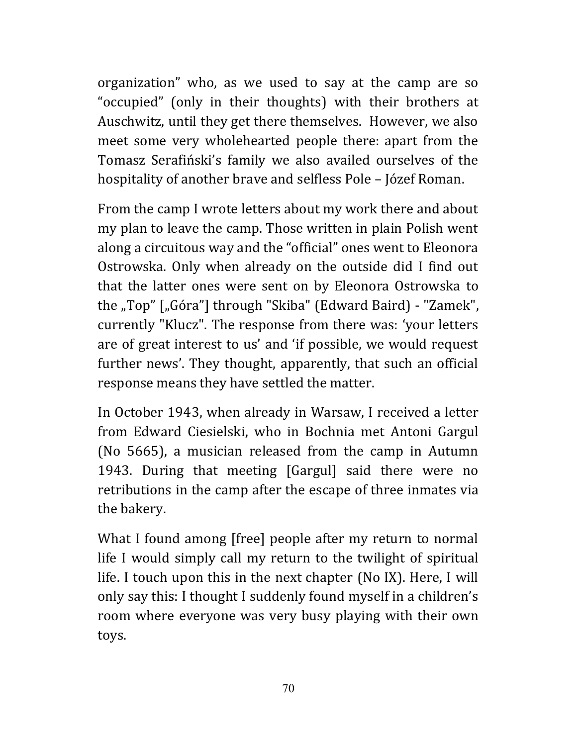organization" who, as we used to say at the camp are so "occupied" (only in their thoughts) with their brothers at Auschwitz, until they get there themselves. However, we also meet some very wholehearted people there: apart from the Tomasz Serafiński's family we also availed ourselves of the hospitality of another brave and selfless Pole – Józef Roman.

From the camp I wrote letters about my work there and about my plan to leave the camp. Those written in plain Polish went along a circuitous way and the "official" ones went to Eleonora Ostrowska. Only when already on the outside did I find out that the latter ones were sent on by Eleonora Ostrowska to the „Top" [„Góra"] through "Skiba" (Edward Baird) - "Zamek", currently "Klucz". The response from there was: 'your letters are of great interest to us' and 'if possible, we would request further news'. They thought, apparently, that such an official response means they have settled the matter.

In October 1943, when already in Warsaw, I received a letter from Edward Ciesielski, who in Bochnia met Antoni Gargul (No 5665), a musician released from the camp in Autumn 1943. During that meeting [Gargul] said there were no retributions in the camp after the escape of three inmates via the bakery.

What I found among [free] people after my return to normal life I would simply call my return to the twilight of spiritual life. I touch upon this in the next chapter (No IX). Here, I will only say this: I thought I suddenly found myself in a children's room where everyone was very busy playing with their own toys.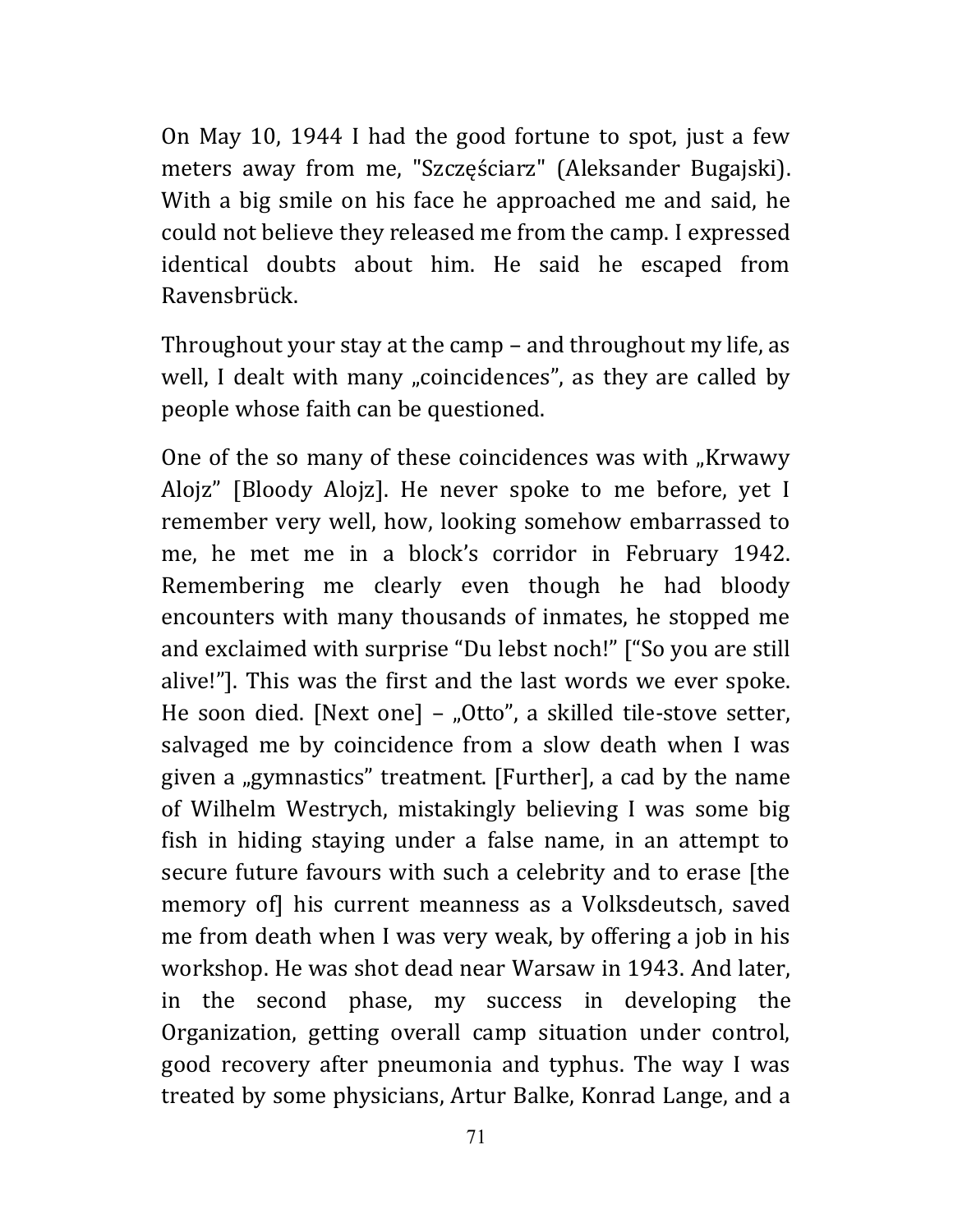On May 10, 1944 I had the good fortune to spot, just a few meters away from me, "Szczęściarz" (Aleksander Bugajski). With a big smile on his face he approached me and said, he could not believe they released me from the camp. I expressed identical doubts about him. He said he escaped from Ravensbrück.

Throughout your stay at the camp – and throughout my life, as well, I dealt with many „coincidences", as they are called by people whose faith can be questioned.

One of the so many of these coincidences was with „Krwawy Alojz" [Bloody Alojz]. He never spoke to me before, yet I remember very well, how, looking somehow embarrassed to me, he met me in a block's corridor in February 1942. Remembering me clearly even though he had bloody encounters with many thousands of inmates, he stopped me and exclaimed with surprise "Du lebst noch!" ["So you are still alive!"]. This was the first and the last words we ever spoke. He soon died. [Next one] – „Otto", a skilled tile-stove setter, salvaged me by coincidence from a slow death when I was given a „gymnastics" treatment. [Further], a cad by the name of Wilhelm Westrych, mistakingly believing I was some big fish in hiding staying under a false name, in an attempt to secure future favours with such a celebrity and to erase [the memory of] his current meanness as a Volksdeutsch, saved me from death when I was very weak, by offering a job in his workshop. He was shot dead near Warsaw in 1943. And later, in the second phase, my success in developing the Organization, getting overall camp situation under control, good recovery after pneumonia and typhus. The way I was treated by some physicians, Artur Balke, Konrad Lange, and a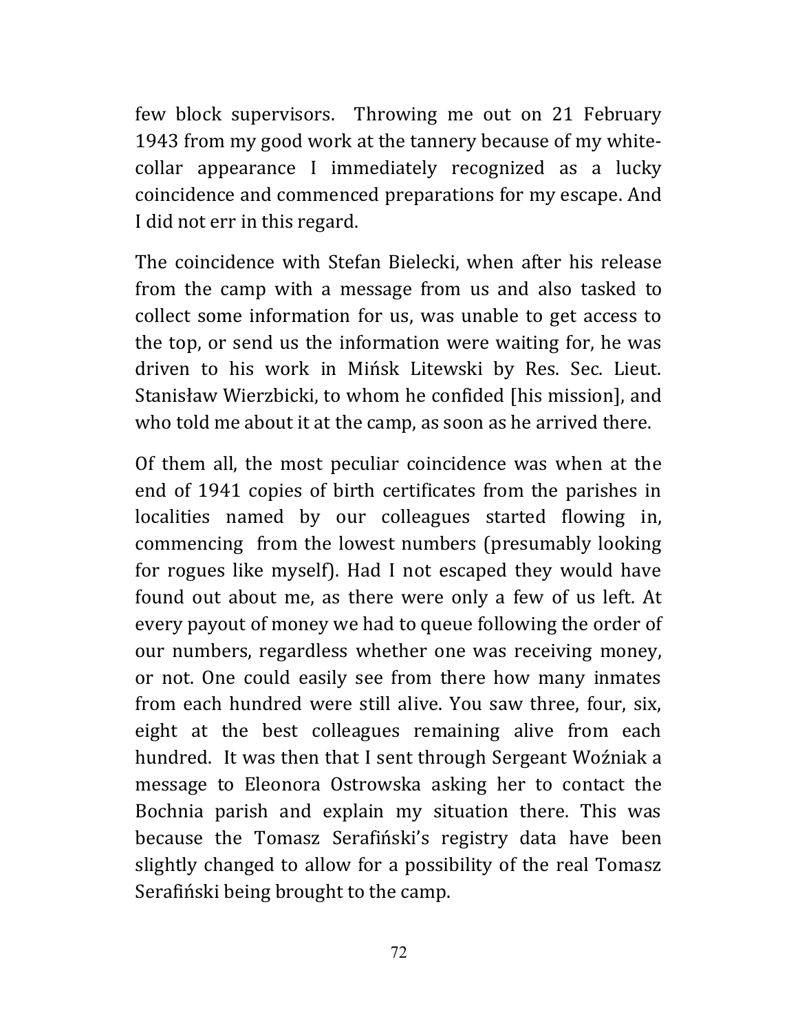few block supervisors. Throwing me out on 21 February 1943 from my good work at the tannery because of my white-collar appearance I immediately recognized as a lucky coincidence and commenced preparations for my escape. And I did not err in this regard.

The coincidence with Stefan Bielecki, when after his release from the camp with a message from us and also tasked to collect some information for us, was unable to get access to the top, or send us the information were waiting for, he was driven to his work in Mińsk Litewski by Res. Sec. Lieut. Stanisław Wierzbicki, to whom he confided [his mission], and who told me about it at the camp, as soon as he arrived there.

Of them all, the most peculiar coincidence was when at the end of 1941 copies of birth certificates from the parishes in localities named by our colleagues started flowing in, commencing from the lowest numbers (presumably looking for rogues like myself). Had I not escaped they would have found out about me, as there were only a few of us left. At every payout of money we had to queue following the order of our numbers, regardless whether one was receiving money, or not. One could easily see from there how many inmates from each hundred were still alive. You saw three, four, six, eight at the best colleagues remaining alive from each hundred. It was then that I sent through Sergeant Woźniak a message to Eleonora Ostrowska asking her to contact the Bochnia parish and explain my situation there. This was because the Tomasz Serafiński's registry data have been slightly changed to allow for a possibility of the real Tomasz Serafiński being brought to the camp.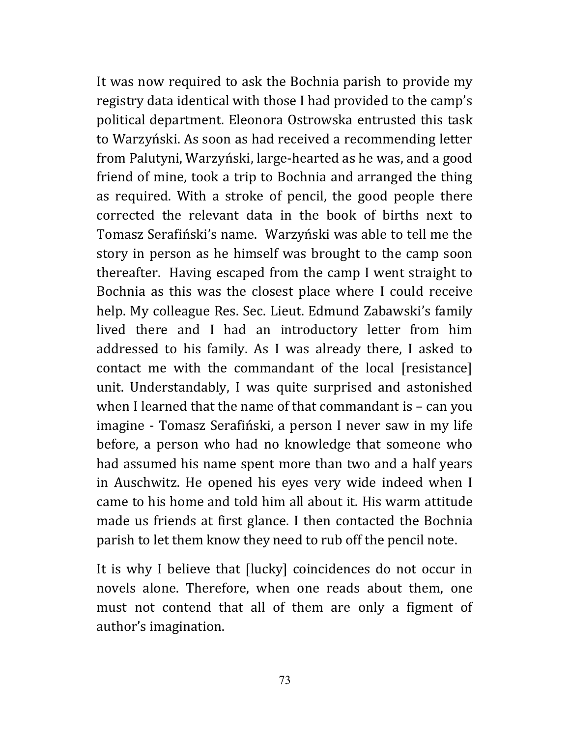It was now required to ask the Bochnia parish to provide my registry data identical with those I had provided to the camp's political department. Eleonora Ostrowska entrusted this task to Warzyński. As soon as had received a recommending letter from Palutyni, Warzyński, large-hearted as he was, and a good friend of mine, took a trip to Bochnia and arranged the thing as required. With a stroke of pencil, the good people there corrected the relevant data in the book of births next to Tomasz Serafiński's name. Warzyński was able to tell me the story in person as he himself was brought to the camp soon thereafter. Having escaped from the camp I went straight to Bochnia as this was the closest place where I could receive help. My colleague Res. Sec. Lieut. Edmund Zabawski's family lived there and I had an introductory letter from him addressed to his family. As I was already there, I asked to contact me with the commandant of the local [resistance] unit. Understandably, I was quite surprised and astonished when I learned that the name of that commandant is – can you imagine - Tomasz Serafiński, a person I never saw in my life before, a person who had no knowledge that someone who had assumed his name spent more than two and a half years in Auschwitz. He opened his eyes very wide indeed when I came to his home and told him all about it. His warm attitude made us friends at first glance. I then contacted the Bochnia parish to let them know they need to rub off the pencil note.

It is why I believe that [lucky] coincidences do not occur in novels alone. Therefore, when one reads about them, one must not contend that all of them are only a figment of author's imagination.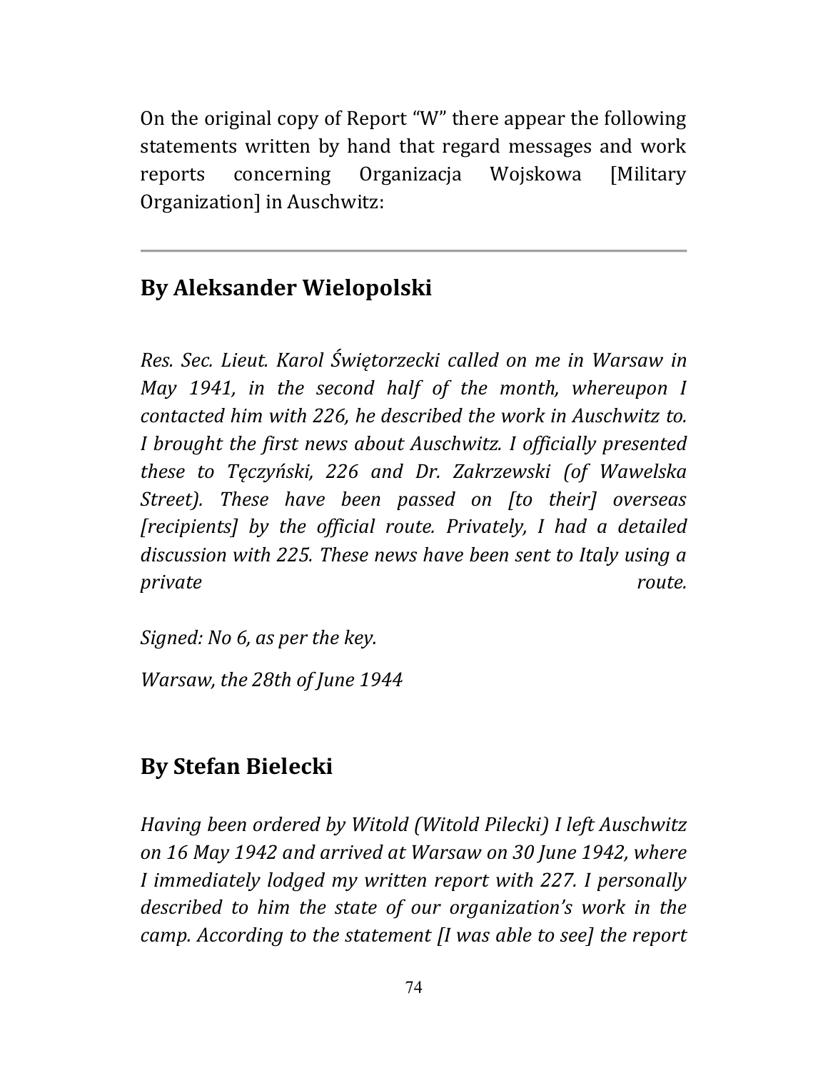On the original copy of Report "W" there appear the following statements written by hand that regard messages and work reports concerning Organizacja Wojskowa [Military Organization] in Auschwitz:

---

## By Aleksander Wielopolski

*Res. Sec. Lieut. Karol Świętorzecki called on me in Warsaw in May 1941, in the second half of the month, whereupon I contacted him with 226, he described the work in Auschwitz to. I brought the first news about Auschwitz. I officially presented these to Tęczyński, 226 and Dr. Zakrzewski (of Wawelska Street). These have been passed on [to their] overseas [recipients] by the official route. Privately, I had a detailed discussion with 225. These news have been sent to Italy using a private route.*

*Signed: No 6, as per the key.*

*Warsaw, the 28th of June 1944*

## By Stefan Bielecki

*Having been ordered by Witold (Witold Pilecki) I left Auschwitz on 16 May 1942 and arrived at Warsaw on 30 June 1942, where I immediately lodged my written report with 227. I personally described to him the state of our organization's work in the camp. According to the statement [I was able to see] the report*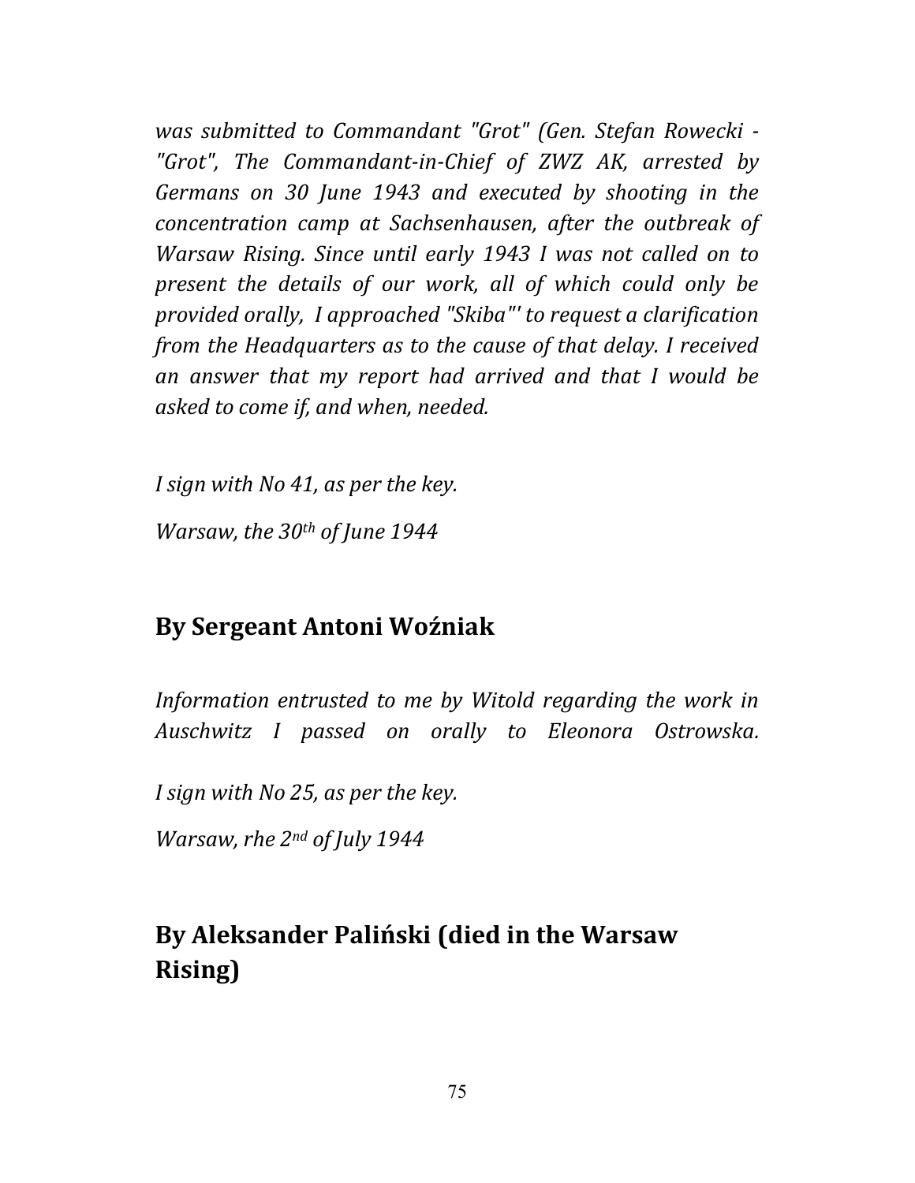*was submitted to Commandant "Grot" (Gen. Stefan Rowecki - "Grot", The Commandant-in-Chief of ZWZ AK, arrested by Germans on 30 June 1943 and executed by shooting in the concentration camp at Sachsenhausen, after the outbreak of Warsaw Rising. Since until early 1943 I was not called on to present the details of our work, all of which could only be provided orally, I approached "Skiba"' to request a clarification from the Headquarters as to the cause of that delay. I received an answer that my report had arrived and that I would be asked to come if, and when, needed.*

*I sign with No 41, as per the key.*

*Warsaw, the 30th of June 1944*

## By Sergeant Antoni Woźniak

*Information entrusted to me by Witold regarding the work in Auschwitz I passed on orally to Eleonora Ostrowska.*

*I sign with No 25, as per the key.*

*Warsaw, rhe 2nd of July 1944*

## By Aleksander Paliński (died in the Warsaw Rising)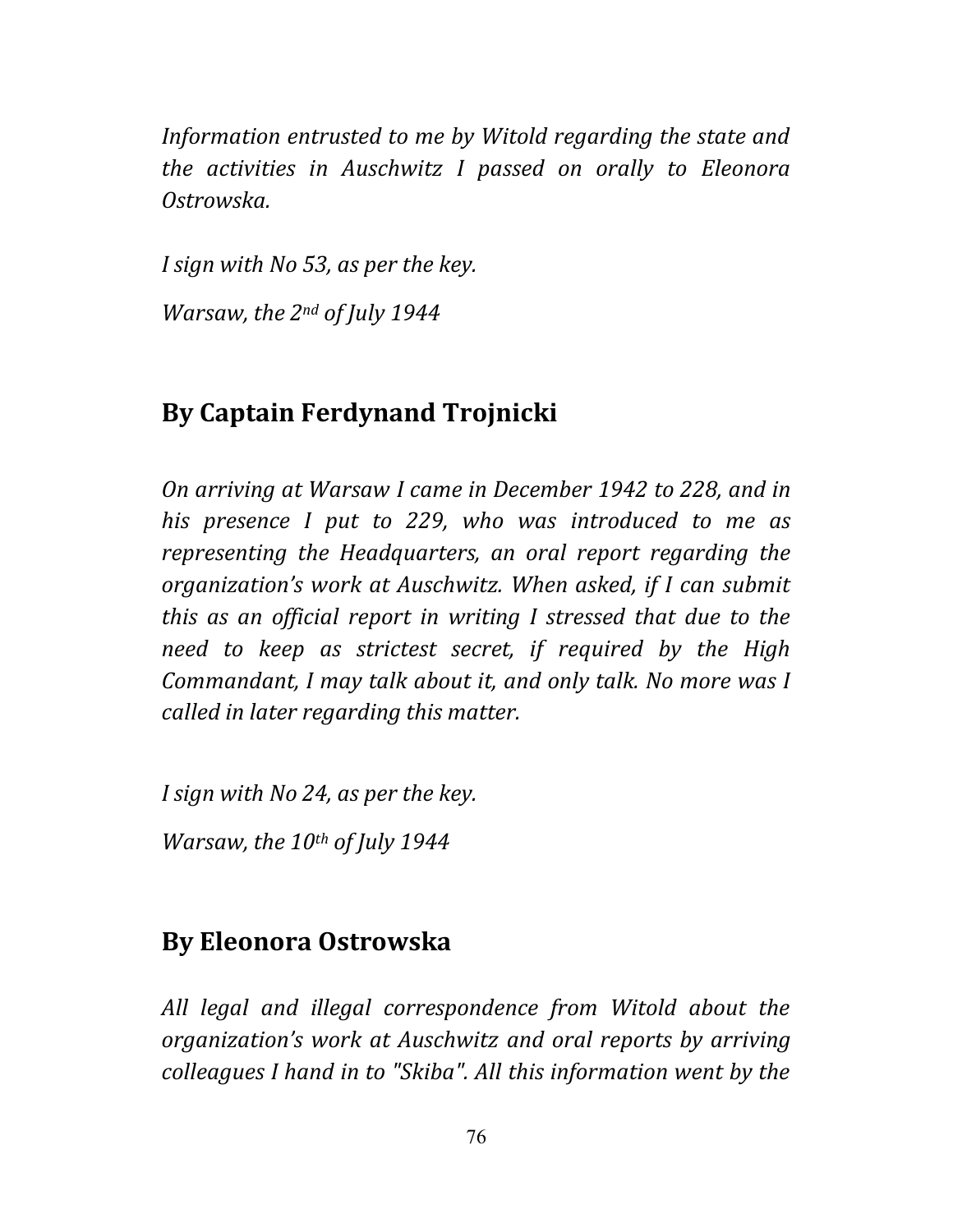*Information entrusted to me by Witold regarding the state and the activities in Auschwitz I passed on orally to Eleonora Ostrowska.*

*I sign with No 53, as per the key.*

*Warsaw, the 2nd of July 1944*

## By Captain Ferdynand Trojnicki

*On arriving at Warsaw I came in December 1942 to 228, and in his presence I put to 229, who was introduced to me as representing the Headquarters, an oral report regarding the organization's work at Auschwitz. When asked, if I can submit this as an official report in writing I stressed that due to the need to keep as strictest secret, if required by the High Commandant, I may talk about it, and only talk. No more was I called in later regarding this matter.*

*I sign with No 24, as per the key.*

*Warsaw, the 10th of July 1944*

## By Eleonora Ostrowska

*All legal and illegal correspondence from Witold about the organization's work at Auschwitz and oral reports by arriving colleagues I hand in to "Skiba". All this information went by the*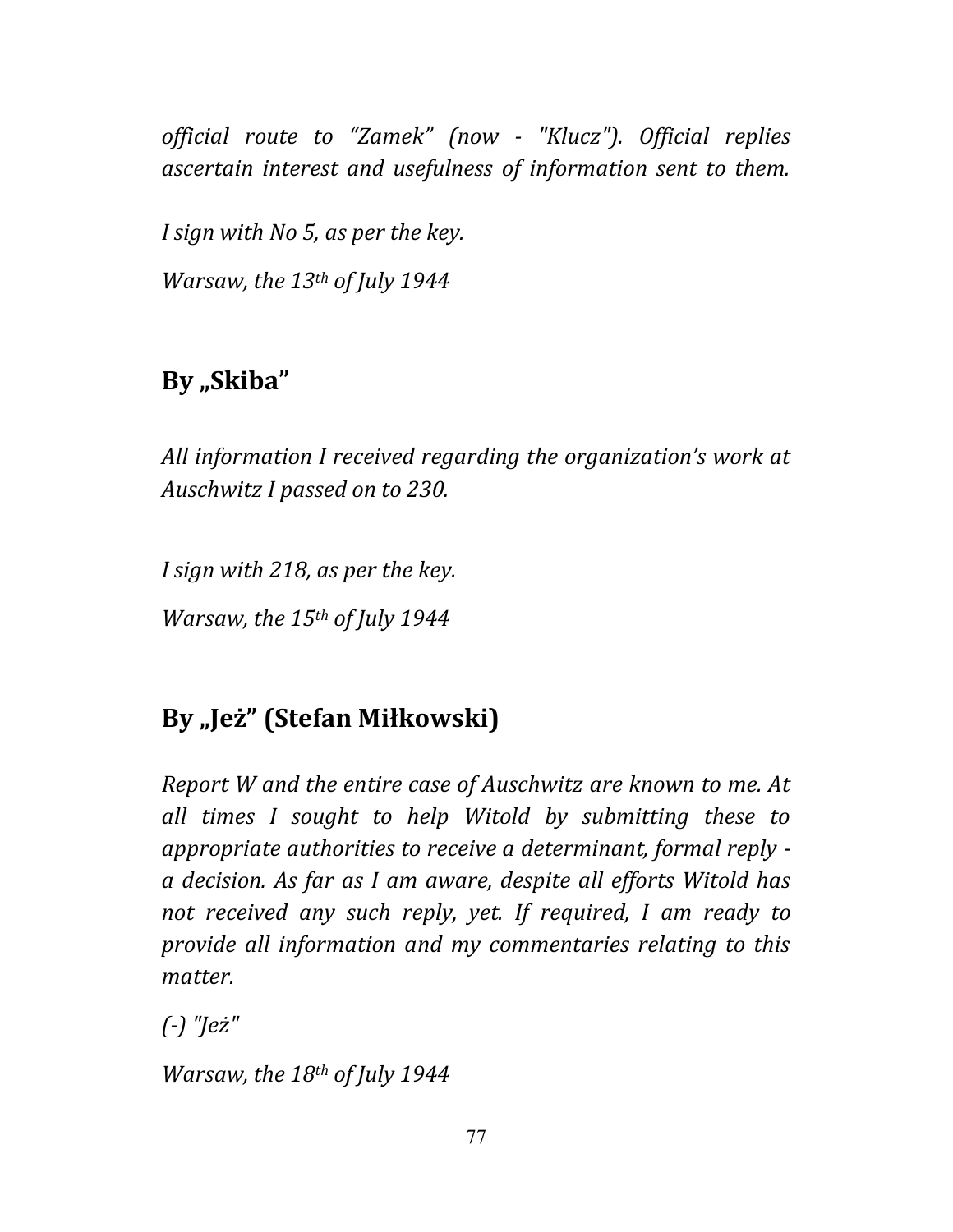*official route to "Zamek" (now - "Klucz"). Official replies ascertain interest and usefulness of information sent to them.*

*I sign with No 5, as per the key.*

*Warsaw, the 13th of July 1944*

## By „Skiba"

*All information I received regarding the organization's work at Auschwitz I passed on to 230.*

*I sign with 218, as per the key.*

*Warsaw, the 15th of July 1944*

## By „Jeż" (Stefan Miłkowski)

*Report W and the entire case of Auschwitz are known to me. At all times I sought to help Witold by submitting these to appropriate authorities to receive a determinant, formal reply - a decision. As far as I am aware, despite all efforts Witold has not received any such reply, yet. If required, I am ready to provide all information and my commentaries relating to this matter.*

*(-) "Jeż"*

*Warsaw, the 18th of July 1944*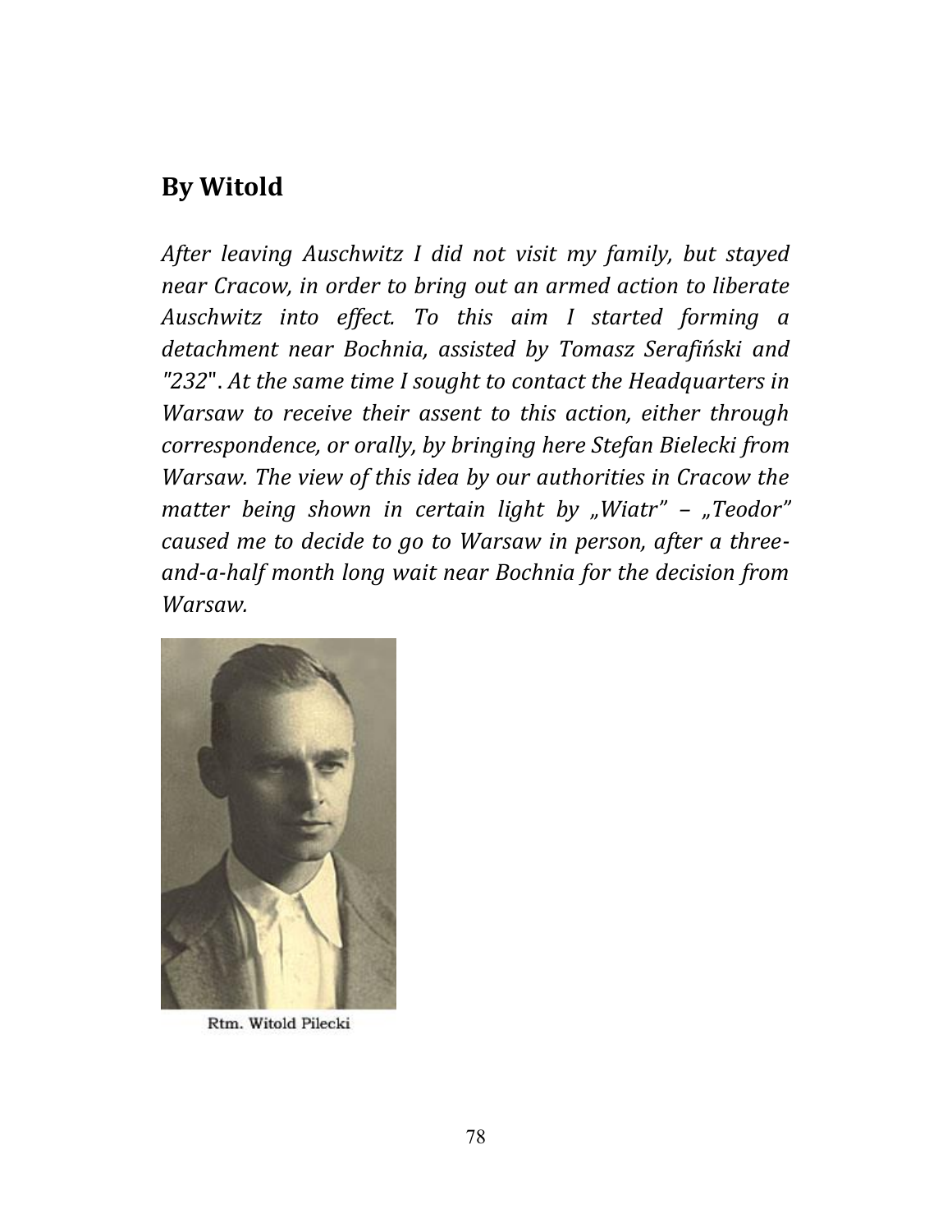## By Witold

*After leaving Auschwitz I did not visit my family, but stayed near Cracow, in order to bring out an armed action to liberate Auschwitz into effect. To this aim I started forming a detachment near Bochnia, assisted by Tomasz Serafiński and "232". At the same time I sought to contact the Headquarters in Warsaw to receive their assent to this action, either through correspondence, or orally, by bringing here Stefan Bielecki from Warsaw. The view of this idea by our authorities in Cracow the matter being shown in certain light by „Wiatr" – „Teodor" caused me to decide to go to Warsaw in person, after a three-and-a-half month long wait near Bochnia for the decision from Warsaw.*

Rtm. Witold Pilecki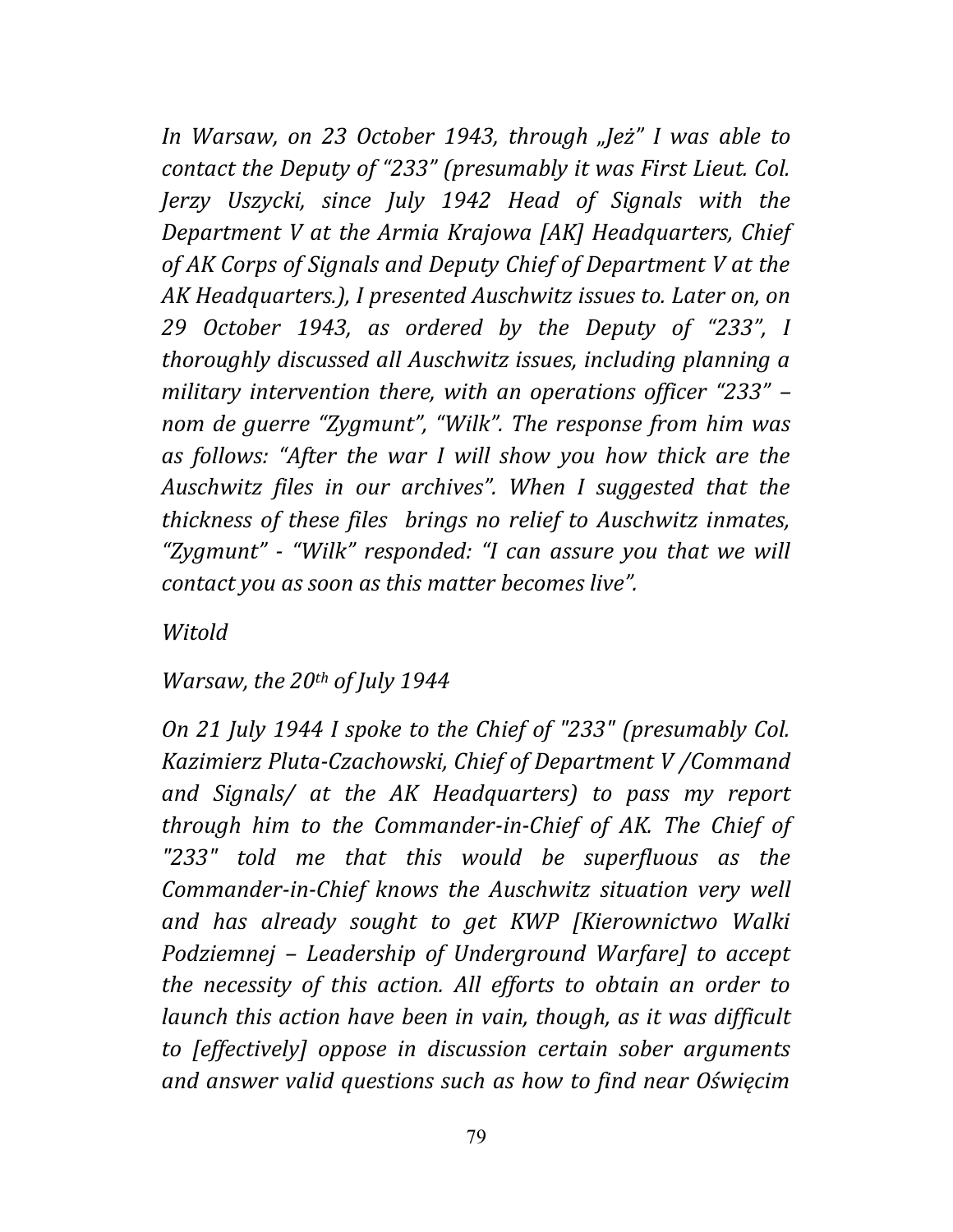*In Warsaw, on 23 October 1943, through „Jeż" I was able to contact the Deputy of "233" (presumably it was First Lieut. Col. Jerzy Uszycki, since July 1942 Head of Signals with the Department V at the Armia Krajowa [AK] Headquarters, Chief of AK Corps of Signals and Deputy Chief of Department V at the AK Headquarters.), I presented Auschwitz issues to. Later on, on 29 October 1943, as ordered by the Deputy of "233", I thoroughly discussed all Auschwitz issues, including planning a military intervention there, with an operations officer "233" – nom de guerre "Zygmunt", "Wilk". The response from him was as follows: "After the war I will show you how thick are the Auschwitz files in our archives". When I suggested that the thickness of these files brings no relief to Auschwitz inmates, "Zygmunt" - "Wilk" responded: "I can assure you that we will contact you as soon as this matter becomes live".*

*Witold*

*Warsaw, the 20th of July 1944*

*On 21 July 1944 I spoke to the Chief of "233" (presumably Col. Kazimierz Pluta-Czachowski, Chief of Department V /Command and Signals/ at the AK Headquarters) to pass my report through him to the Commander-in-Chief of AK. The Chief of "233" told me that this would be superfluous as the Commander-in-Chief knows the Auschwitz situation very well and has already sought to get KWP [Kierownictwo Walki Podziemnej – Leadership of Underground Warfare] to accept the necessity of this action. All efforts to obtain an order to launch this action have been in vain, though, as it was difficult to [effectively] oppose in discussion certain sober arguments and answer valid questions such as how to find near Oświęcim*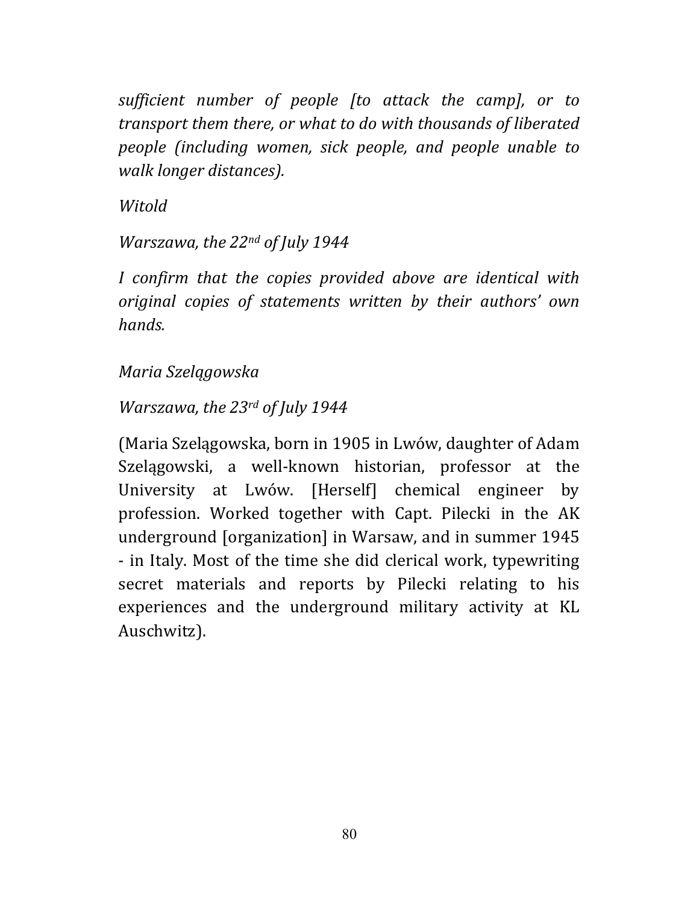*sufficient number of people [to attack the camp], or to transport them there, or what to do with thousands of liberated people (including women, sick people, and people unable to walk longer distances).*

*Witold*

*Warszawa, the 22nd of July 1944*

*I confirm that the copies provided above are identical with original copies of statements written by their authors' own hands.*

*Maria Szelągowska*

*Warszawa, the 23rd of July 1944*

(Maria Szelągowska, born in 1905 in Lwów, daughter of Adam Szelągowski, a well-known historian, professor at the University at Lwów. [Herself] chemical engineer by profession. Worked together with Capt. Pilecki in the AK underground [organization] in Warsaw, and in summer 1945 - in Italy. Most of the time she did clerical work, typewriting secret materials and reports by Pilecki relating to his experiences and the underground military activity at KL Auschwitz).